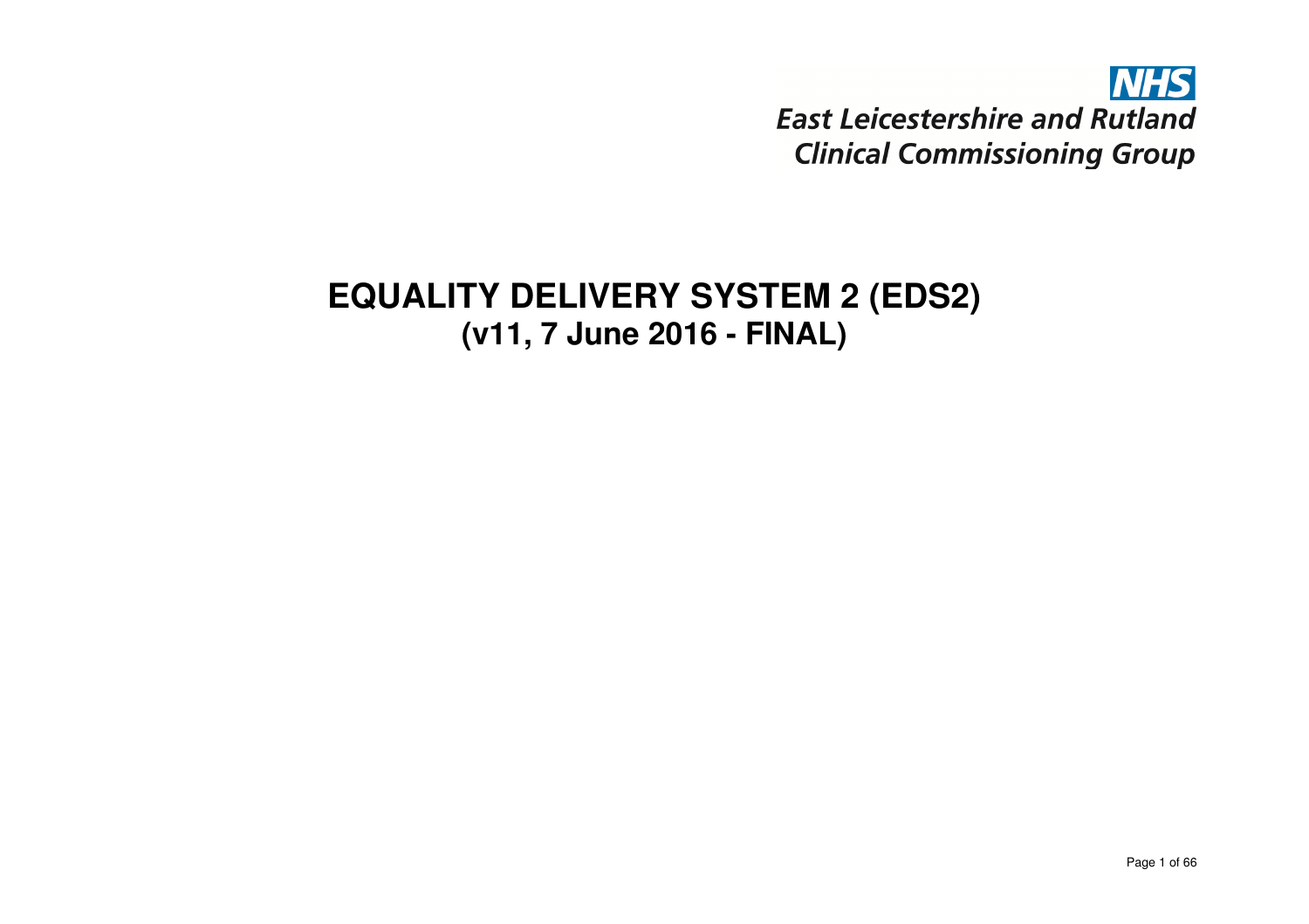NHS
East Leicestershire and Rutland
Clinical Commissioning Group

# EQUALITY DELIVERY SYSTEM 2 (EDS2)
## (v11, 7 June 2016 - FINAL)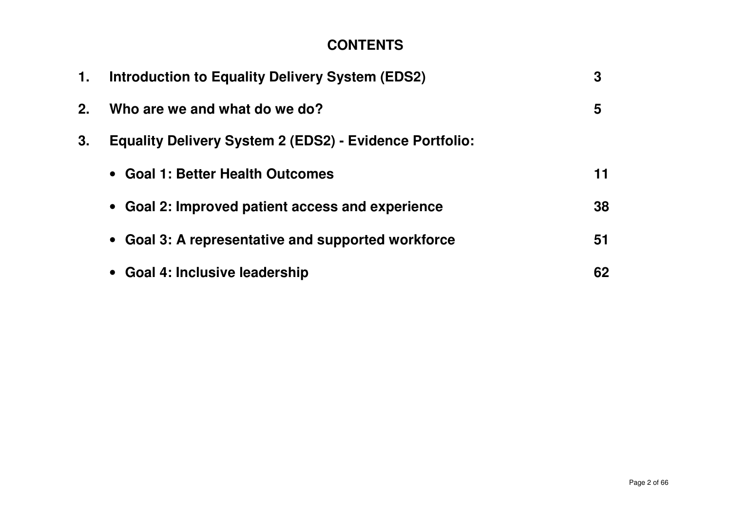# CONTENTS

| | | |
|---|---|---|
| **1.** | **Introduction to Equality Delivery System (EDS2)** | **3** |
| **2.** | **Who are we and what do we do?** | **5** |
| **3.** | **Equality Delivery System 2 (EDS2) - Evidence Portfolio:** | |
| | • **Goal 1: Better Health Outcomes** | **11** |
| | • **Goal 2: Improved patient access and experience** | **38** |
| | • **Goal 3: A representative and supported workforce** | **51** |
| | • **Goal 4: Inclusive leadership** | **62** |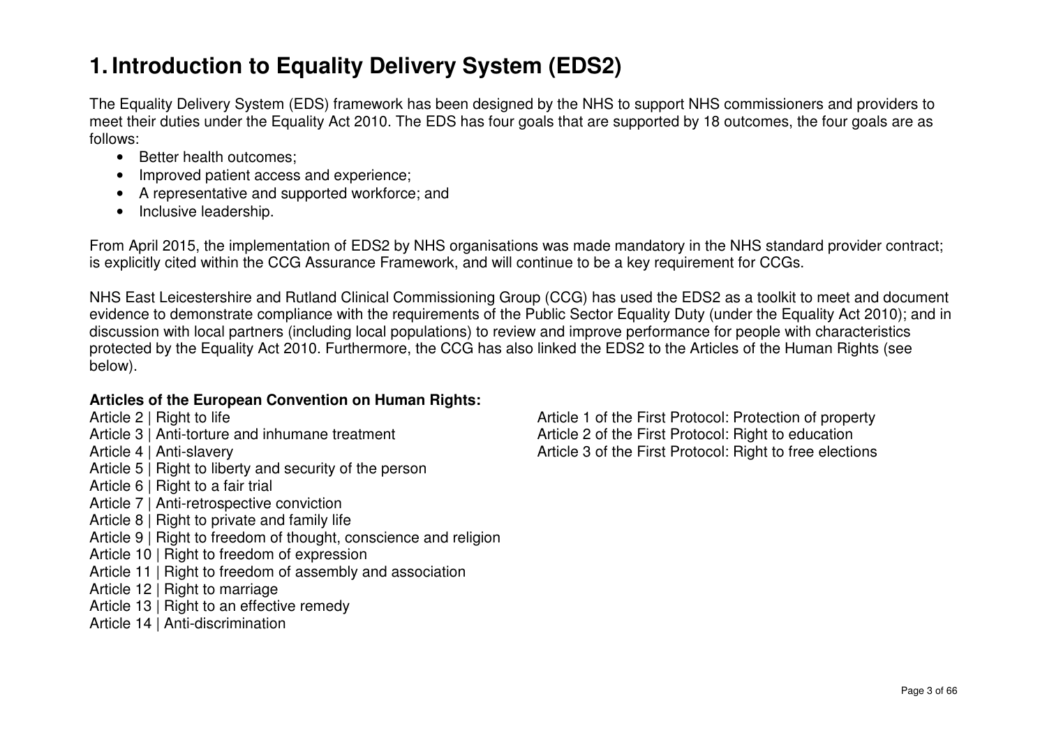# 1. Introduction to Equality Delivery System (EDS2)

The Equality Delivery System (EDS) framework has been designed by the NHS to support NHS commissioners and providers to meet their duties under the Equality Act 2010. The EDS has four goals that are supported by 18 outcomes, the four goals are as follows:

- Better health outcomes;
- Improved patient access and experience;
- A representative and supported workforce; and
- Inclusive leadership.

From April 2015, the implementation of EDS2 by NHS organisations was made mandatory in the NHS standard provider contract; is explicitly cited within the CCG Assurance Framework, and will continue to be a key requirement for CCGs.

NHS East Leicestershire and Rutland Clinical Commissioning Group (CCG) has used the EDS2 as a toolkit to meet and document evidence to demonstrate compliance with the requirements of the Public Sector Equality Duty (under the Equality Act 2010); and in discussion with local partners (including local populations) to review and improve performance for people with characteristics protected by the Equality Act 2010. Furthermore, the CCG has also linked the EDS2 to the Articles of the Human Rights (see below).

**Articles of the European Convention on Human Rights:**

Article 2 | Right to life
Article 3 | Anti-torture and inhumane treatment
Article 4 | Anti-slavery
Article 5 | Right to liberty and security of the person
Article 6 | Right to a fair trial
Article 7 | Anti-retrospective conviction
Article 8 | Right to private and family life
Article 9 | Right to freedom of thought, conscience and religion
Article 10 | Right to freedom of expression
Article 11 | Right to freedom of assembly and association
Article 12 | Right to marriage
Article 13 | Right to an effective remedy
Article 14 | Anti-discrimination

Article 1 of the First Protocol: Protection of property
Article 2 of the First Protocol: Right to education
Article 3 of the First Protocol: Right to free elections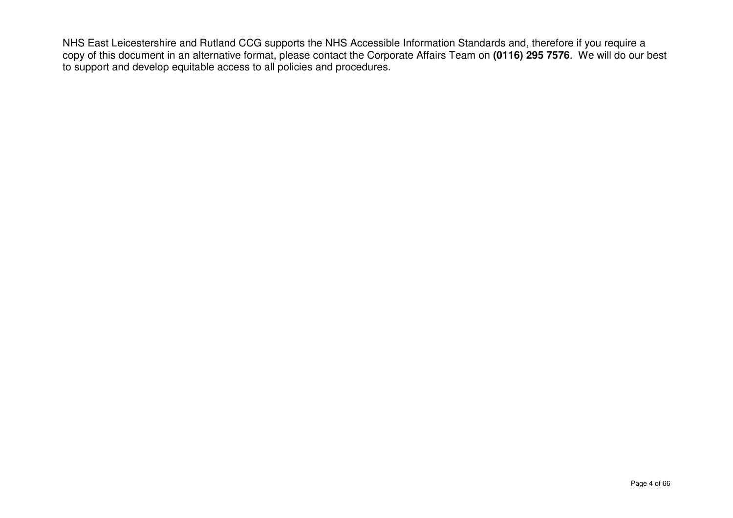NHS East Leicestershire and Rutland CCG supports the NHS Accessible Information Standards and, therefore if you require a copy of this document in an alternative format, please contact the Corporate Affairs Team on **(0116) 295 7576**.  We will do our best to support and develop equitable access to all policies and procedures.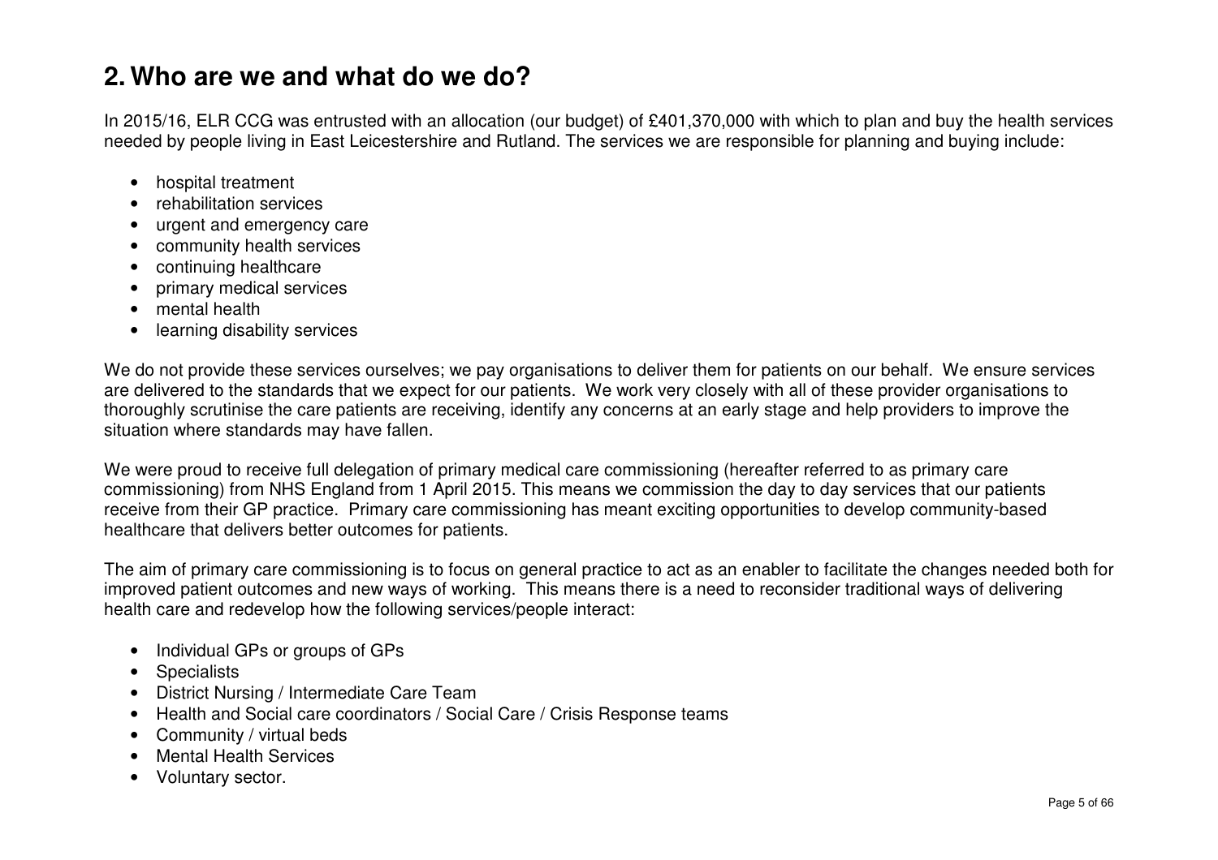# 2. Who are we and what do we do?

In 2015/16, ELR CCG was entrusted with an allocation (our budget) of £401,370,000 with which to plan and buy the health services needed by people living in East Leicestershire and Rutland. The services we are responsible for planning and buying include:

- hospital treatment
- rehabilitation services
- urgent and emergency care
- community health services
- continuing healthcare
- primary medical services
- mental health
- learning disability services

We do not provide these services ourselves; we pay organisations to deliver them for patients on our behalf. We ensure services are delivered to the standards that we expect for our patients. We work very closely with all of these provider organisations to thoroughly scrutinise the care patients are receiving, identify any concerns at an early stage and help providers to improve the situation where standards may have fallen.

We were proud to receive full delegation of primary medical care commissioning (hereafter referred to as primary care commissioning) from NHS England from 1 April 2015. This means we commission the day to day services that our patients receive from their GP practice. Primary care commissioning has meant exciting opportunities to develop community-based healthcare that delivers better outcomes for patients.

The aim of primary care commissioning is to focus on general practice to act as an enabler to facilitate the changes needed both for improved patient outcomes and new ways of working. This means there is a need to reconsider traditional ways of delivering health care and redevelop how the following services/people interact:

- Individual GPs or groups of GPs
- Specialists
- District Nursing / Intermediate Care Team
- Health and Social care coordinators / Social Care / Crisis Response teams
- Community / virtual beds
- Mental Health Services
- Voluntary sector.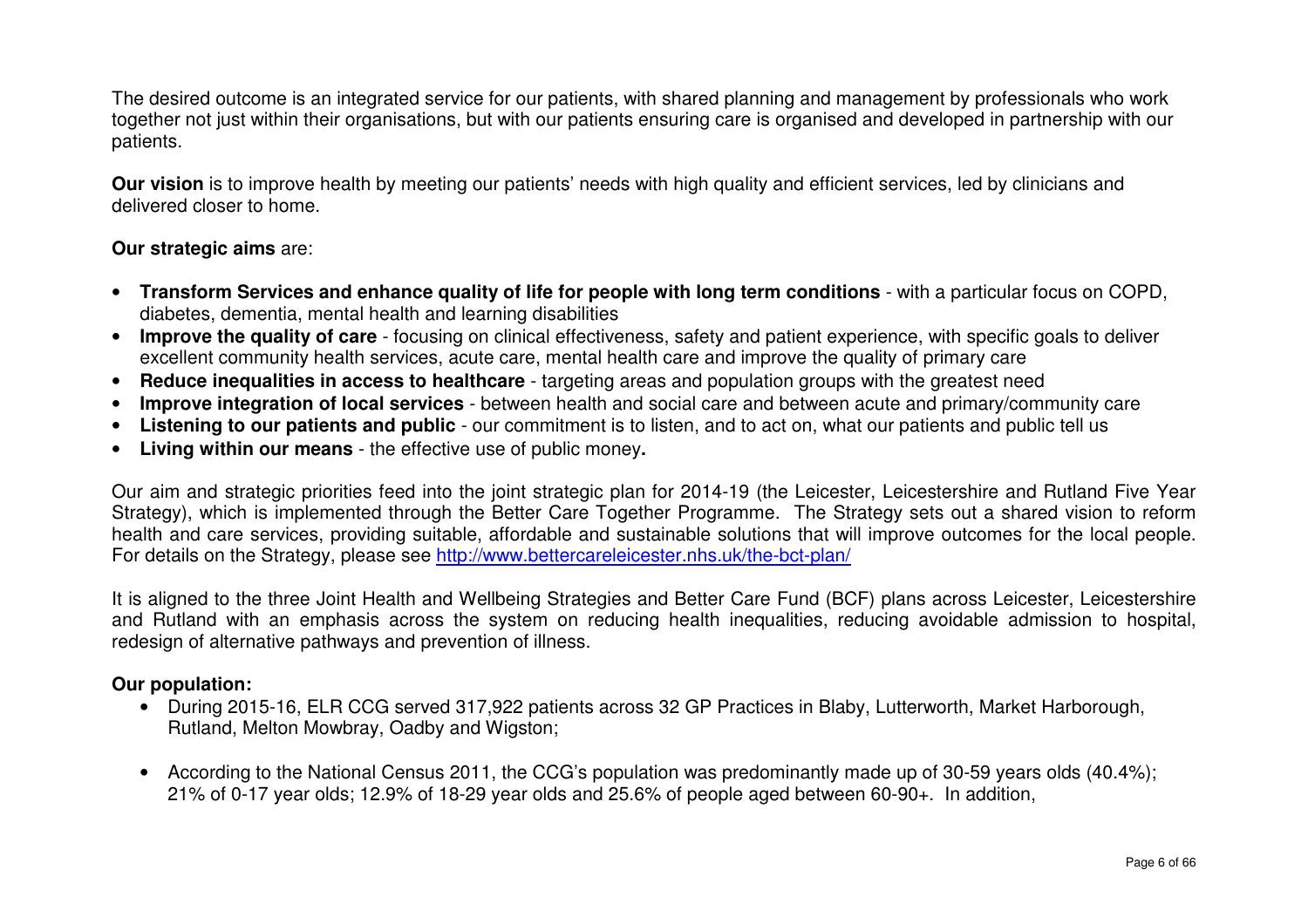The desired outcome is an integrated service for our patients, with shared planning and management by professionals who work together not just within their organisations, but with our patients ensuring care is organised and developed in partnership with our patients.

**Our vision** is to improve health by meeting our patients' needs with high quality and efficient services, led by clinicians and delivered closer to home.

**Our strategic aims** are:

- **Transform Services and enhance quality of life for people with long term conditions** - with a particular focus on COPD, diabetes, dementia, mental health and learning disabilities
- **Improve the quality of care** - focusing on clinical effectiveness, safety and patient experience, with specific goals to deliver excellent community health services, acute care, mental health care and improve the quality of primary care
- **Reduce inequalities in access to healthcare** - targeting areas and population groups with the greatest need
- **Improve integration of local services** - between health and social care and between acute and primary/community care
- **Listening to our patients and public** - our commitment is to listen, and to act on, what our patients and public tell us
- **Living within our means** - the effective use of public money**.**

Our aim and strategic priorities feed into the joint strategic plan for 2014-19 (the Leicester, Leicestershire and Rutland Five Year Strategy), which is implemented through the Better Care Together Programme. The Strategy sets out a shared vision to reform health and care services, providing suitable, affordable and sustainable solutions that will improve outcomes for the local people. For details on the Strategy, please see http://www.bettercareleicester.nhs.uk/the-bct-plan/

It is aligned to the three Joint Health and Wellbeing Strategies and Better Care Fund (BCF) plans across Leicester, Leicestershire and Rutland with an emphasis across the system on reducing health inequalities, reducing avoidable admission to hospital, redesign of alternative pathways and prevention of illness.

**Our population:**

- During 2015-16, ELR CCG served 317,922 patients across 32 GP Practices in Blaby, Lutterworth, Market Harborough, Rutland, Melton Mowbray, Oadby and Wigston;

- According to the National Census 2011, the CCG's population was predominantly made up of 30-59 years olds (40.4%); 21% of 0-17 year olds; 12.9% of 18-29 year olds and 25.6% of people aged between 60-90+. In addition,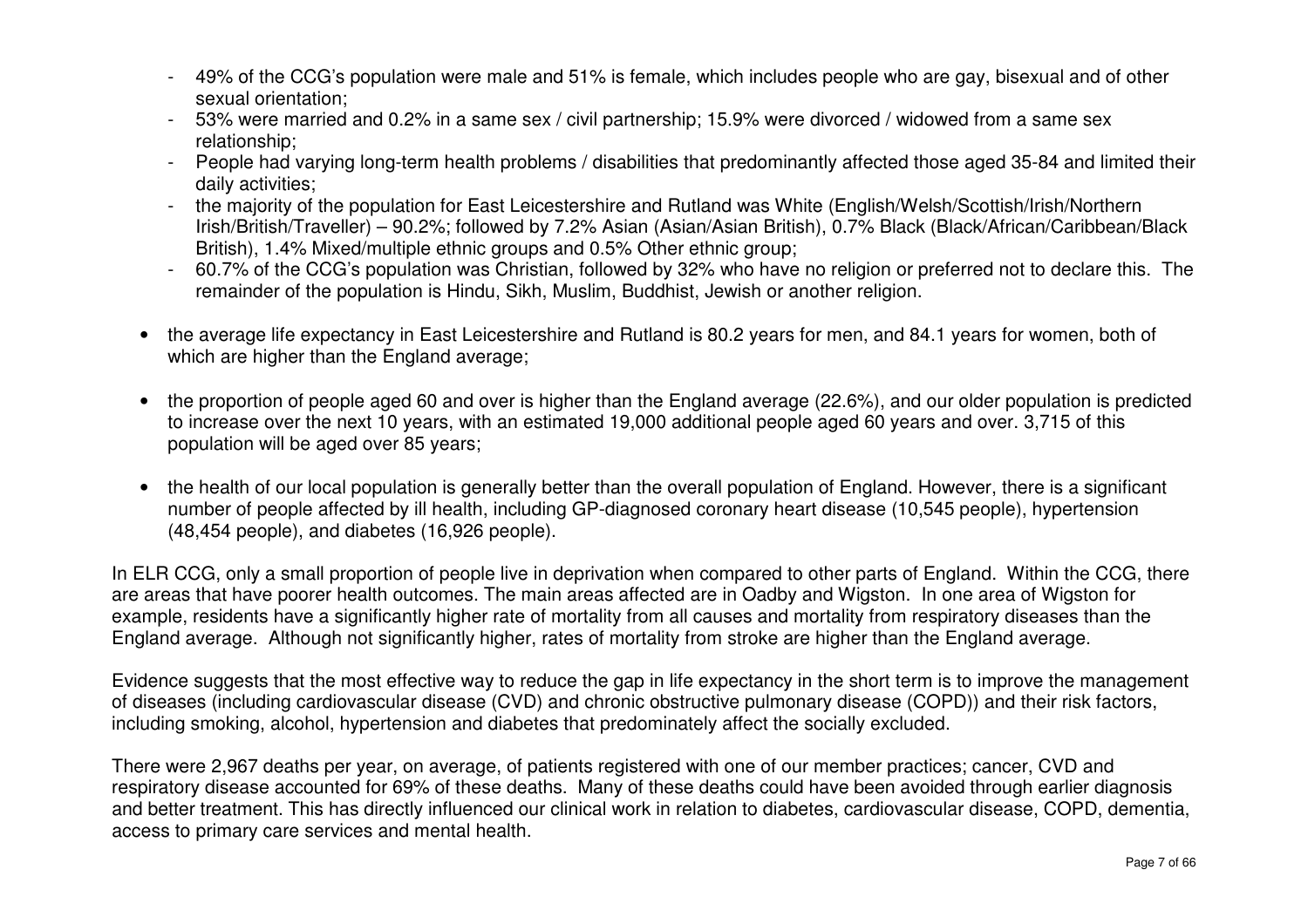- 49% of the CCG's population were male and 51% is female, which includes people who are gay, bisexual and of other sexual orientation;
- 53% were married and 0.2% in a same sex / civil partnership; 15.9% were divorced / widowed from a same sex relationship;
- People had varying long-term health problems / disabilities that predominantly affected those aged 35-84 and limited their daily activities;
- the majority of the population for East Leicestershire and Rutland was White (English/Welsh/Scottish/Irish/Northern Irish/British/Traveller) – 90.2%; followed by 7.2% Asian (Asian/Asian British), 0.7% Black (Black/African/Caribbean/Black British), 1.4% Mixed/multiple ethnic groups and 0.5% Other ethnic group;
- 60.7% of the CCG's population was Christian, followed by 32% who have no religion or preferred not to declare this. The remainder of the population is Hindu, Sikh, Muslim, Buddhist, Jewish or another religion.

- the average life expectancy in East Leicestershire and Rutland is 80.2 years for men, and 84.1 years for women, both of which are higher than the England average;

- the proportion of people aged 60 and over is higher than the England average (22.6%), and our older population is predicted to increase over the next 10 years, with an estimated 19,000 additional people aged 60 years and over. 3,715 of this population will be aged over 85 years;

- the health of our local population is generally better than the overall population of England. However, there is a significant number of people affected by ill health, including GP-diagnosed coronary heart disease (10,545 people), hypertension (48,454 people), and diabetes (16,926 people).

In ELR CCG, only a small proportion of people live in deprivation when compared to other parts of England. Within the CCG, there are areas that have poorer health outcomes. The main areas affected are in Oadby and Wigston. In one area of Wigston for example, residents have a significantly higher rate of mortality from all causes and mortality from respiratory diseases than the England average. Although not significantly higher, rates of mortality from stroke are higher than the England average.

Evidence suggests that the most effective way to reduce the gap in life expectancy in the short term is to improve the management of diseases (including cardiovascular disease (CVD) and chronic obstructive pulmonary disease (COPD)) and their risk factors, including smoking, alcohol, hypertension and diabetes that predominately affect the socially excluded.

There were 2,967 deaths per year, on average, of patients registered with one of our member practices; cancer, CVD and respiratory disease accounted for 69% of these deaths. Many of these deaths could have been avoided through earlier diagnosis and better treatment. This has directly influenced our clinical work in relation to diabetes, cardiovascular disease, COPD, dementia, access to primary care services and mental health.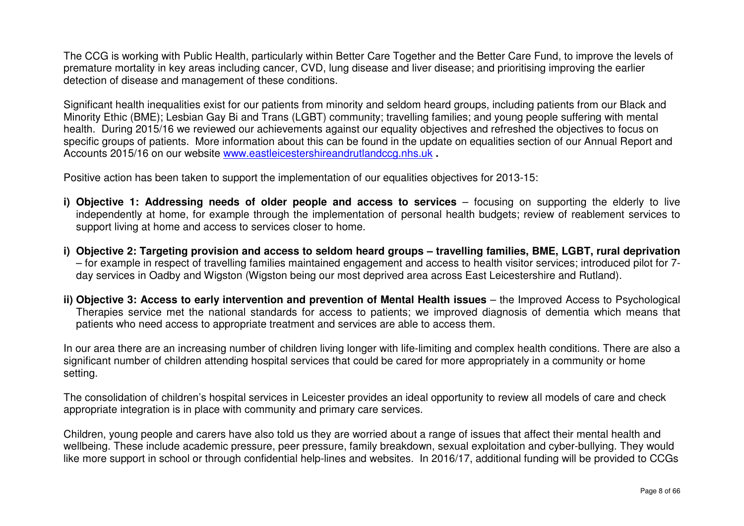The CCG is working with Public Health, particularly within Better Care Together and the Better Care Fund, to improve the levels of premature mortality in key areas including cancer, CVD, lung disease and liver disease; and prioritising improving the earlier detection of disease and management of these conditions.

Significant health inequalities exist for our patients from minority and seldom heard groups, including patients from our Black and Minority Ethic (BME); Lesbian Gay Bi and Trans (LGBT) community; travelling families; and young people suffering with mental health. During 2015/16 we reviewed our achievements against our equality objectives and refreshed the objectives to focus on specific groups of patients. More information about this can be found in the update on equalities section of our Annual Report and Accounts 2015/16 on our website [www.eastleicestershireandrutlandccg.nhs.uk](http://www.eastleicestershireandrutlandccg.nhs.uk) **.**

Positive action has been taken to support the implementation of our equalities objectives for 2013-15:

i) **Objective 1: Addressing needs of older people and access to services** – focusing on supporting the elderly to live independently at home, for example through the implementation of personal health budgets; review of reablement services to support living at home and access to services closer to home.

i) **Objective 2: Targeting provision and access to seldom heard groups – travelling families, BME, LGBT, rural deprivation** – for example in respect of travelling families maintained engagement and access to health visitor services; introduced pilot for 7-day services in Oadby and Wigston (Wigston being our most deprived area across East Leicestershire and Rutland).

ii) **Objective 3: Access to early intervention and prevention of Mental Health issues** – the Improved Access to Psychological Therapies service met the national standards for access to patients; we improved diagnosis of dementia which means that patients who need access to appropriate treatment and services are able to access them.

In our area there are an increasing number of children living longer with life-limiting and complex health conditions. There are also a significant number of children attending hospital services that could be cared for more appropriately in a community or home setting.

The consolidation of children's hospital services in Leicester provides an ideal opportunity to review all models of care and check appropriate integration is in place with community and primary care services.

Children, young people and carers have also told us they are worried about a range of issues that affect their mental health and wellbeing. These include academic pressure, peer pressure, family breakdown, sexual exploitation and cyber-bullying. They would like more support in school or through confidential help-lines and websites. In 2016/17, additional funding will be provided to CCGs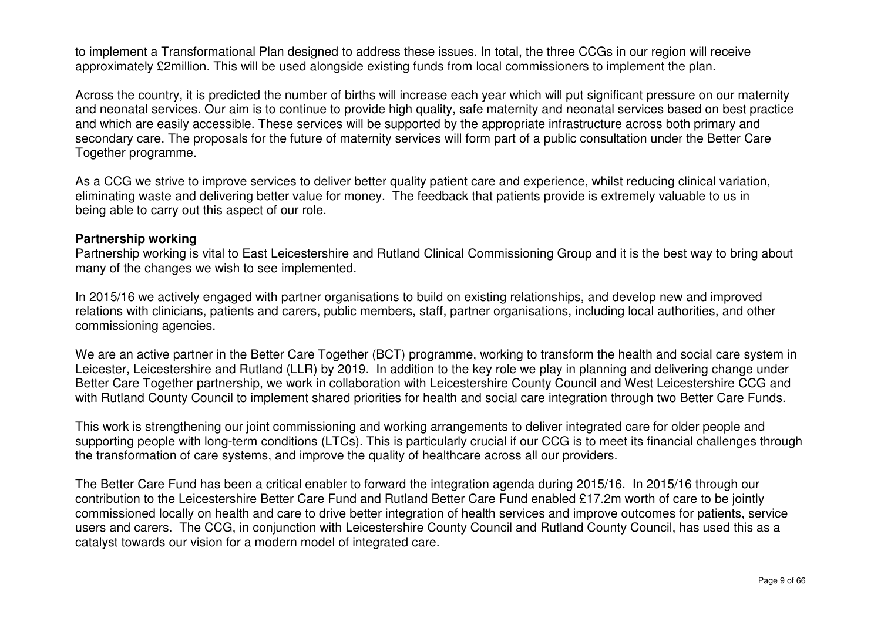to implement a Transformational Plan designed to address these issues. In total, the three CCGs in our region will receive approximately £2million. This will be used alongside existing funds from local commissioners to implement the plan.

Across the country, it is predicted the number of births will increase each year which will put significant pressure on our maternity and neonatal services. Our aim is to continue to provide high quality, safe maternity and neonatal services based on best practice and which are easily accessible. These services will be supported by the appropriate infrastructure across both primary and secondary care. The proposals for the future of maternity services will form part of a public consultation under the Better Care Together programme.

As a CCG we strive to improve services to deliver better quality patient care and experience, whilst reducing clinical variation, eliminating waste and delivering better value for money. The feedback that patients provide is extremely valuable to us in being able to carry out this aspect of our role.

**Partnership working**

Partnership working is vital to East Leicestershire and Rutland Clinical Commissioning Group and it is the best way to bring about many of the changes we wish to see implemented.

In 2015/16 we actively engaged with partner organisations to build on existing relationships, and develop new and improved relations with clinicians, patients and carers, public members, staff, partner organisations, including local authorities, and other commissioning agencies.

We are an active partner in the Better Care Together (BCT) programme, working to transform the health and social care system in Leicester, Leicestershire and Rutland (LLR) by 2019. In addition to the key role we play in planning and delivering change under Better Care Together partnership, we work in collaboration with Leicestershire County Council and West Leicestershire CCG and with Rutland County Council to implement shared priorities for health and social care integration through two Better Care Funds.

This work is strengthening our joint commissioning and working arrangements to deliver integrated care for older people and supporting people with long-term conditions (LTCs). This is particularly crucial if our CCG is to meet its financial challenges through the transformation of care systems, and improve the quality of healthcare across all our providers.

The Better Care Fund has been a critical enabler to forward the integration agenda during 2015/16. In 2015/16 through our contribution to the Leicestershire Better Care Fund and Rutland Better Care Fund enabled £17.2m worth of care to be jointly commissioned locally on health and care to drive better integration of health services and improve outcomes for patients, service users and carers. The CCG, in conjunction with Leicestershire County Council and Rutland County Council, has used this as a catalyst towards our vision for a modern model of integrated care.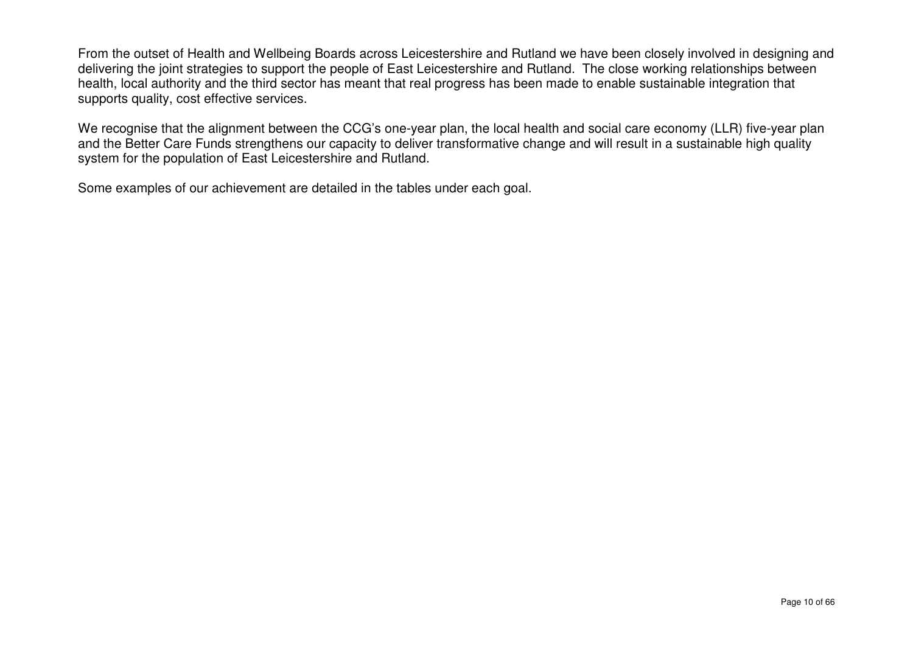From the outset of Health and Wellbeing Boards across Leicestershire and Rutland we have been closely involved in designing and delivering the joint strategies to support the people of East Leicestershire and Rutland. The close working relationships between health, local authority and the third sector has meant that real progress has been made to enable sustainable integration that supports quality, cost effective services.

We recognise that the alignment between the CCG's one-year plan, the local health and social care economy (LLR) five-year plan and the Better Care Funds strengthens our capacity to deliver transformative change and will result in a sustainable high quality system for the population of East Leicestershire and Rutland.

Some examples of our achievement are detailed in the tables under each goal.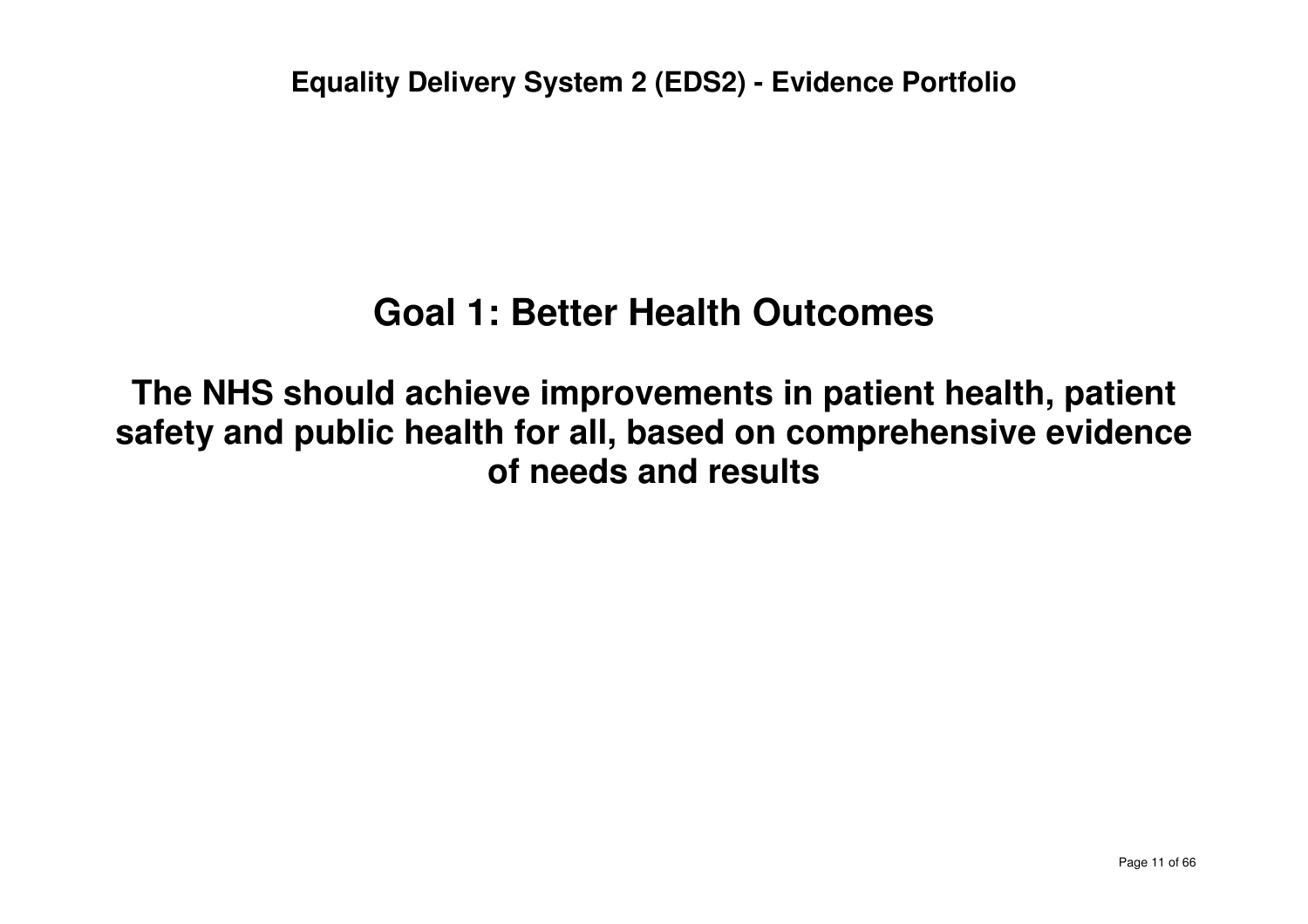# Goal 1: Better Health Outcomes

## The NHS should achieve improvements in patient health, patient safety and public health for all, based on comprehensive evidence of needs and results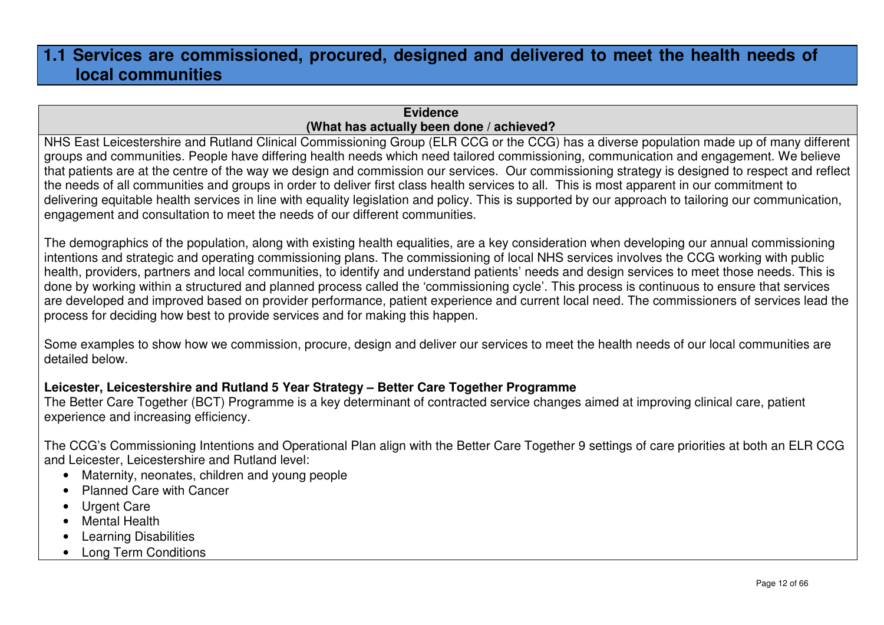## 1.1 Services are commissioned, procured, designed and delivered to meet the health needs of local communities

**Evidence**
**(What has actually been done / achieved?)**

NHS East Leicestershire and Rutland Clinical Commissioning Group (ELR CCG or the CCG) has a diverse population made up of many different groups and communities. People have differing health needs which need tailored commissioning, communication and engagement. We believe that patients are at the centre of the way we design and commission our services. Our commissioning strategy is designed to respect and reflect the needs of all communities and groups in order to deliver first class health services to all. This is most apparent in our commitment to delivering equitable health services in line with equality legislation and policy. This is supported by our approach to tailoring our communication, engagement and consultation to meet the needs of our different communities.

The demographics of the population, along with existing health equalities, are a key consideration when developing our annual commissioning intentions and strategic and operating commissioning plans. The commissioning of local NHS services involves the CCG working with public health, providers, partners and local communities, to identify and understand patients' needs and design services to meet those needs. This is done by working within a structured and planned process called the 'commissioning cycle'. This process is continuous to ensure that services are developed and improved based on provider performance, patient experience and current local need. The commissioners of services lead the process for deciding how best to provide services and for making this happen.

Some examples to show how we commission, procure, design and deliver our services to meet the health needs of our local communities are detailed below.

**Leicester, Leicestershire and Rutland 5 Year Strategy – Better Care Together Programme**
The Better Care Together (BCT) Programme is a key determinant of contracted service changes aimed at improving clinical care, patient experience and increasing efficiency.

The CCG's Commissioning Intentions and Operational Plan align with the Better Care Together 9 settings of care priorities at both an ELR CCG and Leicester, Leicestershire and Rutland level:

- Maternity, neonates, children and young people
- Planned Care with Cancer
- Urgent Care
- Mental Health
- Learning Disabilities
- Long Term Conditions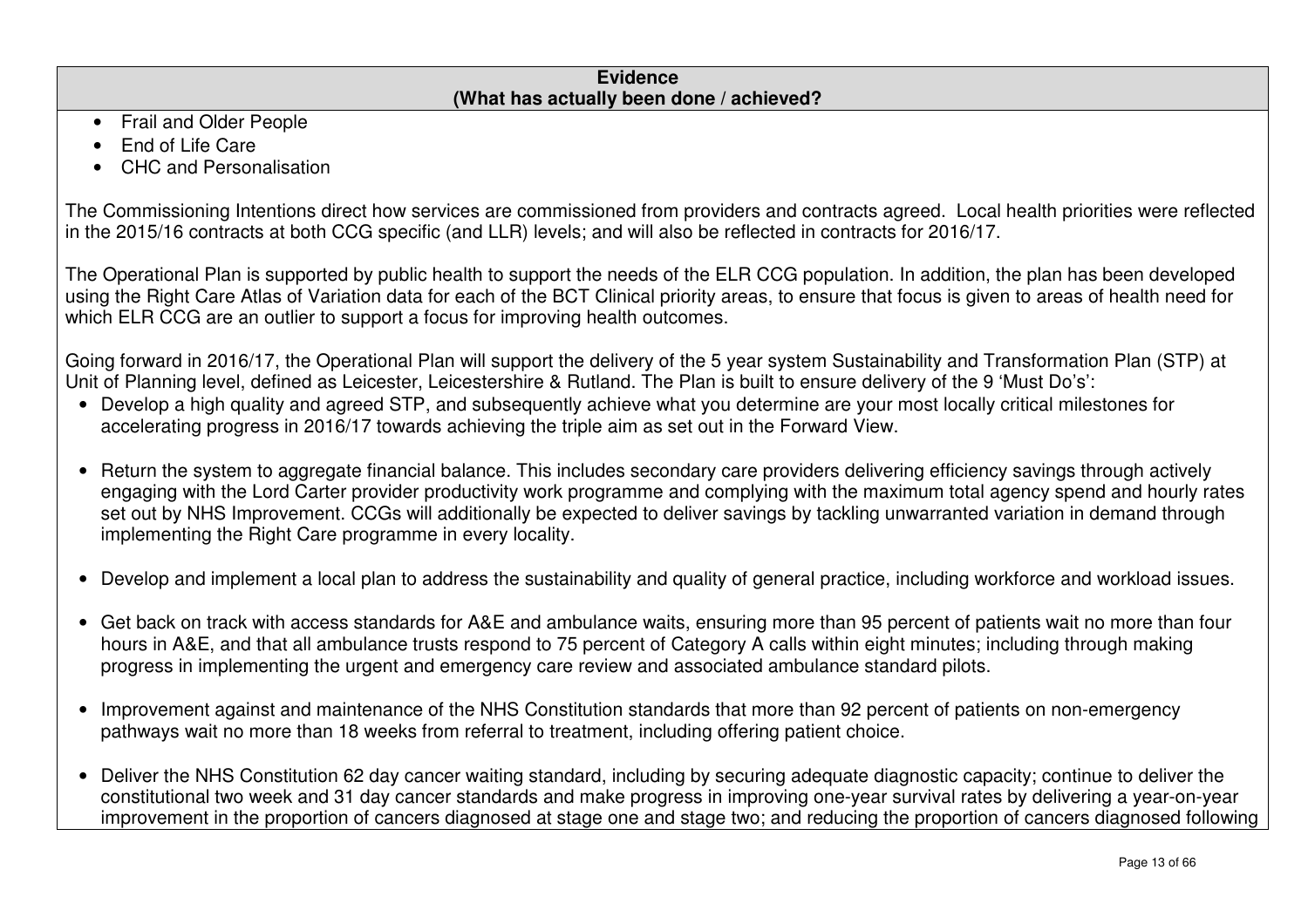| Evidence (What has actually been done / achieved? |
|---|
| • Frail and Older People<br>• End of Life Care<br>• CHC and Personalisation<br><br>The Commissioning Intentions direct how services are commissioned from providers and contracts agreed. Local health priorities were reflected in the 2015/16 contracts at both CCG specific (and LLR) levels; and will also be reflected in contracts for 2016/17.<br><br>The Operational Plan is supported by public health to support the needs of the ELR CCG population. In addition, the plan has been developed using the Right Care Atlas of Variation data for each of the BCT Clinical priority areas, to ensure that focus is given to areas of health need for which ELR CCG are an outlier to support a focus for improving health outcomes.<br><br>Going forward in 2016/17, the Operational Plan will support the delivery of the 5 year system Sustainability and Transformation Plan (STP) at Unit of Planning level, defined as Leicester, Leicestershire & Rutland. The Plan is built to ensure delivery of the 9 'Must Do's':<br>• Develop a high quality and agreed STP, and subsequently achieve what you determine are your most locally critical milestones for accelerating progress in 2016/17 towards achieving the triple aim as set out in the Forward View.<br><br>• Return the system to aggregate financial balance. This includes secondary care providers delivering efficiency savings through actively engaging with the Lord Carter provider productivity work programme and complying with the maximum total agency spend and hourly rates set out by NHS Improvement. CCGs will additionally be expected to deliver savings by tackling unwarranted variation in demand through implementing the Right Care programme in every locality.<br><br>• Develop and implement a local plan to address the sustainability and quality of general practice, including workforce and workload issues.<br><br>• Get back on track with access standards for A&E and ambulance waits, ensuring more than 95 percent of patients wait no more than four hours in A&E, and that all ambulance trusts respond to 75 percent of Category A calls within eight minutes; including through making progress in implementing the urgent and emergency care review and associated ambulance standard pilots.<br><br>• Improvement against and maintenance of the NHS Constitution standards that more than 92 percent of patients on non-emergency pathways wait no more than 18 weeks from referral to treatment, including offering patient choice.<br><br>• Deliver the NHS Constitution 62 day cancer waiting standard, including by securing adequate diagnostic capacity; continue to deliver the constitutional two week and 31 day cancer standards and make progress in improving one-year survival rates by delivering a year-on-year improvement in the proportion of cancers diagnosed at stage one and stage two; and reducing the proportion of cancers diagnosed following |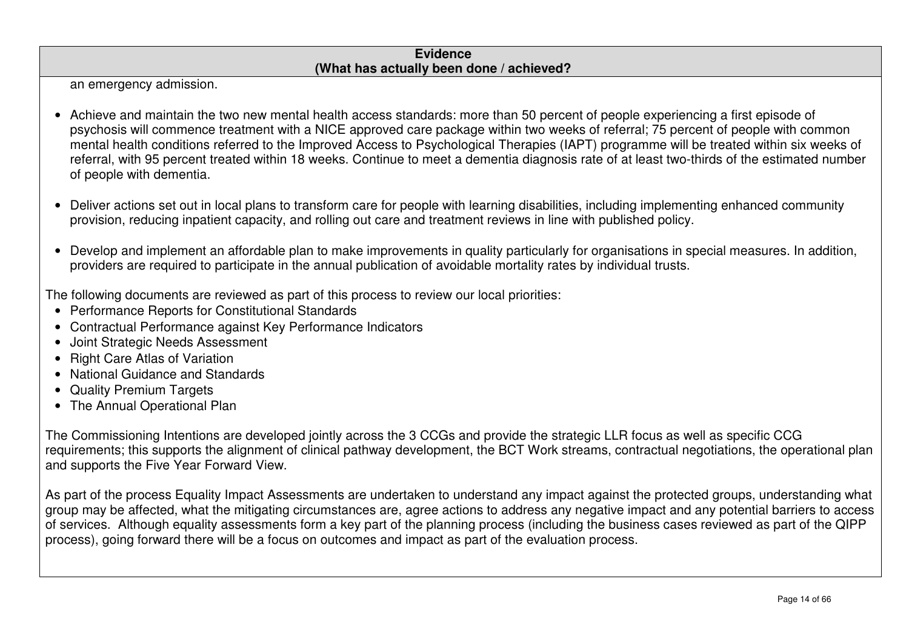| Evidence (What has actually been done / achieved?) |
| --- |

an emergency admission.

- Achieve and maintain the two new mental health access standards: more than 50 percent of people experiencing a first episode of psychosis will commence treatment with a NICE approved care package within two weeks of referral; 75 percent of people with common mental health conditions referred to the Improved Access to Psychological Therapies (IAPT) programme will be treated within six weeks of referral, with 95 percent treated within 18 weeks. Continue to meet a dementia diagnosis rate of at least two-thirds of the estimated number of people with dementia.

- Deliver actions set out in local plans to transform care for people with learning disabilities, including implementing enhanced community provision, reducing inpatient capacity, and rolling out care and treatment reviews in line with published policy.

- Develop and implement an affordable plan to make improvements in quality particularly for organisations in special measures. In addition, providers are required to participate in the annual publication of avoidable mortality rates by individual trusts.

The following documents are reviewed as part of this process to review our local priorities:

- Performance Reports for Constitutional Standards
- Contractual Performance against Key Performance Indicators
- Joint Strategic Needs Assessment
- Right Care Atlas of Variation
- National Guidance and Standards
- Quality Premium Targets
- The Annual Operational Plan

The Commissioning Intentions are developed jointly across the 3 CCGs and provide the strategic LLR focus as well as specific CCG requirements; this supports the alignment of clinical pathway development, the BCT Work streams, contractual negotiations, the operational plan and supports the Five Year Forward View.

As part of the process Equality Impact Assessments are undertaken to understand any impact against the protected groups, understanding what group may be affected, what the mitigating circumstances are, agree actions to address any negative impact and any potential barriers to access of services. Although equality assessments form a key part of the planning process (including the business cases reviewed as part of the QIPP process), going forward there will be a focus on outcomes and impact as part of the evaluation process.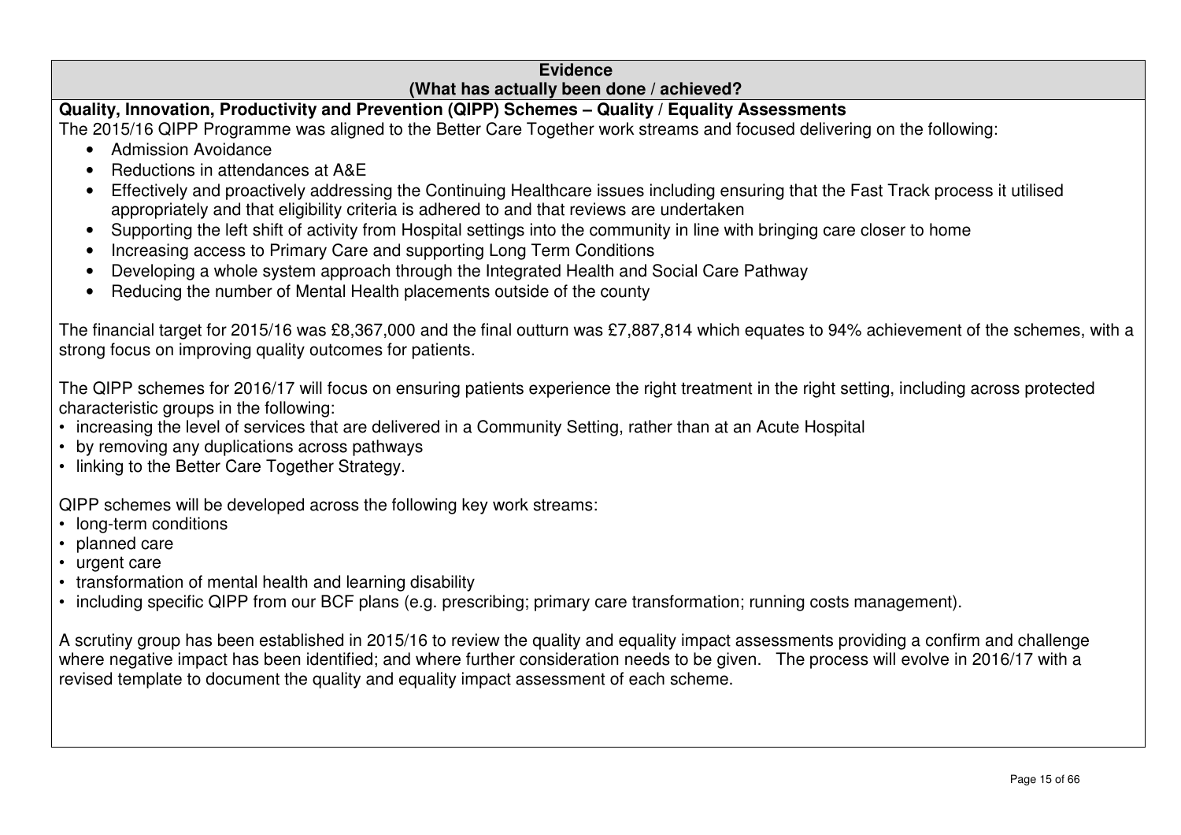**Evidence**
**(What has actually been done / achieved?**

**Quality, Innovation, Productivity and Prevention (QIPP) Schemes – Quality / Equality Assessments**

The 2015/16 QIPP Programme was aligned to the Better Care Together work streams and focused delivering on the following:

- Admission Avoidance
- Reductions in attendances at A&E
- Effectively and proactively addressing the Continuing Healthcare issues including ensuring that the Fast Track process it utilised appropriately and that eligibility criteria is adhered to and that reviews are undertaken
- Supporting the left shift of activity from Hospital settings into the community in line with bringing care closer to home
- Increasing access to Primary Care and supporting Long Term Conditions
- Developing a whole system approach through the Integrated Health and Social Care Pathway
- Reducing the number of Mental Health placements outside of the county

The financial target for 2015/16 was £8,367,000 and the final outturn was £7,887,814 which equates to 94% achievement of the schemes, with a strong focus on improving quality outcomes for patients.

The QIPP schemes for 2016/17 will focus on ensuring patients experience the right treatment in the right setting, including across protected characteristic groups in the following:

- increasing the level of services that are delivered in a Community Setting, rather than at an Acute Hospital
- by removing any duplications across pathways
- linking to the Better Care Together Strategy.

QIPP schemes will be developed across the following key work streams:

- long-term conditions
- planned care
- urgent care
- transformation of mental health and learning disability
- including specific QIPP from our BCF plans (e.g. prescribing; primary care transformation; running costs management).

A scrutiny group has been established in 2015/16 to review the quality and equality impact assessments providing a confirm and challenge where negative impact has been identified; and where further consideration needs to be given. The process will evolve in 2016/17 with a revised template to document the quality and equality impact assessment of each scheme.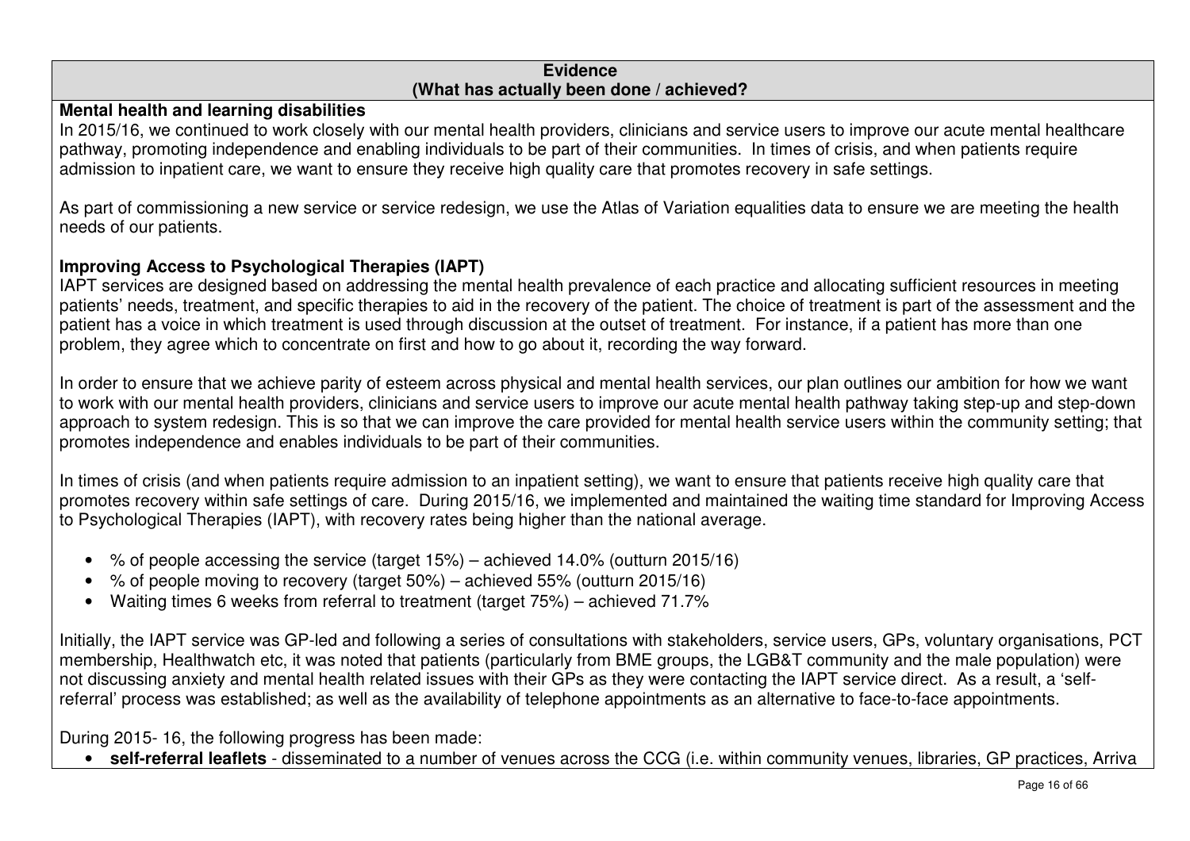**Evidence**
**(What has actually been done / achieved?**

**Mental health and learning disabilities**

In 2015/16, we continued to work closely with our mental health providers, clinicians and service users to improve our acute mental healthcare pathway, promoting independence and enabling individuals to be part of their communities. In times of crisis, and when patients require admission to inpatient care, we want to ensure they receive high quality care that promotes recovery in safe settings.

As part of commissioning a new service or service redesign, we use the Atlas of Variation equalities data to ensure we are meeting the health needs of our patients.

**Improving Access to Psychological Therapies (IAPT)**

IAPT services are designed based on addressing the mental health prevalence of each practice and allocating sufficient resources in meeting patients' needs, treatment, and specific therapies to aid in the recovery of the patient. The choice of treatment is part of the assessment and the patient has a voice in which treatment is used through discussion at the outset of treatment. For instance, if a patient has more than one problem, they agree which to concentrate on first and how to go about it, recording the way forward.

In order to ensure that we achieve parity of esteem across physical and mental health services, our plan outlines our ambition for how we want to work with our mental health providers, clinicians and service users to improve our acute mental health pathway taking step-up and step-down approach to system redesign. This is so that we can improve the care provided for mental health service users within the community setting; that promotes independence and enables individuals to be part of their communities.

In times of crisis (and when patients require admission to an inpatient setting), we want to ensure that patients receive high quality care that promotes recovery within safe settings of care. During 2015/16, we implemented and maintained the waiting time standard for Improving Access to Psychological Therapies (IAPT), with recovery rates being higher than the national average.

- % of people accessing the service (target 15%) – achieved 14.0% (outturn 2015/16)
- % of people moving to recovery (target 50%) – achieved 55% (outturn 2015/16)
- Waiting times 6 weeks from referral to treatment (target 75%) – achieved 71.7%

Initially, the IAPT service was GP-led and following a series of consultations with stakeholders, service users, GPs, voluntary organisations, PCT membership, Healthwatch etc, it was noted that patients (particularly from BME groups, the LGB&T community and the male population) were not discussing anxiety and mental health related issues with their GPs as they were contacting the IAPT service direct. As a result, a 'self-referral' process was established; as well as the availability of telephone appointments as an alternative to face-to-face appointments.

During 2015- 16, the following progress has been made:

- **self-referral leaflets** - disseminated to a number of venues across the CCG (i.e. within community venues, libraries, GP practices, Arriva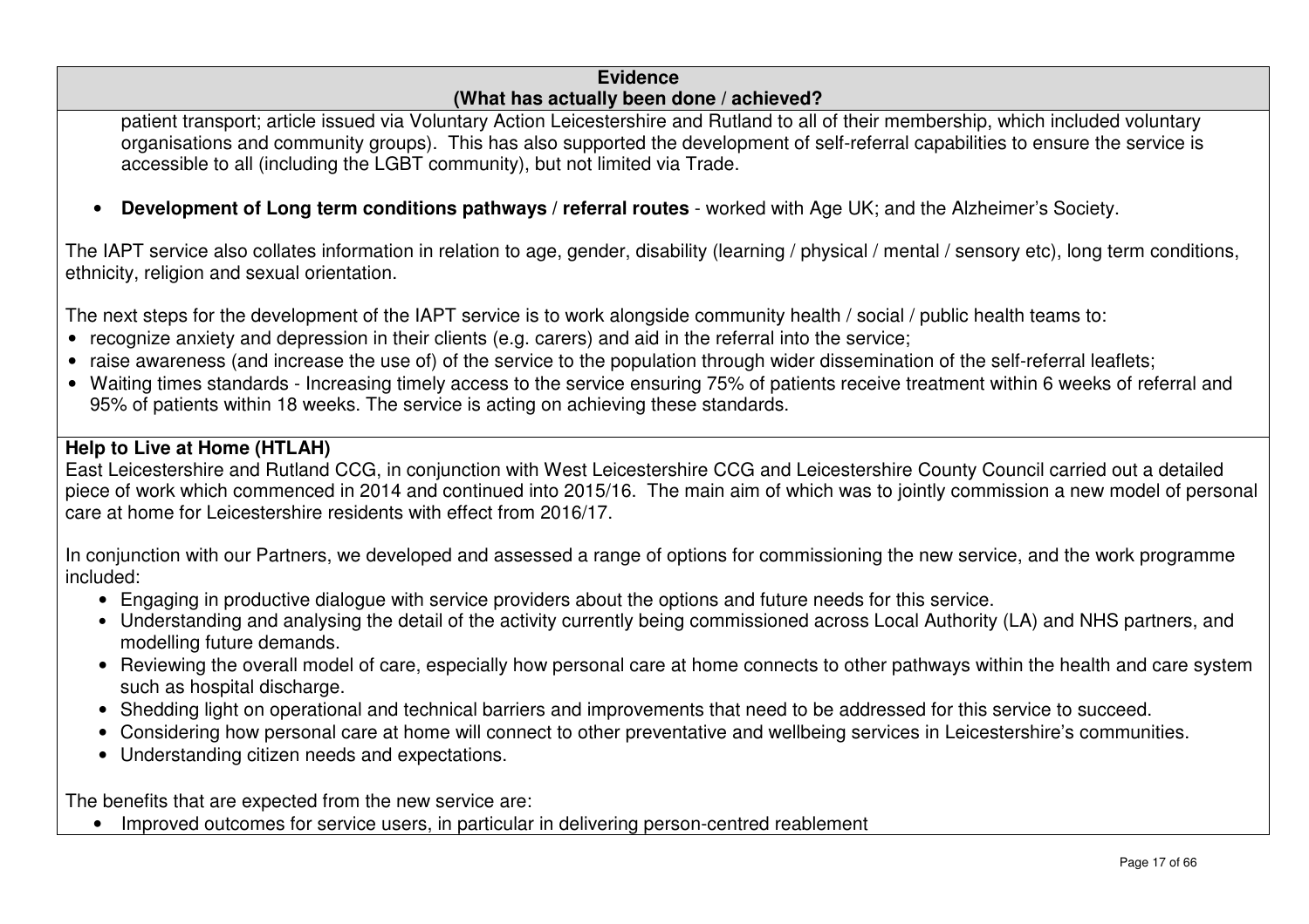| Evidence (What has actually been done / achieved?) |
|---|
| patient transport; article issued via Voluntary Action Leicestershire and Rutland to all of their membership, which included voluntary organisations and community groups). This has also supported the development of self-referral capabilities to ensure the service is accessible to all (including the LGBT community), but not limited via Trade.<br><br>• **Development of Long term conditions pathways / referral routes** - worked with Age UK; and the Alzheimer's Society.<br><br>The IAPT service also collates information in relation to age, gender, disability (learning / physical / mental / sensory etc), long term conditions, ethnicity, religion and sexual orientation.<br><br>The next steps for the development of the IAPT service is to work alongside community health / social / public health teams to:<br>• recognize anxiety and depression in their clients (e.g. carers) and aid in the referral into the service;<br>• raise awareness (and increase the use of) of the service to the population through wider dissemination of the self-referral leaflets;<br>• Waiting times standards - Increasing timely access to the service ensuring 75% of patients receive treatment within 6 weeks of referral and 95% of patients within 18 weeks. The service is acting on achieving these standards. |
| **Help to Live at Home (HTLAH)**<br>East Leicestershire and Rutland CCG, in conjunction with West Leicestershire CCG and Leicestershire County Council carried out a detailed piece of work which commenced in 2014 and continued into 2015/16. The main aim of which was to jointly commission a new model of personal care at home for Leicestershire residents with effect from 2016/17.<br><br>In conjunction with our Partners, we developed and assessed a range of options for commissioning the new service, and the work programme included:<br>• Engaging in productive dialogue with service providers about the options and future needs for this service.<br>• Understanding and analysing the detail of the activity currently being commissioned across Local Authority (LA) and NHS partners, and modelling future demands.<br>• Reviewing the overall model of care, especially how personal care at home connects to other pathways within the health and care system such as hospital discharge.<br>• Shedding light on operational and technical barriers and improvements that need to be addressed for this service to succeed.<br>• Considering how personal care at home will connect to other preventative and wellbeing services in Leicestershire's communities.<br>• Understanding citizen needs and expectations.<br><br>The benefits that are expected from the new service are:<br>• Improved outcomes for service users, in particular in delivering person-centred reablement |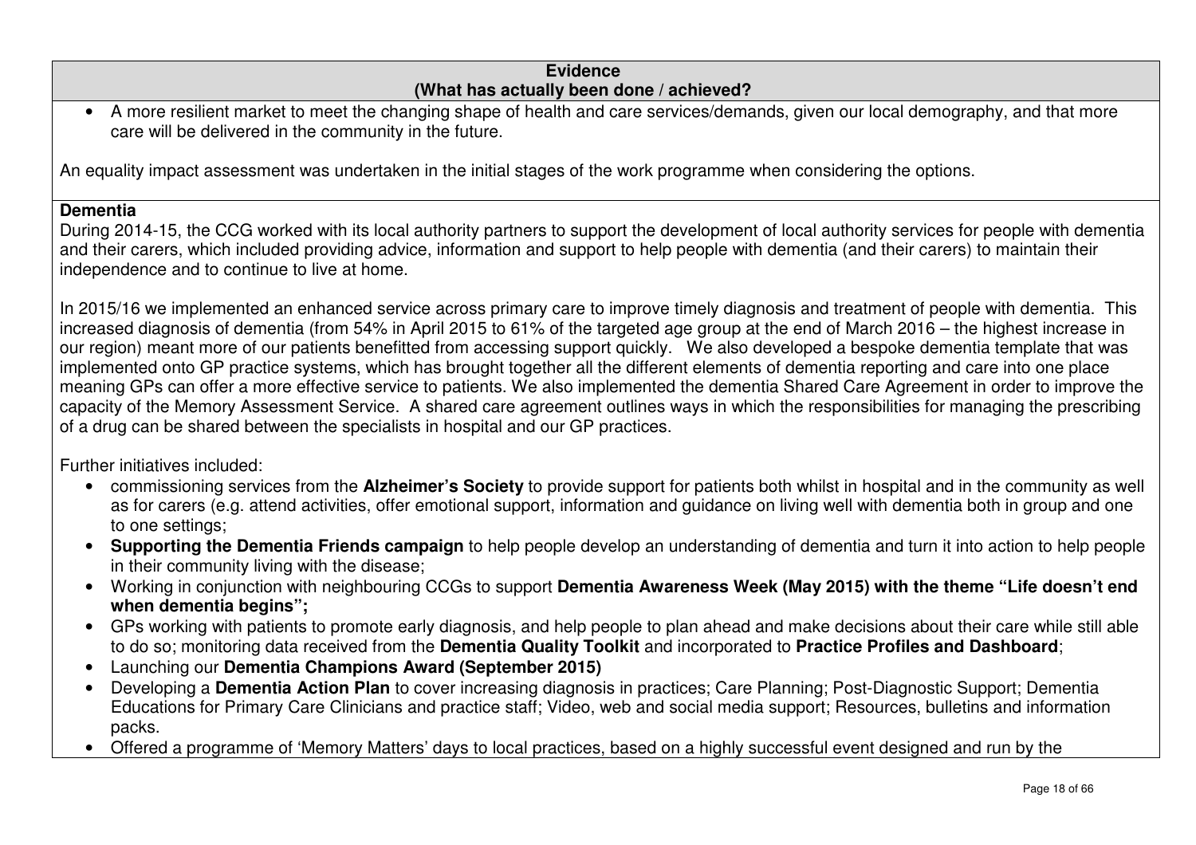**Evidence**
**(What has actually been done / achieved?)**

- A more resilient market to meet the changing shape of health and care services/demands, given our local demography, and that more care will be delivered in the community in the future.

An equality impact assessment was undertaken in the initial stages of the work programme when considering the options.

**Dementia**

During 2014-15, the CCG worked with its local authority partners to support the development of local authority services for people with dementia and their carers, which included providing advice, information and support to help people with dementia (and their carers) to maintain their independence and to continue to live at home.

In 2015/16 we implemented an enhanced service across primary care to improve timely diagnosis and treatment of people with dementia. This increased diagnosis of dementia (from 54% in April 2015 to 61% of the targeted age group at the end of March 2016 – the highest increase in our region) meant more of our patients benefitted from accessing support quickly. We also developed a bespoke dementia template that was implemented onto GP practice systems, which has brought together all the different elements of dementia reporting and care into one place meaning GPs can offer a more effective service to patients. We also implemented the dementia Shared Care Agreement in order to improve the capacity of the Memory Assessment Service. A shared care agreement outlines ways in which the responsibilities for managing the prescribing of a drug can be shared between the specialists in hospital and our GP practices.

Further initiatives included:

- commissioning services from the **Alzheimer's Society** to provide support for patients both whilst in hospital and in the community as well as for carers (e.g. attend activities, offer emotional support, information and guidance on living well with dementia both in group and one to one settings;
- **Supporting the Dementia Friends campaign** to help people develop an understanding of dementia and turn it into action to help people in their community living with the disease;
- Working in conjunction with neighbouring CCGs to support **Dementia Awareness Week (May 2015) with the theme "Life doesn't end when dementia begins";**
- GPs working with patients to promote early diagnosis, and help people to plan ahead and make decisions about their care while still able to do so; monitoring data received from the **Dementia Quality Toolkit** and incorporated to **Practice Profiles and Dashboard**;
- Launching our **Dementia Champions Award (September 2015)**
- Developing a **Dementia Action Plan** to cover increasing diagnosis in practices; Care Planning; Post-Diagnostic Support; Dementia Educations for Primary Care Clinicians and practice staff; Video, web and social media support; Resources, bulletins and information packs.
- Offered a programme of 'Memory Matters' days to local practices, based on a highly successful event designed and run by the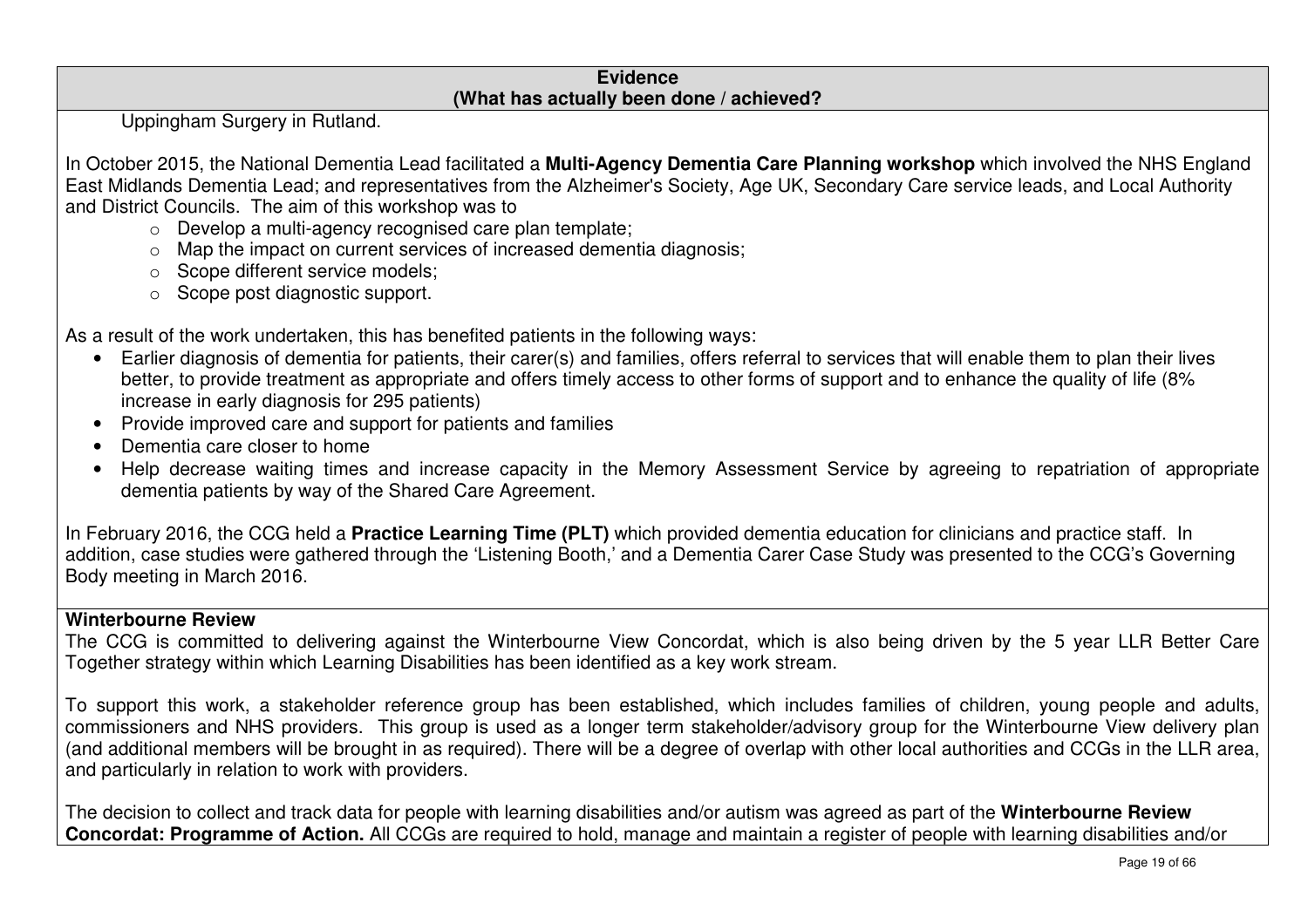| Evidence (What has actually been done / achieved?) |
|---|
| Uppingham Surgery in Rutland.<br><br>In October 2015, the National Dementia Lead facilitated a **Multi-Agency Dementia Care Planning workshop** which involved the NHS England East Midlands Dementia Lead; and representatives from the Alzheimer's Society, Age UK, Secondary Care service leads, and Local Authority and District Councils. The aim of this workshop was to<br>○ Develop a multi-agency recognised care plan template;<br>○ Map the impact on current services of increased dementia diagnosis;<br>○ Scope different service models;<br>○ Scope post diagnostic support.<br><br>As a result of the work undertaken, this has benefited patients in the following ways:<br>• Earlier diagnosis of dementia for patients, their carer(s) and families, offers referral to services that will enable them to plan their lives better, to provide treatment as appropriate and offers timely access to other forms of support and to enhance the quality of life (8% increase in early diagnosis for 295 patients)<br>• Provide improved care and support for patients and families<br>• Dementia care closer to home<br>• Help decrease waiting times and increase capacity in the Memory Assessment Service by agreeing to repatriation of appropriate dementia patients by way of the Shared Care Agreement.<br><br>In February 2016, the CCG held a **Practice Learning Time (PLT)** which provided dementia education for clinicians and practice staff. In addition, case studies were gathered through the 'Listening Booth,' and a Dementia Carer Case Study was presented to the CCG's Governing Body meeting in March 2016. |
| **Winterbourne Review**<br>The CCG is committed to delivering against the Winterbourne View Concordat, which is also being driven by the 5 year LLR Better Care Together strategy within which Learning Disabilities has been identified as a key work stream.<br><br>To support this work, a stakeholder reference group has been established, which includes families of children, young people and adults, commissioners and NHS providers. This group is used as a longer term stakeholder/advisory group for the Winterbourne View delivery plan (and additional members will be brought in as required). There will be a degree of overlap with other local authorities and CCGs in the LLR area, and particularly in relation to work with providers.<br><br>The decision to collect and track data for people with learning disabilities and/or autism was agreed as part of the **Winterbourne Review Concordat: Programme of Action.** All CCGs are required to hold, manage and maintain a register of people with learning disabilities and/or |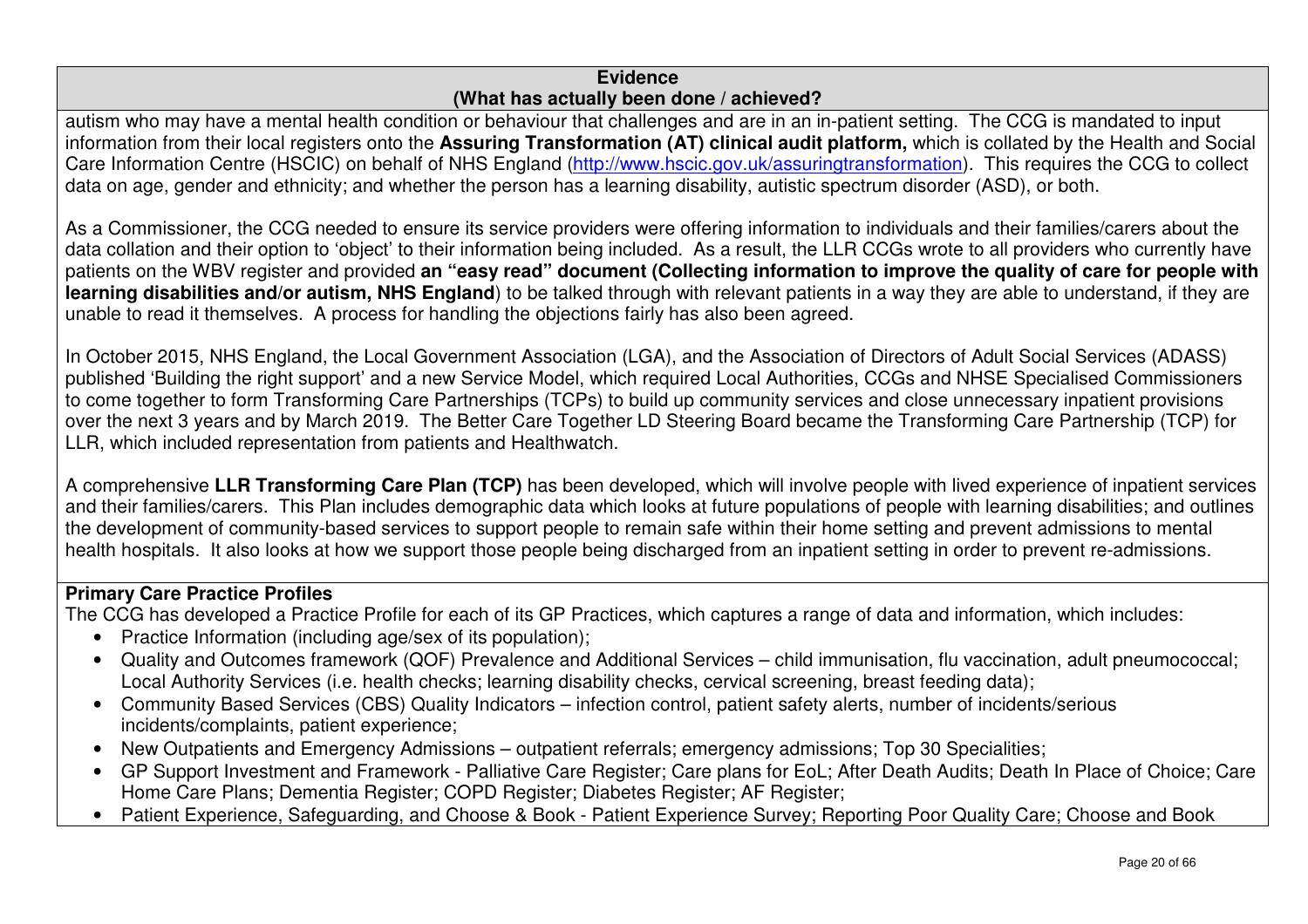**Evidence**
**(What has actually been done / achieved?**

autism who may have a mental health condition or behaviour that challenges and are in an in-patient setting. The CCG is mandated to input information from their local registers onto the **Assuring Transformation (AT) clinical audit platform,** which is collated by the Health and Social Care Information Centre (HSCIC) on behalf of NHS England (http://www.hscic.gov.uk/assuringtransformation). This requires the CCG to collect data on age, gender and ethnicity; and whether the person has a learning disability, autistic spectrum disorder (ASD), or both.

As a Commissioner, the CCG needed to ensure its service providers were offering information to individuals and their families/carers about the data collation and their option to 'object' to their information being included. As a result, the LLR CCGs wrote to all providers who currently have patients on the WBV register and provided **an "easy read" document (Collecting information to improve the quality of care for people with learning disabilities and/or autism, NHS England**) to be talked through with relevant patients in a way they are able to understand, if they are unable to read it themselves. A process for handling the objections fairly has also been agreed.

In October 2015, NHS England, the Local Government Association (LGA), and the Association of Directors of Adult Social Services (ADASS) published 'Building the right support' and a new Service Model, which required Local Authorities, CCGs and NHSE Specialised Commissioners to come together to form Transforming Care Partnerships (TCPs) to build up community services and close unnecessary inpatient provisions over the next 3 years and by March 2019. The Better Care Together LD Steering Board became the Transforming Care Partnership (TCP) for LLR, which included representation from patients and Healthwatch.

A comprehensive **LLR Transforming Care Plan (TCP)** has been developed, which will involve people with lived experience of inpatient services and their families/carers. This Plan includes demographic data which looks at future populations of people with learning disabilities; and outlines the development of community-based services to support people to remain safe within their home setting and prevent admissions to mental health hospitals. It also looks at how we support those people being discharged from an inpatient setting in order to prevent re-admissions.

**Primary Care Practice Profiles**

The CCG has developed a Practice Profile for each of its GP Practices, which captures a range of data and information, which includes:

- Practice Information (including age/sex of its population);
- Quality and Outcomes framework (QOF) Prevalence and Additional Services – child immunisation, flu vaccination, adult pneumococcal; Local Authority Services (i.e. health checks; learning disability checks, cervical screening, breast feeding data);
- Community Based Services (CBS) Quality Indicators – infection control, patient safety alerts, number of incidents/serious incidents/complaints, patient experience;
- New Outpatients and Emergency Admissions – outpatient referrals; emergency admissions; Top 30 Specialities;
- GP Support Investment and Framework - Palliative Care Register; Care plans for EoL; After Death Audits; Death In Place of Choice; Care Home Care Plans; Dementia Register; COPD Register; Diabetes Register; AF Register;
- Patient Experience, Safeguarding, and Choose & Book - Patient Experience Survey; Reporting Poor Quality Care; Choose and Book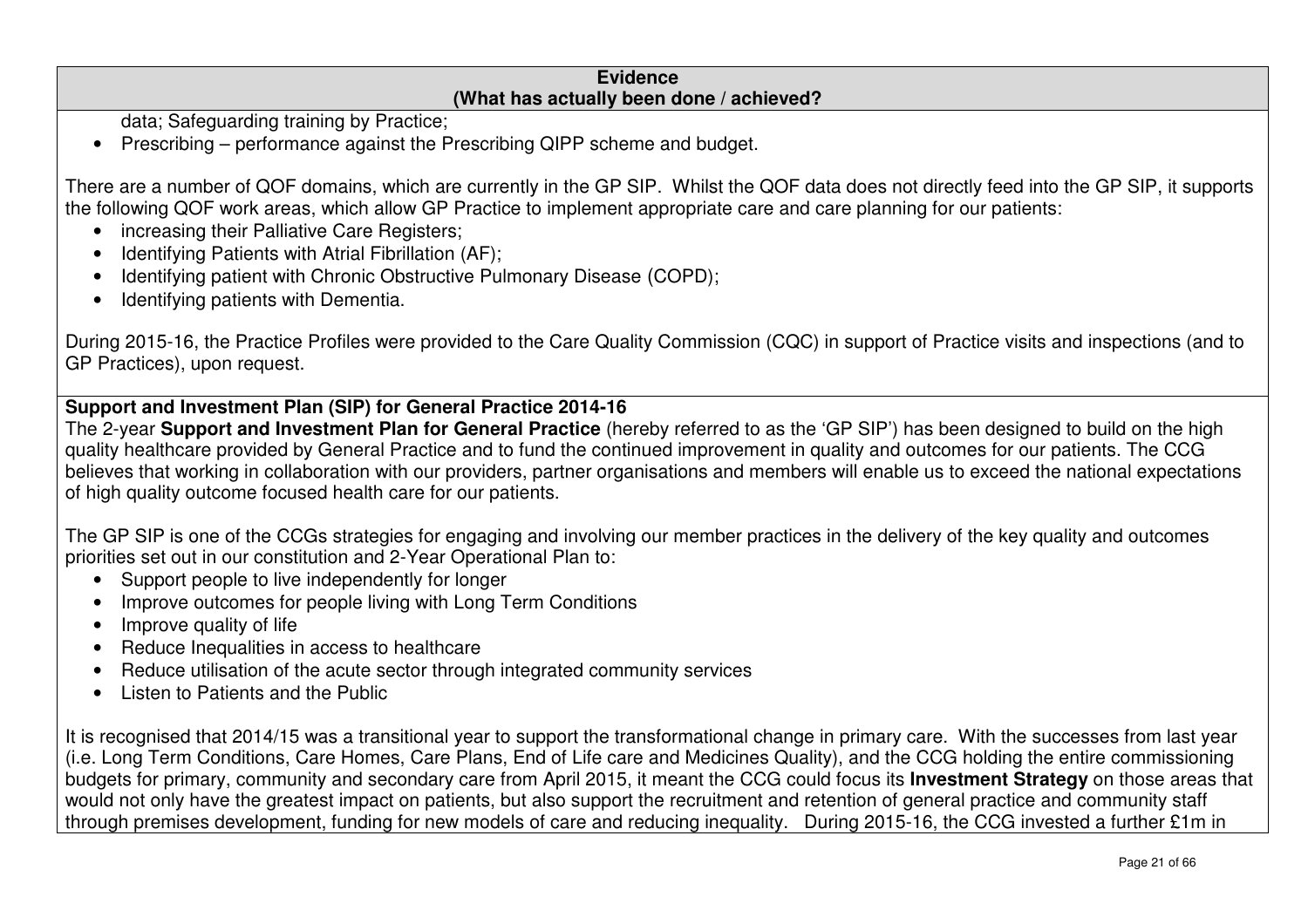| **Evidence (What has actually been done / achieved?** |
|---|
| data; Safeguarding training by Practice;<br>• Prescribing – performance against the Prescribing QIPP scheme and budget.<br><br>There are a number of QOF domains, which are currently in the GP SIP. Whilst the QOF data does not directly feed into the GP SIP, it supports the following QOF work areas, which allow GP Practice to implement appropriate care and care planning for our patients:<br>• increasing their Palliative Care Registers;<br>• Identifying Patients with Atrial Fibrillation (AF);<br>• Identifying patient with Chronic Obstructive Pulmonary Disease (COPD);<br>• Identifying patients with Dementia.<br><br>During 2015-16, the Practice Profiles were provided to the Care Quality Commission (CQC) in support of Practice visits and inspections (and to GP Practices), upon request. |
| **Support and Investment Plan (SIP) for General Practice 2014-16**<br>The 2-year **Support and Investment Plan for General Practice** (hereby referred to as the 'GP SIP') has been designed to build on the high quality healthcare provided by General Practice and to fund the continued improvement in quality and outcomes for our patients. The CCG believes that working in collaboration with our providers, partner organisations and members will enable us to exceed the national expectations of high quality outcome focused health care for our patients.<br><br>The GP SIP is one of the CCGs strategies for engaging and involving our member practices in the delivery of the key quality and outcomes priorities set out in our constitution and 2-Year Operational Plan to:<br>• Support people to live independently for longer<br>• Improve outcomes for people living with Long Term Conditions<br>• Improve quality of life<br>• Reduce Inequalities in access to healthcare<br>• Reduce utilisation of the acute sector through integrated community services<br>• Listen to Patients and the Public<br><br>It is recognised that 2014/15 was a transitional year to support the transformational change in primary care. With the successes from last year (i.e. Long Term Conditions, Care Homes, Care Plans, End of Life care and Medicines Quality), and the CCG holding the entire commissioning budgets for primary, community and secondary care from April 2015, it meant the CCG could focus its **Investment Strategy** on those areas that would not only have the greatest impact on patients, but also support the recruitment and retention of general practice and community staff through premises development, funding for new models of care and reducing inequality. During 2015-16, the CCG invested a further £1m in |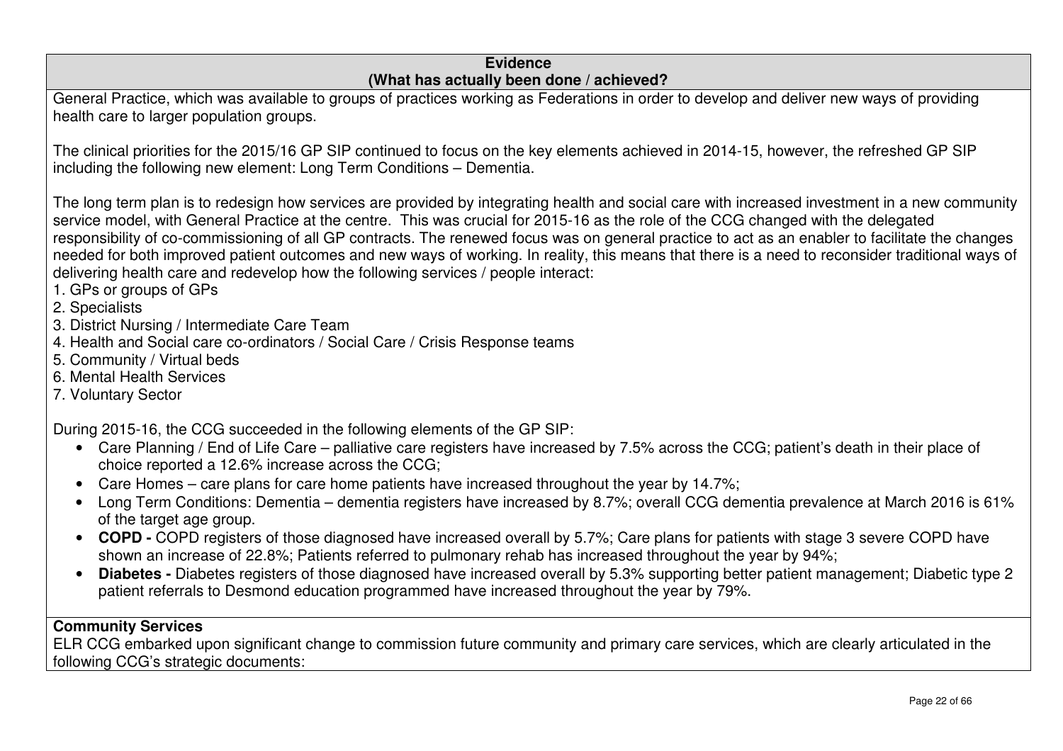**Evidence**
**(What has actually been done / achieved?)**

General Practice, which was available to groups of practices working as Federations in order to develop and deliver new ways of providing health care to larger population groups.

The clinical priorities for the 2015/16 GP SIP continued to focus on the key elements achieved in 2014-15, however, the refreshed GP SIP including the following new element: Long Term Conditions – Dementia.

The long term plan is to redesign how services are provided by integrating health and social care with increased investment in a new community service model, with General Practice at the centre. This was crucial for 2015-16 as the role of the CCG changed with the delegated responsibility of co-commissioning of all GP contracts. The renewed focus was on general practice to act as an enabler to facilitate the changes needed for both improved patient outcomes and new ways of working. In reality, this means that there is a need to reconsider traditional ways of delivering health care and redevelop how the following services / people interact:

1. GPs or groups of GPs
2. Specialists
3. District Nursing / Intermediate Care Team
4. Health and Social care co-ordinators / Social Care / Crisis Response teams
5. Community / Virtual beds
6. Mental Health Services
7. Voluntary Sector

During 2015-16, the CCG succeeded in the following elements of the GP SIP:

- Care Planning / End of Life Care – palliative care registers have increased by 7.5% across the CCG; patient's death in their place of choice reported a 12.6% increase across the CCG;
- Care Homes – care plans for care home patients have increased throughout the year by 14.7%;
- Long Term Conditions: Dementia – dementia registers have increased by 8.7%; overall CCG dementia prevalence at March 2016 is 61% of the target age group.
- **COPD -** COPD registers of those diagnosed have increased overall by 5.7%; Care plans for patients with stage 3 severe COPD have shown an increase of 22.8%; Patients referred to pulmonary rehab has increased throughout the year by 94%;
- **Diabetes -** Diabetes registers of those diagnosed have increased overall by 5.3% supporting better patient management; Diabetic type 2 patient referrals to Desmond education programmed have increased throughout the year by 79%.

**Community Services**

ELR CCG embarked upon significant change to commission future community and primary care services, which are clearly articulated in the following CCG's strategic documents: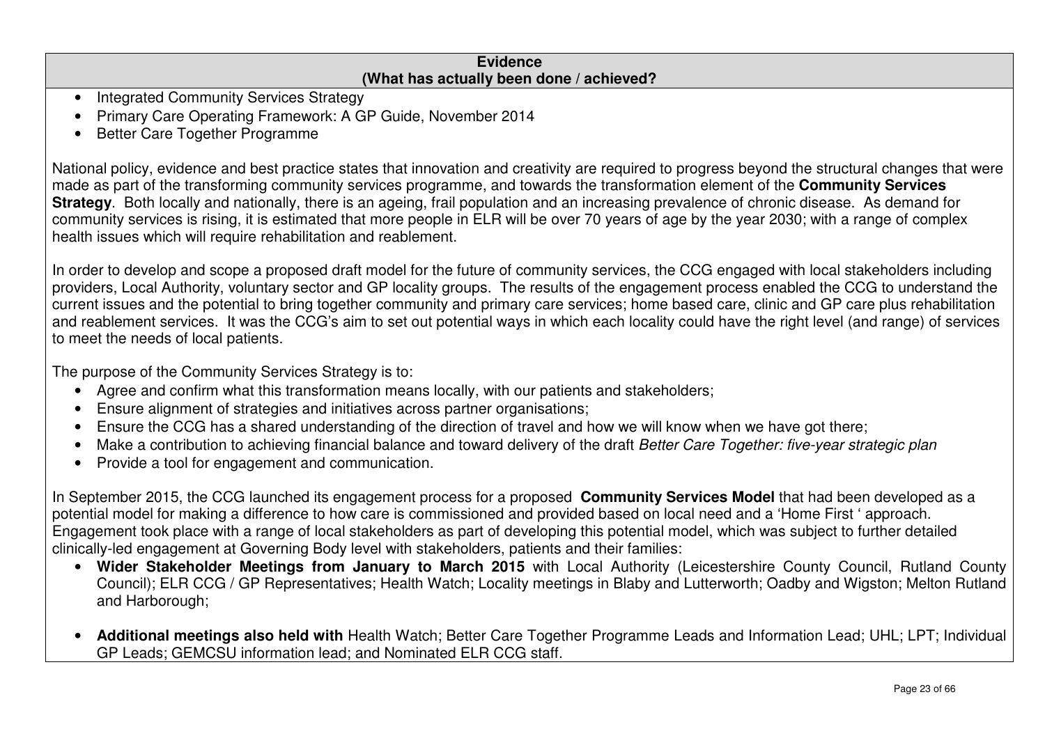| Evidence<br>(What has actually been done / achieved?) |
|---|

- Integrated Community Services Strategy
- Primary Care Operating Framework: A GP Guide, November 2014
- Better Care Together Programme

National policy, evidence and best practice states that innovation and creativity are required to progress beyond the structural changes that were made as part of the transforming community services programme, and towards the transformation element of the **Community Services Strategy**. Both locally and nationally, there is an ageing, frail population and an increasing prevalence of chronic disease. As demand for community services is rising, it is estimated that more people in ELR will be over 70 years of age by the year 2030; with a range of complex health issues which will require rehabilitation and reablement.

In order to develop and scope a proposed draft model for the future of community services, the CCG engaged with local stakeholders including providers, Local Authority, voluntary sector and GP locality groups. The results of the engagement process enabled the CCG to understand the current issues and the potential to bring together community and primary care services; home based care, clinic and GP care plus rehabilitation and reablement services. It was the CCG's aim to set out potential ways in which each locality could have the right level (and range) of services to meet the needs of local patients.

The purpose of the Community Services Strategy is to:

- Agree and confirm what this transformation means locally, with our patients and stakeholders;
- Ensure alignment of strategies and initiatives across partner organisations;
- Ensure the CCG has a shared understanding of the direction of travel and how we will know when we have got there;
- Make a contribution to achieving financial balance and toward delivery of the draft *Better Care Together: five-year strategic plan*
- Provide a tool for engagement and communication.

In September 2015, the CCG launched its engagement process for a proposed **Community Services Model** that had been developed as a potential model for making a difference to how care is commissioned and provided based on local need and a 'Home First ' approach. Engagement took place with a range of local stakeholders as part of developing this potential model, which was subject to further detailed clinically-led engagement at Governing Body level with stakeholders, patients and their families:

- **Wider Stakeholder Meetings from January to March 2015** with Local Authority (Leicestershire County Council, Rutland County Council); ELR CCG / GP Representatives; Health Watch; Locality meetings in Blaby and Lutterworth; Oadby and Wigston; Melton Rutland and Harborough;

- **Additional meetings also held with** Health Watch; Better Care Together Programme Leads and Information Lead; UHL; LPT; Individual GP Leads; GEMCSU information lead; and Nominated ELR CCG staff.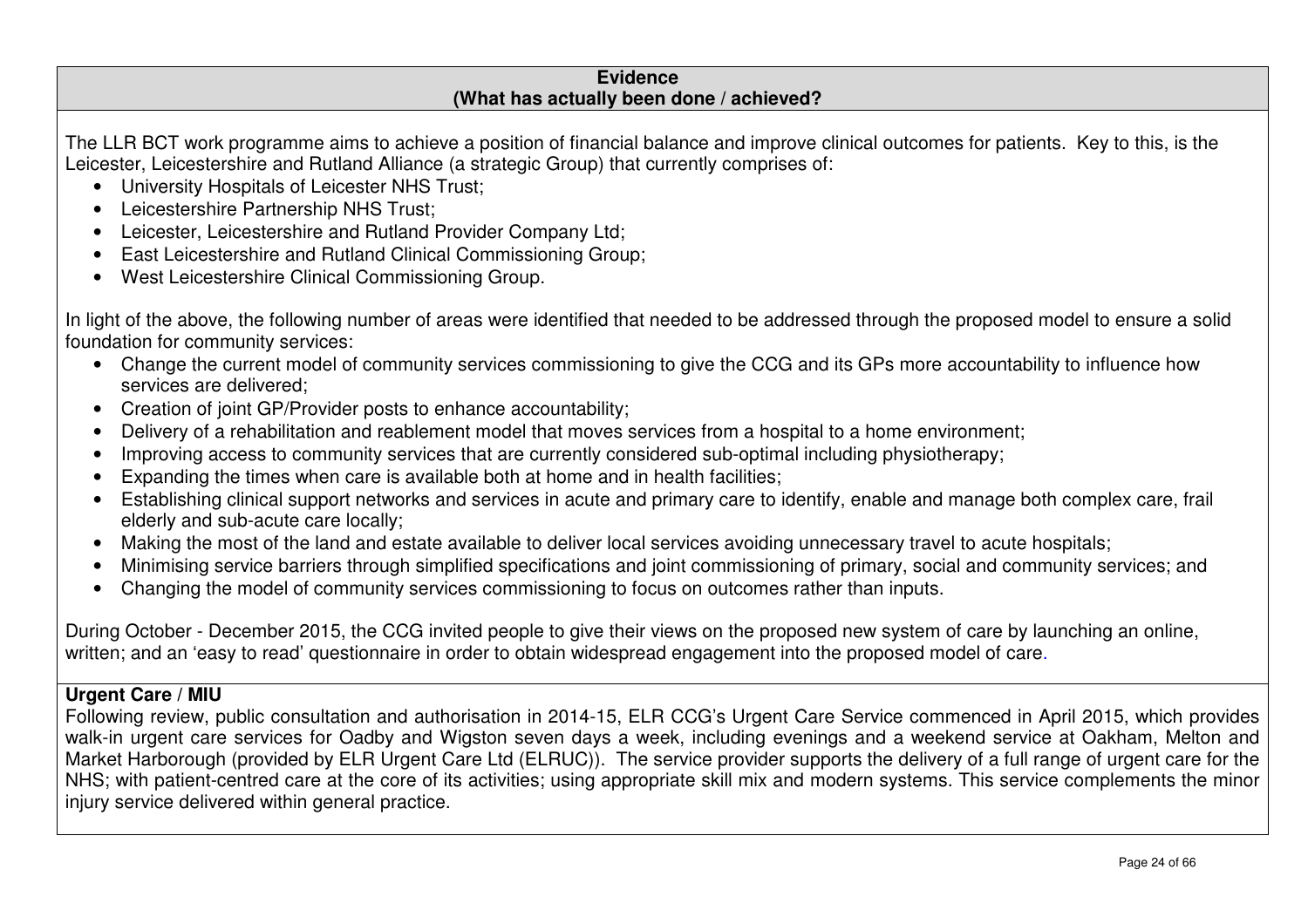**Evidence**
**(What has actually been done / achieved?**

The LLR BCT work programme aims to achieve a position of financial balance and improve clinical outcomes for patients. Key to this, is the Leicester, Leicestershire and Rutland Alliance (a strategic Group) that currently comprises of:

- University Hospitals of Leicester NHS Trust;
- Leicestershire Partnership NHS Trust;
- Leicester, Leicestershire and Rutland Provider Company Ltd;
- East Leicestershire and Rutland Clinical Commissioning Group;
- West Leicestershire Clinical Commissioning Group.

In light of the above, the following number of areas were identified that needed to be addressed through the proposed model to ensure a solid foundation for community services:

- Change the current model of community services commissioning to give the CCG and its GPs more accountability to influence how services are delivered;
- Creation of joint GP/Provider posts to enhance accountability;
- Delivery of a rehabilitation and reablement model that moves services from a hospital to a home environment;
- Improving access to community services that are currently considered sub-optimal including physiotherapy;
- Expanding the times when care is available both at home and in health facilities;
- Establishing clinical support networks and services in acute and primary care to identify, enable and manage both complex care, frail elderly and sub-acute care locally;
- Making the most of the land and estate available to deliver local services avoiding unnecessary travel to acute hospitals;
- Minimising service barriers through simplified specifications and joint commissioning of primary, social and community services; and
- Changing the model of community services commissioning to focus on outcomes rather than inputs.

During October - December 2015, the CCG invited people to give their views on the proposed new system of care by launching an online, written; and an 'easy to read' questionnaire in order to obtain widespread engagement into the proposed model of care.

**Urgent Care / MIU**

Following review, public consultation and authorisation in 2014-15, ELR CCG's Urgent Care Service commenced in April 2015, which provides walk-in urgent care services for Oadby and Wigston seven days a week, including evenings and a weekend service at Oakham, Melton and Market Harborough (provided by ELR Urgent Care Ltd (ELRUC)). The service provider supports the delivery of a full range of urgent care for the NHS; with patient-centred care at the core of its activities; using appropriate skill mix and modern systems. This service complements the minor injury service delivered within general practice.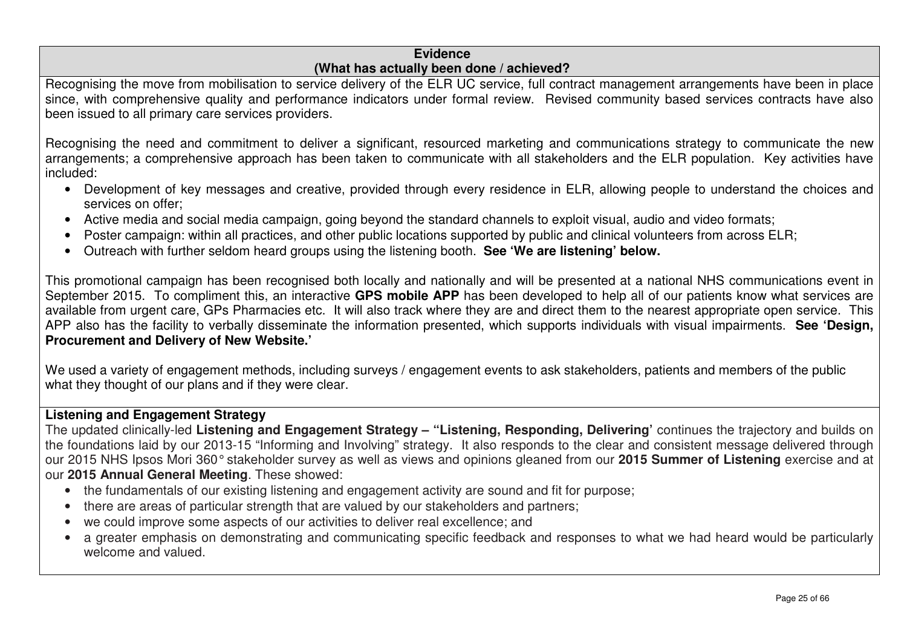**Evidence**
**(What has actually been done / achieved?)**

Recognising the move from mobilisation to service delivery of the ELR UC service, full contract management arrangements have been in place since, with comprehensive quality and performance indicators under formal review. Revised community based services contracts have also been issued to all primary care services providers.

Recognising the need and commitment to deliver a significant, resourced marketing and communications strategy to communicate the new arrangements; a comprehensive approach has been taken to communicate with all stakeholders and the ELR population. Key activities have included:

- Development of key messages and creative, provided through every residence in ELR, allowing people to understand the choices and services on offer;
- Active media and social media campaign, going beyond the standard channels to exploit visual, audio and video formats;
- Poster campaign: within all practices, and other public locations supported by public and clinical volunteers from across ELR;
- Outreach with further seldom heard groups using the listening booth. **See 'We are listening' below.**

This promotional campaign has been recognised both locally and nationally and will be presented at a national NHS communications event in September 2015. To compliment this, an interactive **GPS mobile APP** has been developed to help all of our patients know what services are available from urgent care, GPs Pharmacies etc. It will also track where they are and direct them to the nearest appropriate open service. This APP also has the facility to verbally disseminate the information presented, which supports individuals with visual impairments. **See 'Design, Procurement and Delivery of New Website.'**

We used a variety of engagement methods, including surveys / engagement events to ask stakeholders, patients and members of the public what they thought of our plans and if they were clear.

**Listening and Engagement Strategy**

The updated clinically-led **Listening and Engagement Strategy – "Listening, Responding, Delivering'** continues the trajectory and builds on the foundations laid by our 2013-15 "Informing and Involving" strategy. It also responds to the clear and consistent message delivered through our 2015 NHS Ipsos Mori 360° stakeholder survey as well as views and opinions gleaned from our **2015 Summer of Listening** exercise and at our **2015 Annual General Meeting**. These showed:

- the fundamentals of our existing listening and engagement activity are sound and fit for purpose;
- there are areas of particular strength that are valued by our stakeholders and partners;
- we could improve some aspects of our activities to deliver real excellence; and
- a greater emphasis on demonstrating and communicating specific feedback and responses to what we had heard would be particularly welcome and valued.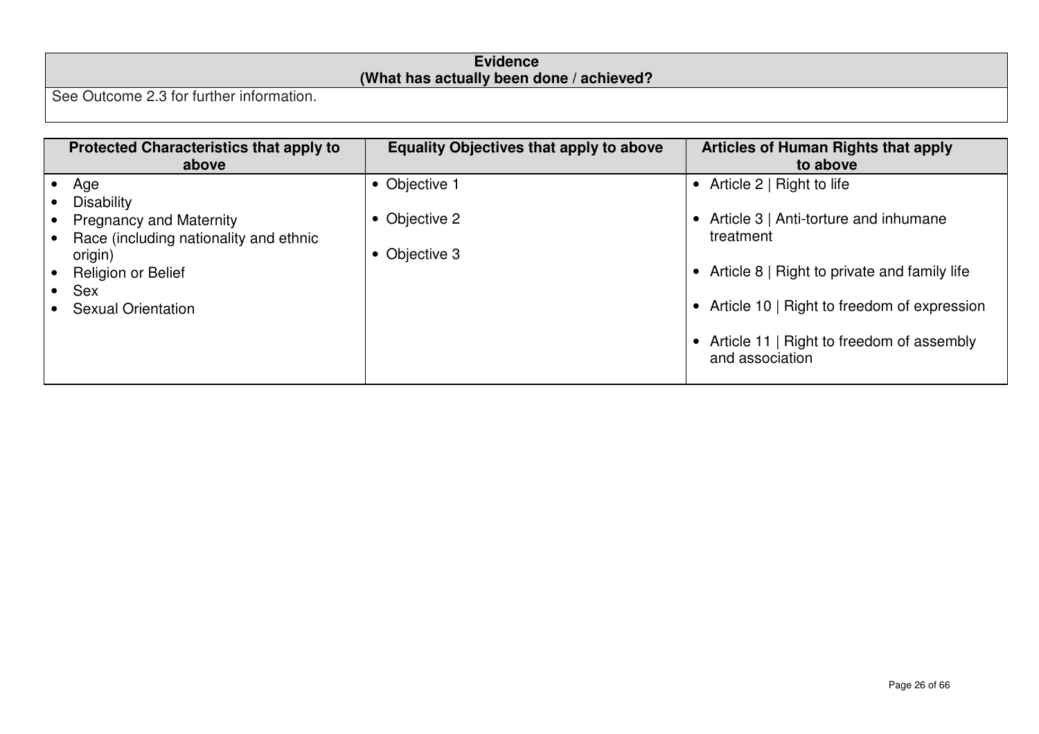| Evidence (What has actually been done / achieved?) |
| --- |
| See Outcome 2.3 for further information. |

| Protected Characteristics that apply to above | Equality Objectives that apply to above | Articles of Human Rights that apply to above |
| --- | --- | --- |
| • Age<br>• Disability<br>• Pregnancy and Maternity<br>• Race (including nationality and ethnic origin)<br>• Religion or Belief<br>• Sex<br>• Sexual Orientation | • Objective 1<br>• Objective 2<br>• Objective 3 | • Article 2 \| Right to life<br>• Article 3 \| Anti-torture and inhumane treatment<br>• Article 8 \| Right to private and family life<br>• Article 10 \| Right to freedom of expression<br>• Article 11 \| Right to freedom of assembly and association |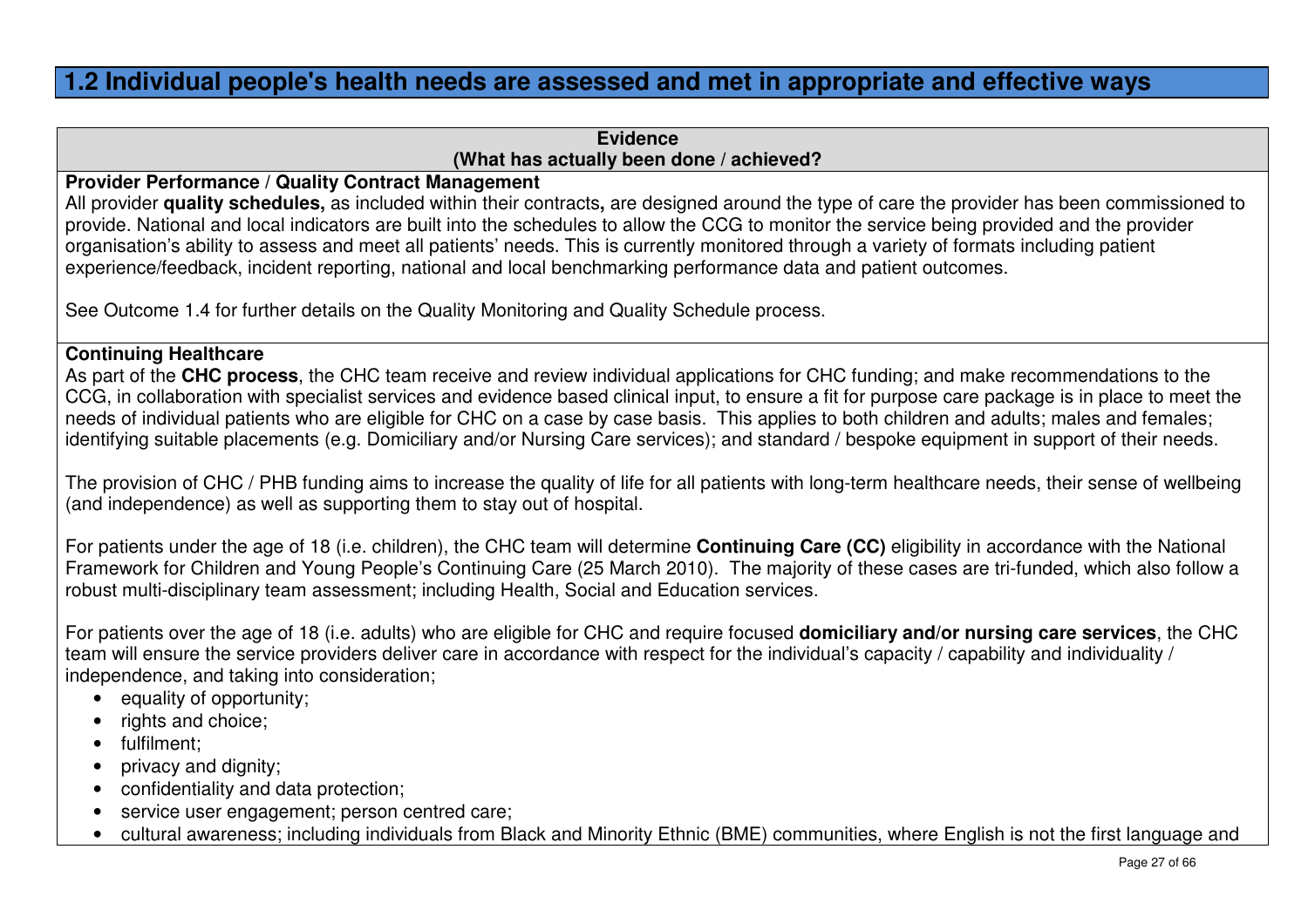## 1.2 Individual people's health needs are assessed and met in appropriate and effective ways

**Evidence**
**(What has actually been done / achieved?)**

**Provider Performance / Quality Contract Management**

All provider **quality schedules,** as included within their contracts**,** are designed around the type of care the provider has been commissioned to provide. National and local indicators are built into the schedules to allow the CCG to monitor the service being provided and the provider organisation's ability to assess and meet all patients' needs. This is currently monitored through a variety of formats including patient experience/feedback, incident reporting, national and local benchmarking performance data and patient outcomes.

See Outcome 1.4 for further details on the Quality Monitoring and Quality Schedule process.

**Continuing Healthcare**

As part of the **CHC process**, the CHC team receive and review individual applications for CHC funding; and make recommendations to the CCG, in collaboration with specialist services and evidence based clinical input, to ensure a fit for purpose care package is in place to meet the needs of individual patients who are eligible for CHC on a case by case basis. This applies to both children and adults; males and females; identifying suitable placements (e.g. Domiciliary and/or Nursing Care services); and standard / bespoke equipment in support of their needs.

The provision of CHC / PHB funding aims to increase the quality of life for all patients with long-term healthcare needs, their sense of wellbeing (and independence) as well as supporting them to stay out of hospital.

For patients under the age of 18 (i.e. children), the CHC team will determine **Continuing Care (CC)** eligibility in accordance with the National Framework for Children and Young People's Continuing Care (25 March 2010). The majority of these cases are tri-funded, which also follow a robust multi-disciplinary team assessment; including Health, Social and Education services.

For patients over the age of 18 (i.e. adults) who are eligible for CHC and require focused **domiciliary and/or nursing care services**, the CHC team will ensure the service providers deliver care in accordance with respect for the individual's capacity / capability and individuality / independence, and taking into consideration;

- equality of opportunity;
- rights and choice;
- fulfilment;
- privacy and dignity;
- confidentiality and data protection;
- service user engagement; person centred care;
- cultural awareness; including individuals from Black and Minority Ethnic (BME) communities, where English is not the first language and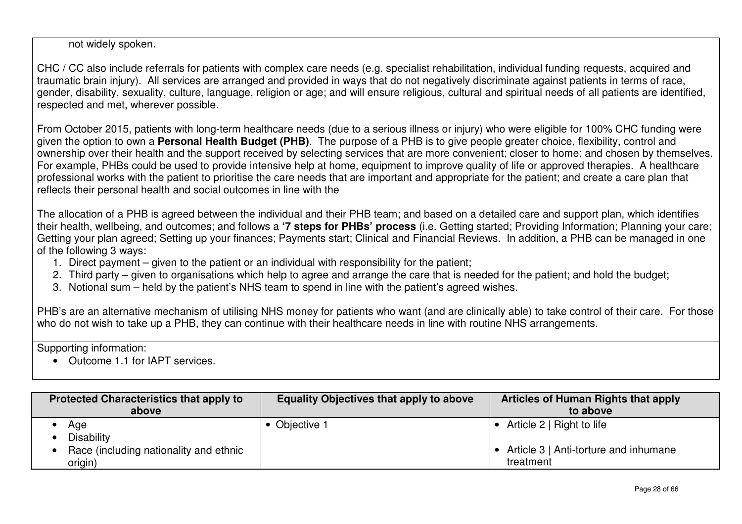not widely spoken.

CHC / CC also include referrals for patients with complex care needs (e.g. specialist rehabilitation, individual funding requests, acquired and traumatic brain injury). All services are arranged and provided in ways that do not negatively discriminate against patients in terms of race, gender, disability, sexuality, culture, language, religion or age; and will ensure religious, cultural and spiritual needs of all patients are identified, respected and met, wherever possible.

From October 2015, patients with long-term healthcare needs (due to a serious illness or injury) who were eligible for 100% CHC funding were given the option to own a **Personal Health Budget (PHB)**. The purpose of a PHB is to give people greater choice, flexibility, control and ownership over their health and the support received by selecting services that are more convenient; closer to home; and chosen by themselves. For example, PHBs could be used to provide intensive help at home, equipment to improve quality of life or approved therapies. A healthcare professional works with the patient to prioritise the care needs that are important and appropriate for the patient; and create a care plan that reflects their personal health and social outcomes in line with the

The allocation of a PHB is agreed between the individual and their PHB team; and based on a detailed care and support plan, which identifies their health, wellbeing, and outcomes; and follows a **'7 steps for PHBs' process** (i.e. Getting started; Providing Information; Planning your care; Getting your plan agreed; Setting up your finances; Payments start; Clinical and Financial Reviews. In addition, a PHB can be managed in one of the following 3 ways:

1. Direct payment – given to the patient or an individual with responsibility for the patient;
2. Third party – given to organisations which help to agree and arrange the care that is needed for the patient; and hold the budget;
3. Notional sum – held by the patient's NHS team to spend in line with the patient's agreed wishes.

PHB's are an alternative mechanism of utilising NHS money for patients who want (and are clinically able) to take control of their care. For those who do not wish to take up a PHB, they can continue with their healthcare needs in line with routine NHS arrangements.

Supporting information:

- Outcome 1.1 for IAPT services.

| Protected Characteristics that apply to above | Equality Objectives that apply to above | Articles of Human Rights that apply to above |
|---|---|---|
| • Age<br>• Disability<br>• Race (including nationality and ethnic origin) | • Objective 1 | • Article 2 \| Right to life<br>• Article 3 \| Anti-torture and inhumane treatment |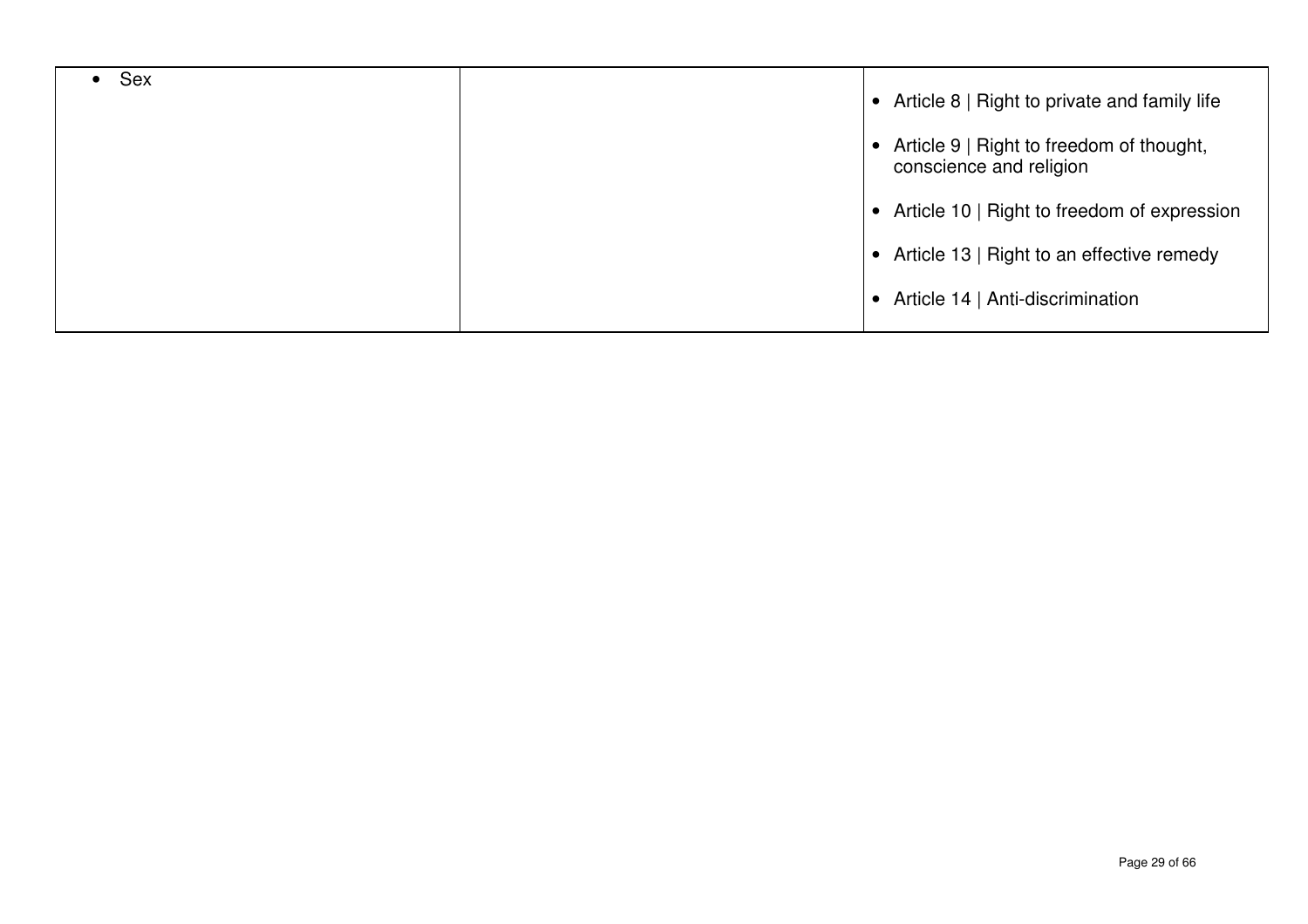| | | |
|---|---|---|
| • Sex | | • Article 8 \| Right to private and family life<br>• Article 9 \| Right to freedom of thought, conscience and religion<br>• Article 10 \| Right to freedom of expression<br>• Article 13 \| Right to an effective remedy<br>• Article 14 \| Anti-discrimination |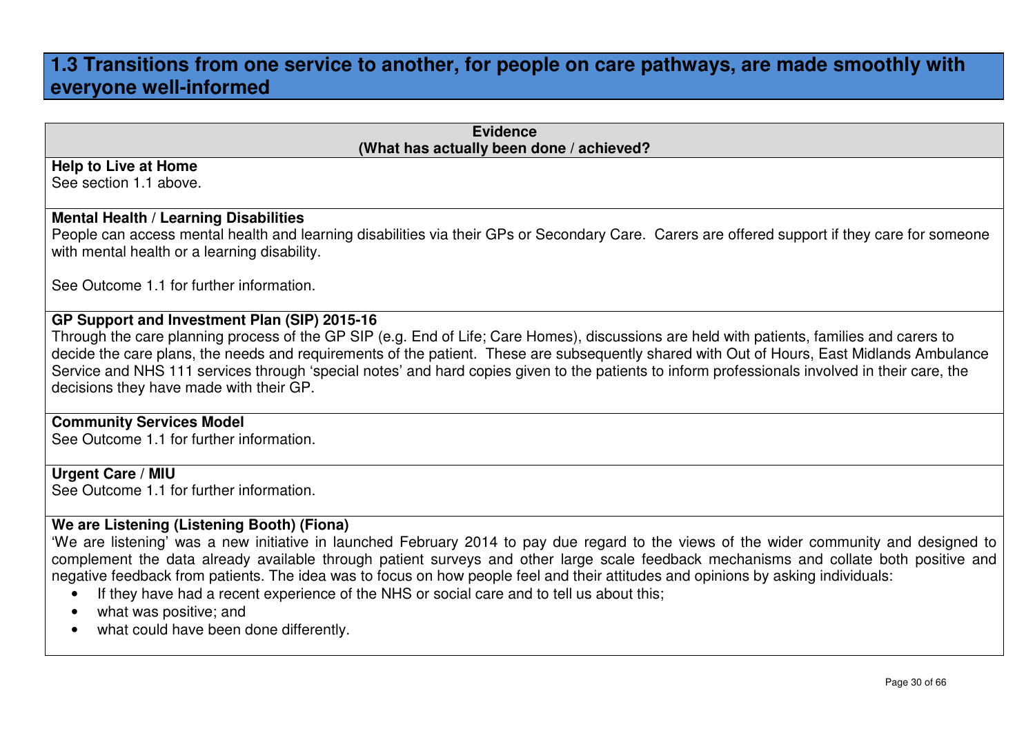## 1.3 Transitions from one service to another, for people on care pathways, are made smoothly with everyone well-informed

**Evidence**
**(What has actually been done / achieved?)**

**Help to Live at Home**
See section 1.1 above.

**Mental Health / Learning Disabilities**
People can access mental health and learning disabilities via their GPs or Secondary Care. Carers are offered support if they care for someone with mental health or a learning disability.

See Outcome 1.1 for further information.

**GP Support and Investment Plan (SIP) 2015-16**
Through the care planning process of the GP SIP (e.g. End of Life; Care Homes), discussions are held with patients, families and carers to decide the care plans, the needs and requirements of the patient. These are subsequently shared with Out of Hours, East Midlands Ambulance Service and NHS 111 services through 'special notes' and hard copies given to the patients to inform professionals involved in their care, the decisions they have made with their GP.

**Community Services Model**
See Outcome 1.1 for further information.

**Urgent Care / MIU**
See Outcome 1.1 for further information.

**We are Listening (Listening Booth) (Fiona)**
'We are listening' was a new initiative in launched February 2014 to pay due regard to the views of the wider community and designed to complement the data already available through patient surveys and other large scale feedback mechanisms and collate both positive and negative feedback from patients. The idea was to focus on how people feel and their attitudes and opinions by asking individuals:

- If they have had a recent experience of the NHS or social care and to tell us about this;
- what was positive; and
- what could have been done differently.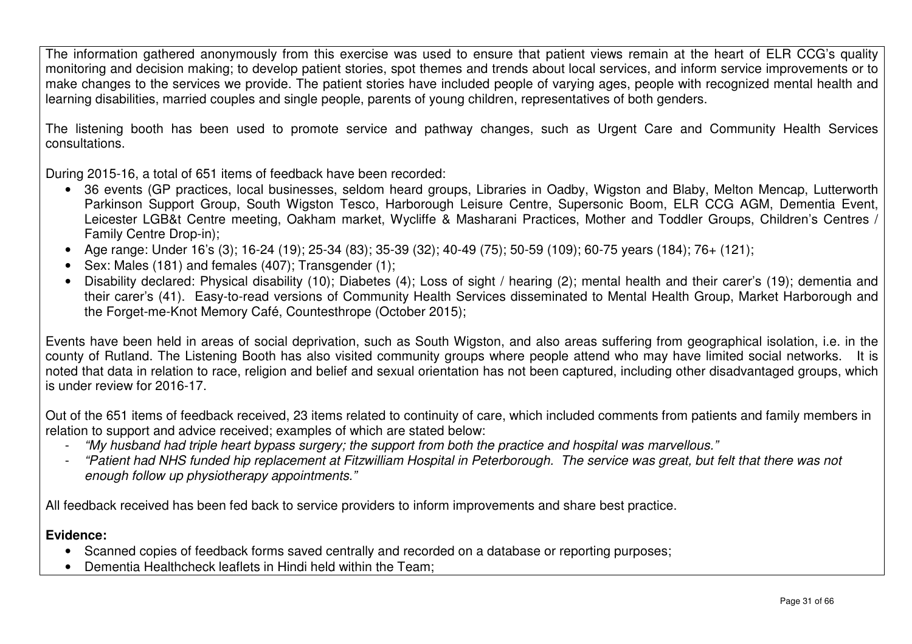The information gathered anonymously from this exercise was used to ensure that patient views remain at the heart of ELR CCG's quality monitoring and decision making; to develop patient stories, spot themes and trends about local services, and inform service improvements or to make changes to the services we provide. The patient stories have included people of varying ages, people with recognized mental health and learning disabilities, married couples and single people, parents of young children, representatives of both genders.

The listening booth has been used to promote service and pathway changes, such as Urgent Care and Community Health Services consultations.

During 2015-16, a total of 651 items of feedback have been recorded:

- 36 events (GP practices, local businesses, seldom heard groups, Libraries in Oadby, Wigston and Blaby, Melton Mencap, Lutterworth Parkinson Support Group, South Wigston Tesco, Harborough Leisure Centre, Supersonic Boom, ELR CCG AGM, Dementia Event, Leicester LGB&t Centre meeting, Oakham market, Wycliffe & Masharani Practices, Mother and Toddler Groups, Children's Centres / Family Centre Drop-in);
- Age range: Under 16's (3); 16-24 (19); 25-34 (83); 35-39 (32); 40-49 (75); 50-59 (109); 60-75 years (184); 76+ (121);
- Sex: Males (181) and females (407); Transgender (1);
- Disability declared: Physical disability (10); Diabetes (4); Loss of sight / hearing (2); mental health and their carer's (19); dementia and their carer's (41). Easy-to-read versions of Community Health Services disseminated to Mental Health Group, Market Harborough and the Forget-me-Knot Memory Café, Countesthrope (October 2015);

Events have been held in areas of social deprivation, such as South Wigston, and also areas suffering from geographical isolation, i.e. in the county of Rutland. The Listening Booth has also visited community groups where people attend who may have limited social networks. It is noted that data in relation to race, religion and belief and sexual orientation has not been captured, including other disadvantaged groups, which is under review for 2016-17.

Out of the 651 items of feedback received, 23 items related to continuity of care, which included comments from patients and family members in relation to support and advice received; examples of which are stated below:

- *"My husband had triple heart bypass surgery; the support from both the practice and hospital was marvellous."*
- *"Patient had NHS funded hip replacement at Fitzwilliam Hospital in Peterborough. The service was great, but felt that there was not enough follow up physiotherapy appointments."*

All feedback received has been fed back to service providers to inform improvements and share best practice.

**Evidence:**

- Scanned copies of feedback forms saved centrally and recorded on a database or reporting purposes;
- Dementia Healthcheck leaflets in Hindi held within the Team;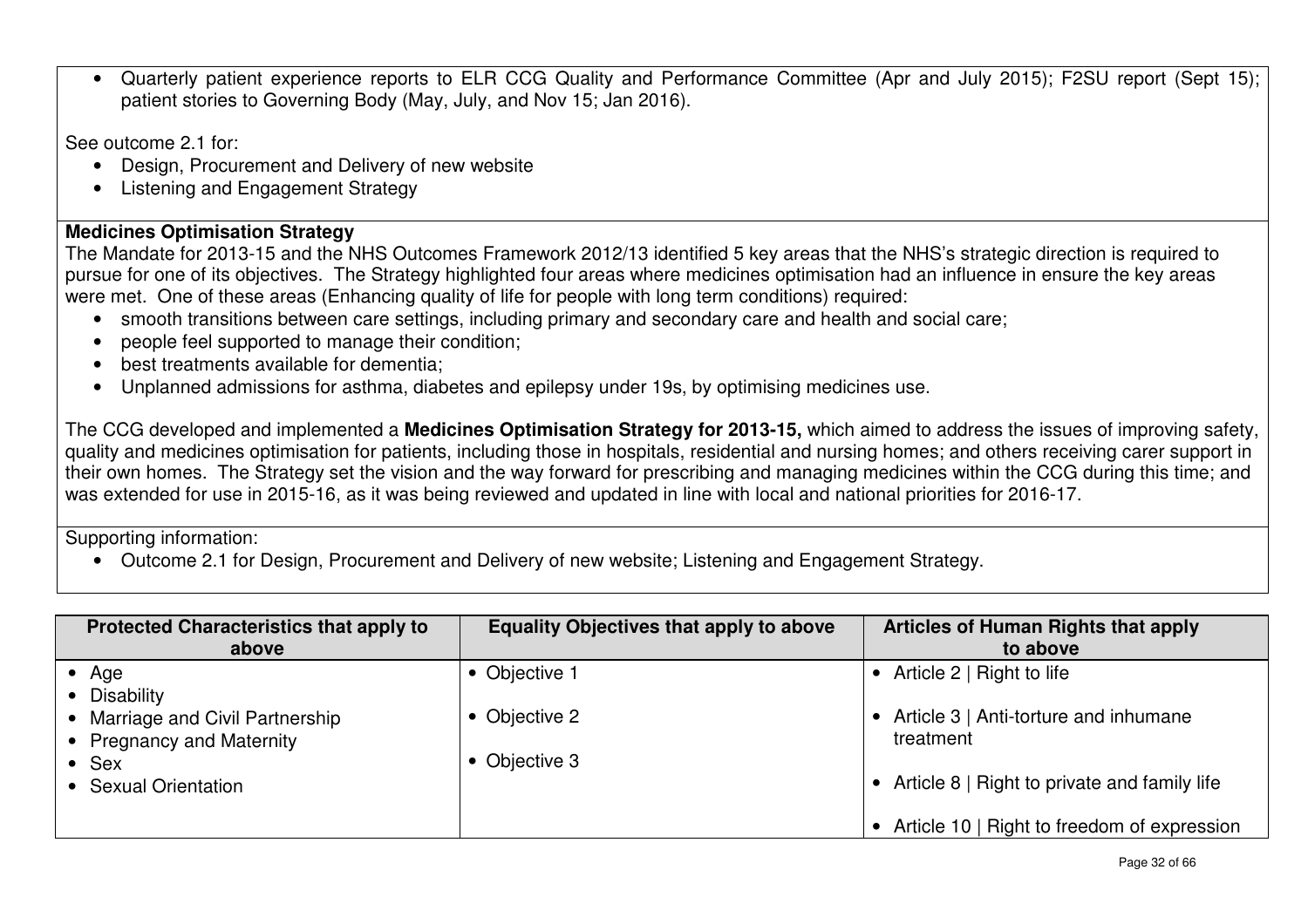- Quarterly patient experience reports to ELR CCG Quality and Performance Committee (Apr and July 2015); F2SU report (Sept 15); patient stories to Governing Body (May, July, and Nov 15; Jan 2016).

See outcome 2.1 for:

- Design, Procurement and Delivery of new website
- Listening and Engagement Strategy

**Medicines Optimisation Strategy**

The Mandate for 2013-15 and the NHS Outcomes Framework 2012/13 identified 5 key areas that the NHS's strategic direction is required to pursue for one of its objectives. The Strategy highlighted four areas where medicines optimisation had an influence in ensure the key areas were met. One of these areas (Enhancing quality of life for people with long term conditions) required:

- smooth transitions between care settings, including primary and secondary care and health and social care;
- people feel supported to manage their condition;
- best treatments available for dementia;
- Unplanned admissions for asthma, diabetes and epilepsy under 19s, by optimising medicines use.

The CCG developed and implemented a **Medicines Optimisation Strategy for 2013-15,** which aimed to address the issues of improving safety, quality and medicines optimisation for patients, including those in hospitals, residential and nursing homes; and others receiving carer support in their own homes. The Strategy set the vision and the way forward for prescribing and managing medicines within the CCG during this time; and was extended for use in 2015-16, as it was being reviewed and updated in line with local and national priorities for 2016-17.

Supporting information:

- Outcome 2.1 for Design, Procurement and Delivery of new website; Listening and Engagement Strategy.

| Protected Characteristics that apply to above | Equality Objectives that apply to above | Articles of Human Rights that apply to above |
|---|---|---|
| • Age<br>• Disability<br>• Marriage and Civil Partnership<br>• Pregnancy and Maternity<br>• Sex<br>• Sexual Orientation | • Objective 1<br>• Objective 2<br>• Objective 3 | • Article 2 \| Right to life<br>• Article 3 \| Anti-torture and inhumane treatment<br>• Article 8 \| Right to private and family life<br>• Article 10 \| Right to freedom of expression |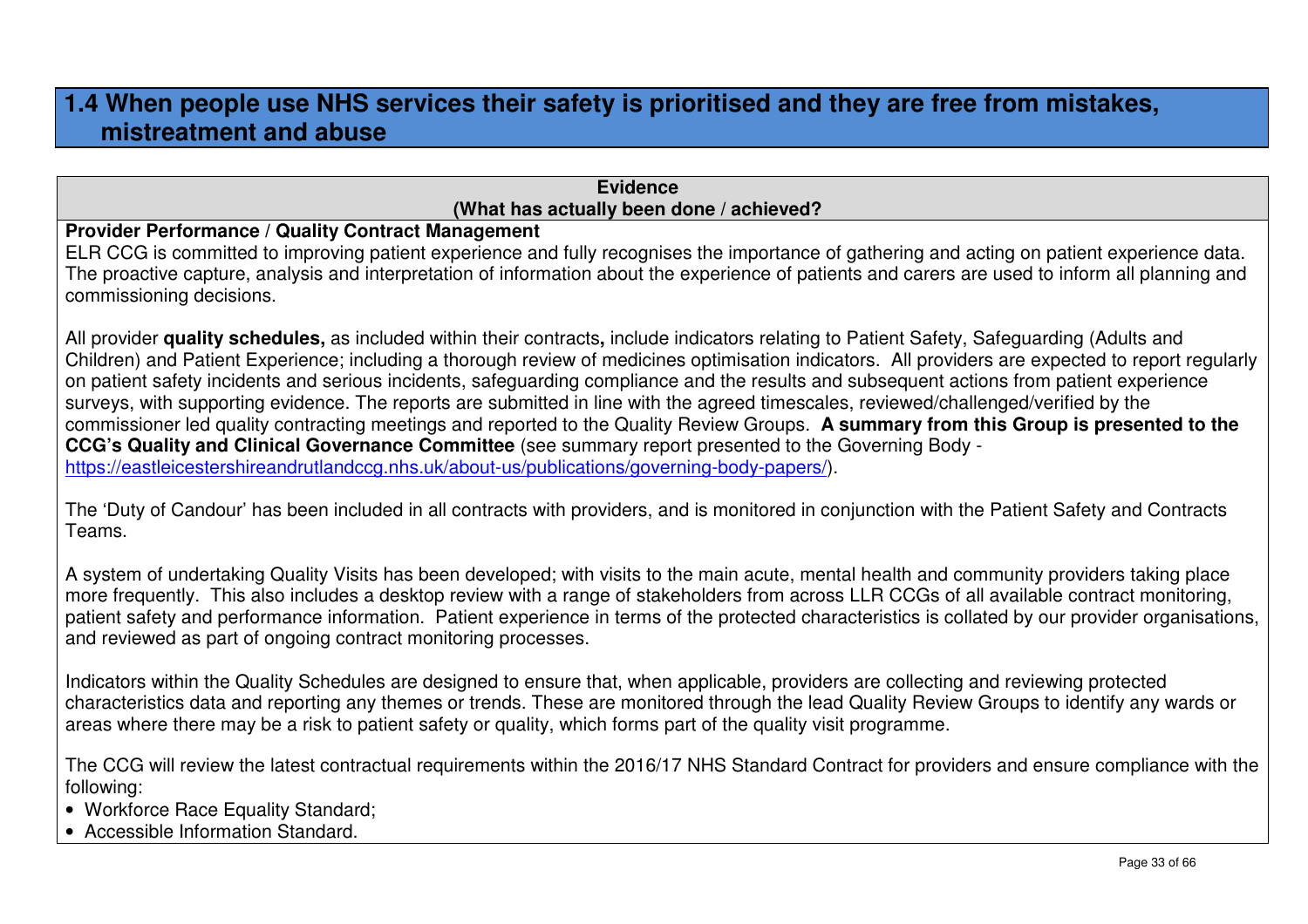## 1.4 When people use NHS services their safety is prioritised and they are free from mistakes, mistreatment and abuse

| Evidence<br>(What has actually been done / achieved?) |
|---|
| **Provider Performance / Quality Contract Management**<br>ELR CCG is committed to improving patient experience and fully recognises the importance of gathering and acting on patient experience data. The proactive capture, analysis and interpretation of information about the experience of patients and carers are used to inform all planning and commissioning decisions.<br><br>All provider **quality schedules,** as included within their contracts**,** include indicators relating to Patient Safety, Safeguarding (Adults and Children) and Patient Experience; including a thorough review of medicines optimisation indicators. All providers are expected to report regularly on patient safety incidents and serious incidents, safeguarding compliance and the results and subsequent actions from patient experience surveys, with supporting evidence. The reports are submitted in line with the agreed timescales, reviewed/challenged/verified by the commissioner led quality contracting meetings and reported to the Quality Review Groups. **A summary from this Group is presented to the CCG's Quality and Clinical Governance Committee** (see summary report presented to the Governing Body - [https://eastleicestershireandrutlandccg.nhs.uk/about-us/publications/governing-body-papers/](https://eastleicestershireandrutlandccg.nhs.uk/about-us/publications/governing-body-papers/)).<br><br>The 'Duty of Candour' has been included in all contracts with providers, and is monitored in conjunction with the Patient Safety and Contracts Teams.<br><br>A system of undertaking Quality Visits has been developed; with visits to the main acute, mental health and community providers taking place more frequently. This also includes a desktop review with a range of stakeholders from across LLR CCGs of all available contract monitoring, patient safety and performance information. Patient experience in terms of the protected characteristics is collated by our provider organisations, and reviewed as part of ongoing contract monitoring processes.<br><br>Indicators within the Quality Schedules are designed to ensure that, when applicable, providers are collecting and reviewing protected characteristics data and reporting any themes or trends. These are monitored through the lead Quality Review Groups to identify any wards or areas where there may be a risk to patient safety or quality, which forms part of the quality visit programme.<br><br>The CCG will review the latest contractual requirements within the 2016/17 NHS Standard Contract for providers and ensure compliance with the following:<br>• Workforce Race Equality Standard;<br>• Accessible Information Standard. |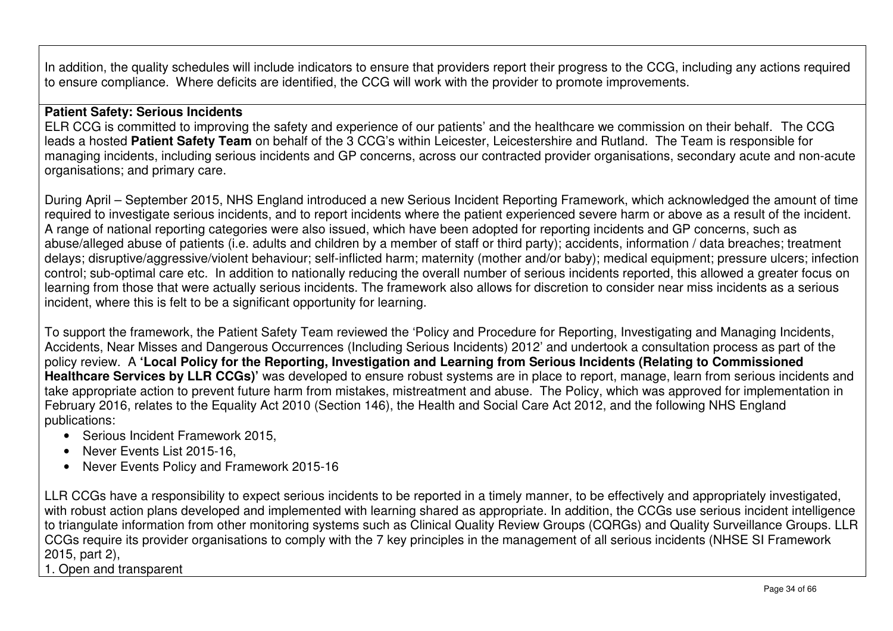In addition, the quality schedules will include indicators to ensure that providers report their progress to the CCG, including any actions required to ensure compliance. Where deficits are identified, the CCG will work with the provider to promote improvements.

**Patient Safety: Serious Incidents**

ELR CCG is committed to improving the safety and experience of our patients' and the healthcare we commission on their behalf. The CCG leads a hosted **Patient Safety Team** on behalf of the 3 CCG's within Leicester, Leicestershire and Rutland. The Team is responsible for managing incidents, including serious incidents and GP concerns, across our contracted provider organisations, secondary acute and non-acute organisations; and primary care.

During April – September 2015, NHS England introduced a new Serious Incident Reporting Framework, which acknowledged the amount of time required to investigate serious incidents, and to report incidents where the patient experienced severe harm or above as a result of the incident. A range of national reporting categories were also issued, which have been adopted for reporting incidents and GP concerns, such as abuse/alleged abuse of patients (i.e. adults and children by a member of staff or third party); accidents, information / data breaches; treatment delays; disruptive/aggressive/violent behaviour; self-inflicted harm; maternity (mother and/or baby); medical equipment; pressure ulcers; infection control; sub-optimal care etc. In addition to nationally reducing the overall number of serious incidents reported, this allowed a greater focus on learning from those that were actually serious incidents. The framework also allows for discretion to consider near miss incidents as a serious incident, where this is felt to be a significant opportunity for learning.

To support the framework, the Patient Safety Team reviewed the 'Policy and Procedure for Reporting, Investigating and Managing Incidents, Accidents, Near Misses and Dangerous Occurrences (Including Serious Incidents) 2012' and undertook a consultation process as part of the policy review. A **'Local Policy for the Reporting, Investigation and Learning from Serious Incidents (Relating to Commissioned Healthcare Services by LLR CCGs)'** was developed to ensure robust systems are in place to report, manage, learn from serious incidents and take appropriate action to prevent future harm from mistakes, mistreatment and abuse. The Policy, which was approved for implementation in February 2016, relates to the Equality Act 2010 (Section 146), the Health and Social Care Act 2012, and the following NHS England publications:

- Serious Incident Framework 2015,
- Never Events List 2015-16,
- Never Events Policy and Framework 2015-16

LLR CCGs have a responsibility to expect serious incidents to be reported in a timely manner, to be effectively and appropriately investigated, with robust action plans developed and implemented with learning shared as appropriate. In addition, the CCGs use serious incident intelligence to triangulate information from other monitoring systems such as Clinical Quality Review Groups (CQRGs) and Quality Surveillance Groups. LLR CCGs require its provider organisations to comply with the 7 key principles in the management of all serious incidents (NHSE SI Framework 2015, part 2),

1. Open and transparent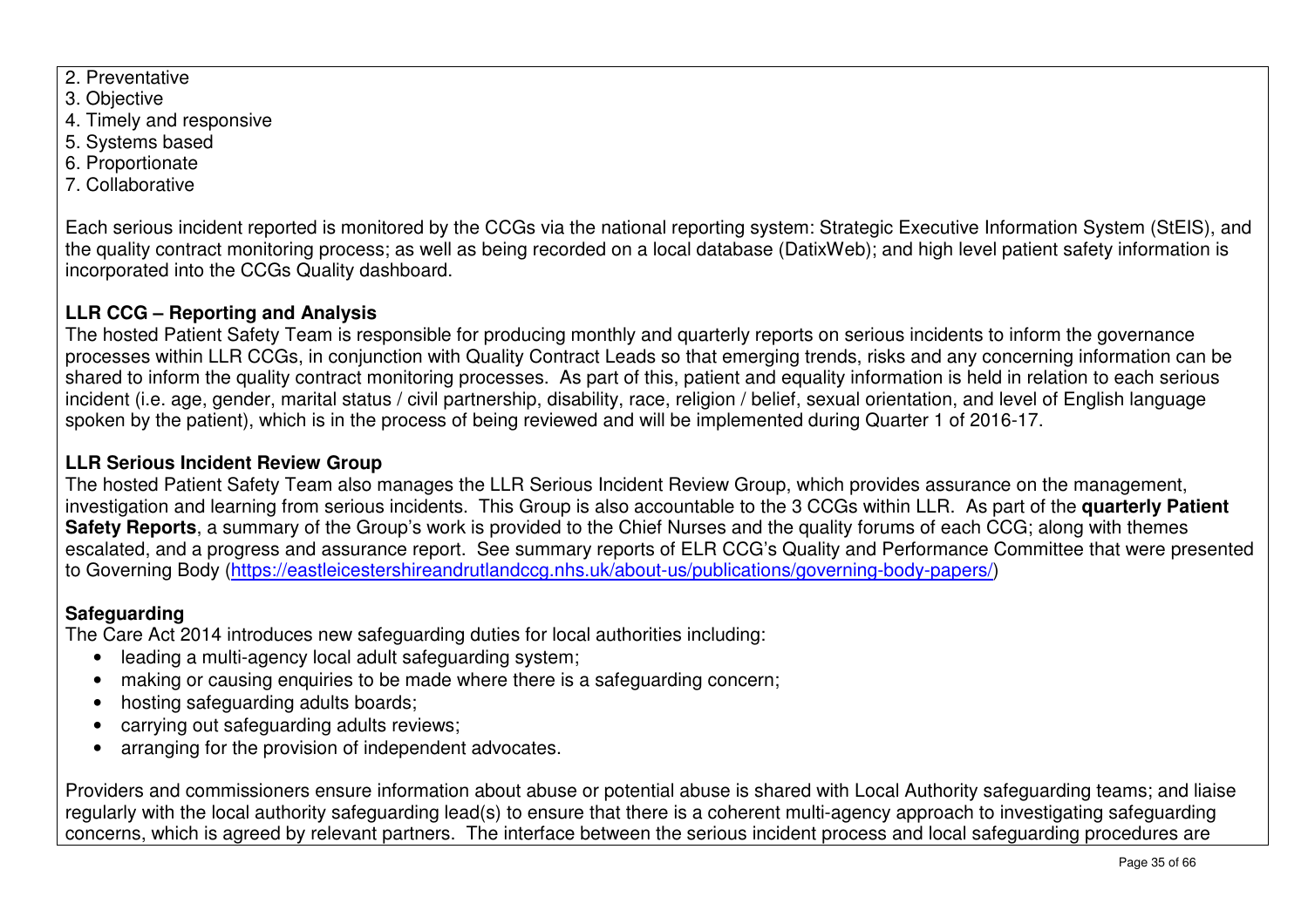2. Preventative
3. Objective
4. Timely and responsive
5. Systems based
6. Proportionate
7. Collaborative

Each serious incident reported is monitored by the CCGs via the national reporting system: Strategic Executive Information System (StEIS), and the quality contract monitoring process; as well as being recorded on a local database (DatixWeb); and high level patient safety information is incorporated into the CCGs Quality dashboard.

**LLR CCG – Reporting and Analysis**

The hosted Patient Safety Team is responsible for producing monthly and quarterly reports on serious incidents to inform the governance processes within LLR CCGs, in conjunction with Quality Contract Leads so that emerging trends, risks and any concerning information can be shared to inform the quality contract monitoring processes. As part of this, patient and equality information is held in relation to each serious incident (i.e. age, gender, marital status / civil partnership, disability, race, religion / belief, sexual orientation, and level of English language spoken by the patient), which is in the process of being reviewed and will be implemented during Quarter 1 of 2016-17.

**LLR Serious Incident Review Group**

The hosted Patient Safety Team also manages the LLR Serious Incident Review Group, which provides assurance on the management, investigation and learning from serious incidents. This Group is also accountable to the 3 CCGs within LLR. As part of the **quarterly Patient Safety Reports**, a summary of the Group's work is provided to the Chief Nurses and the quality forums of each CCG; along with themes escalated, and a progress and assurance report. See summary reports of ELR CCG's Quality and Performance Committee that were presented to Governing Body (https://eastleicestershireandrutlandccg.nhs.uk/about-us/publications/governing-body-papers/)

**Safeguarding**

The Care Act 2014 introduces new safeguarding duties for local authorities including:

- leading a multi-agency local adult safeguarding system;
- making or causing enquiries to be made where there is a safeguarding concern;
- hosting safeguarding adults boards;
- carrying out safeguarding adults reviews;
- arranging for the provision of independent advocates.

Providers and commissioners ensure information about abuse or potential abuse is shared with Local Authority safeguarding teams; and liaise regularly with the local authority safeguarding lead(s) to ensure that there is a coherent multi-agency approach to investigating safeguarding concerns, which is agreed by relevant partners. The interface between the serious incident process and local safeguarding procedures are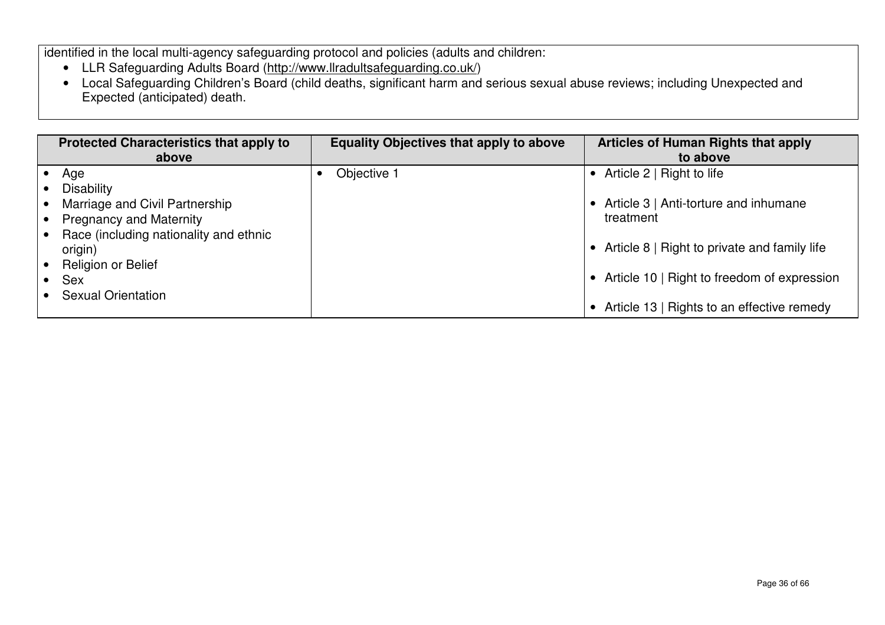identified in the local multi-agency safeguarding protocol and policies (adults and children:

- LLR Safeguarding Adults Board (http://www.llradultsafeguarding.co.uk/)
- Local Safeguarding Children's Board (child deaths, significant harm and serious sexual abuse reviews; including Unexpected and Expected (anticipated) death.

| Protected Characteristics that apply to above | Equality Objectives that apply to above | Articles of Human Rights that apply to above |
| --- | --- | --- |
| • Age<br>• Disability<br>• Marriage and Civil Partnership<br>• Pregnancy and Maternity<br>• Race (including nationality and ethnic origin)<br>• Religion or Belief<br>• Sex<br>• Sexual Orientation | • Objective 1 | • Article 2 \| Right to life<br>• Article 3 \| Anti-torture and inhumane treatment<br>• Article 8 \| Right to private and family life<br>• Article 10 \| Right to freedom of expression<br>• Article 13 \| Rights to an effective remedy |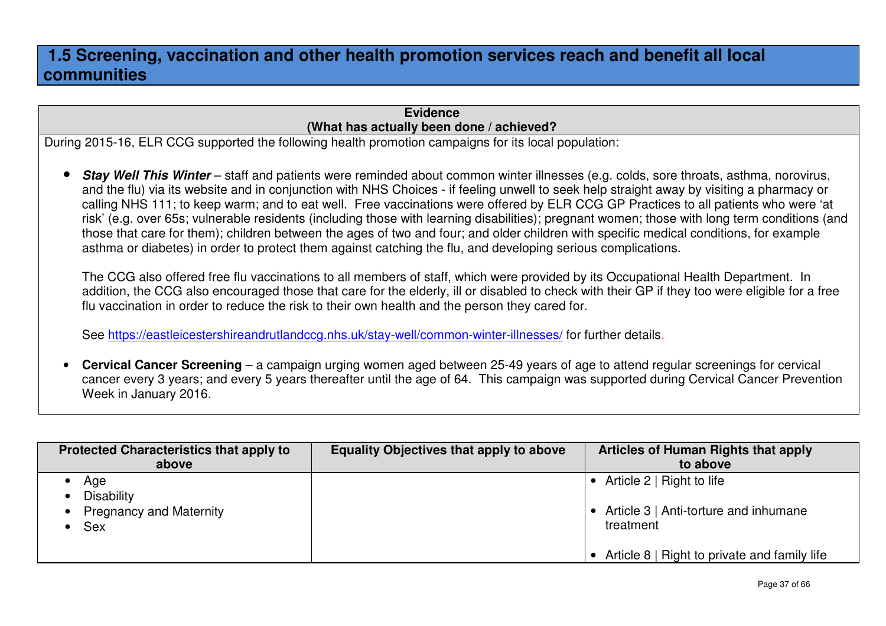## 1.5 Screening, vaccination and other health promotion services reach and benefit all local communities

| Evidence (What has actually been done / achieved?) |
|---|
| During 2015-16, ELR CCG supported the following health promotion campaigns for its local population:<br><br>• ***Stay Well This Winter*** – staff and patients were reminded about common winter illnesses (e.g. colds, sore throats, asthma, norovirus, and the flu) via its website and in conjunction with NHS Choices - if feeling unwell to seek help straight away by visiting a pharmacy or calling NHS 111; to keep warm; and to eat well. Free vaccinations were offered by ELR CCG GP Practices to all patients who were 'at risk' (e.g. over 65s; vulnerable residents (including those with learning disabilities); pregnant women; those with long term conditions (and those that care for them); children between the ages of two and four; and older children with specific medical conditions, for example asthma or diabetes) in order to protect them against catching the flu, and developing serious complications.<br><br>The CCG also offered free flu vaccinations to all members of staff, which were provided by its Occupational Health Department. In addition, the CCG also encouraged those that care for the elderly, ill or disabled to check with their GP if they too were eligible for a free flu vaccination in order to reduce the risk to their own health and the person they cared for.<br><br>See https://eastleicestershireandrutlandccg.nhs.uk/stay-well/common-winter-illnesses/ for further details.<br><br>• **Cervical Cancer Screening** – a campaign urging women aged between 25-49 years of age to attend regular screenings for cervical cancer every 3 years; and every 5 years thereafter until the age of 64. This campaign was supported during Cervical Cancer Prevention Week in January 2016. |

| Protected Characteristics that apply to above | Equality Objectives that apply to above | Articles of Human Rights that apply to above |
|---|---|---|
| • Age<br>• Disability<br>• Pregnancy and Maternity<br>• Sex | | • Article 2 \| Right to life<br>• Article 3 \| Anti-torture and inhumane treatment<br>• Article 8 \| Right to private and family life |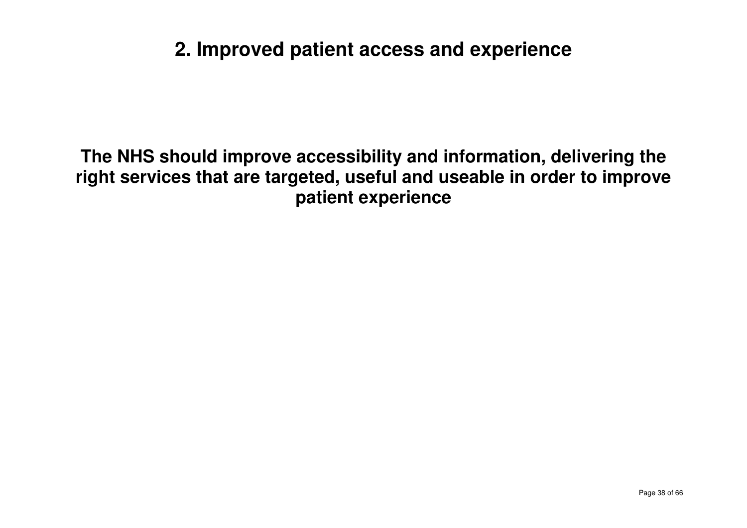# 2. Improved patient access and experience

**The NHS should improve accessibility and information, delivering the right services that are targeted, useful and useable in order to improve patient experience**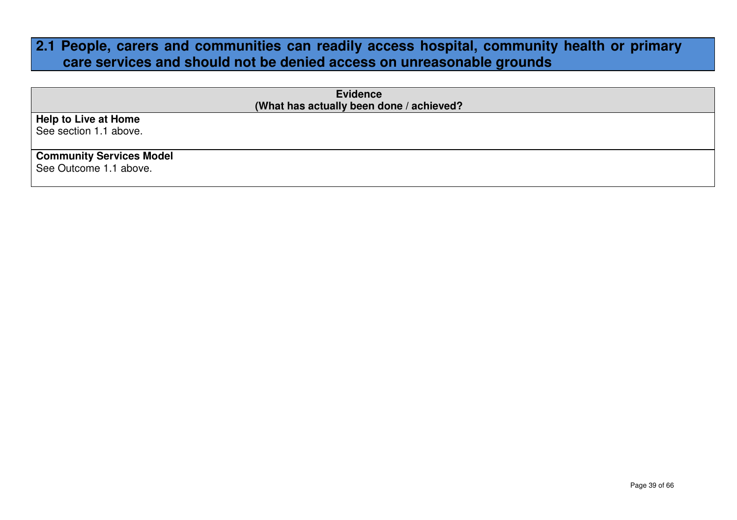## 2.1 People, carers and communities can readily access hospital, community health or primary care services and should not be denied access on unreasonable grounds

| Evidence<br>(What has actually been done / achieved?) |
|---|
| **Help to Live at Home**<br>See section 1.1 above. |
| **Community Services Model**<br>See Outcome 1.1 above. |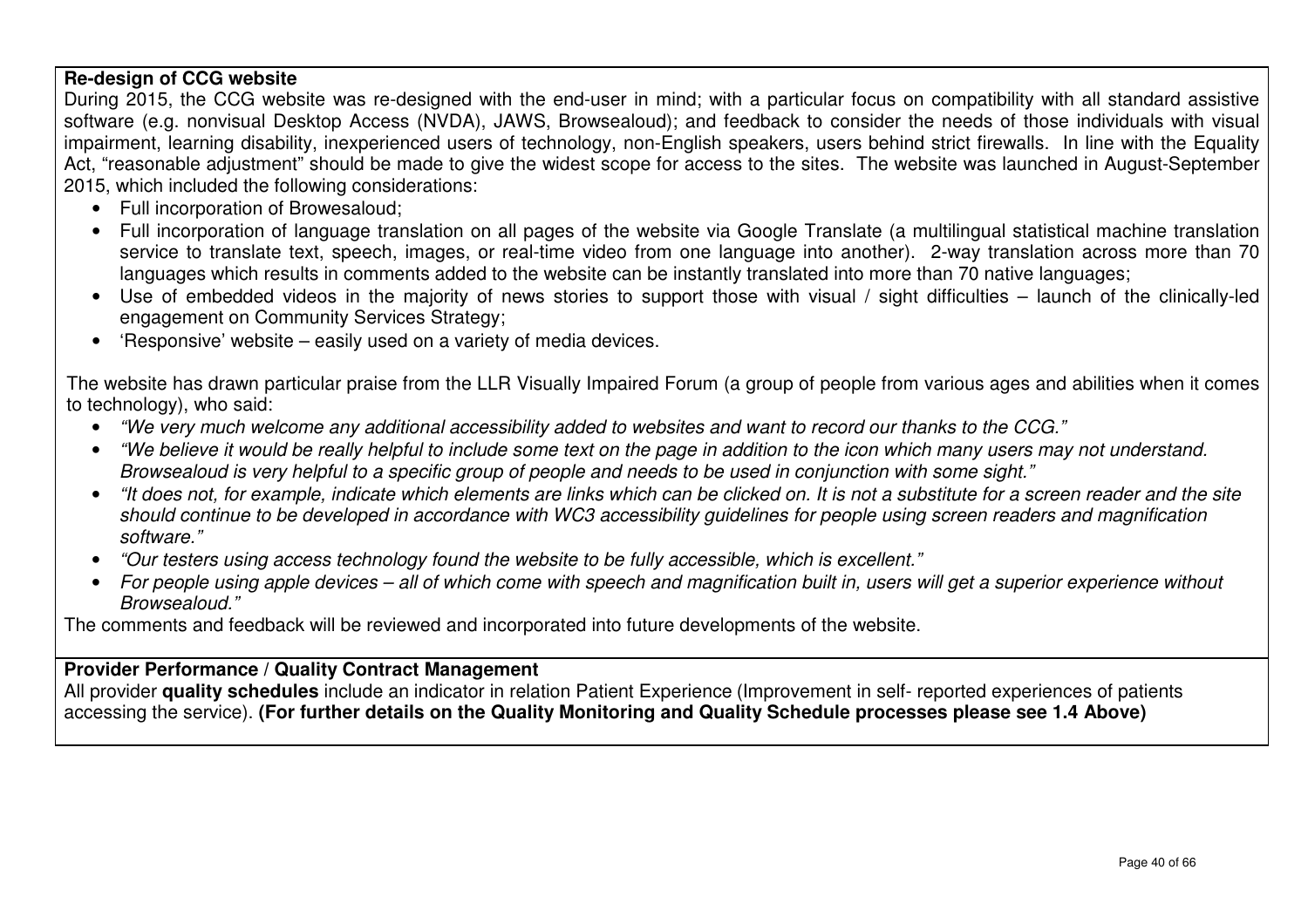**Re-design of CCG website**

During 2015, the CCG website was re-designed with the end-user in mind; with a particular focus on compatibility with all standard assistive software (e.g. nonvisual Desktop Access (NVDA), JAWS, Browsealoud); and feedback to consider the needs of those individuals with visual impairment, learning disability, inexperienced users of technology, non-English speakers, users behind strict firewalls. In line with the Equality Act, "reasonable adjustment" should be made to give the widest scope for access to the sites. The website was launched in August-September 2015, which included the following considerations:

- Full incorporation of Browesaloud;
- Full incorporation of language translation on all pages of the website via Google Translate (a multilingual statistical machine translation service to translate text, speech, images, or real-time video from one language into another). 2-way translation across more than 70 languages which results in comments added to the website can be instantly translated into more than 70 native languages;
- Use of embedded videos in the majority of news stories to support those with visual / sight difficulties – launch of the clinically-led engagement on Community Services Strategy;
- 'Responsive' website – easily used on a variety of media devices.

The website has drawn particular praise from the LLR Visually Impaired Forum (a group of people from various ages and abilities when it comes to technology), who said:

- *"We very much welcome any additional accessibility added to websites and want to record our thanks to the CCG."*
- *"We believe it would be really helpful to include some text on the page in addition to the icon which many users may not understand. Browsealoud is very helpful to a specific group of people and needs to be used in conjunction with some sight."*
- *"It does not, for example, indicate which elements are links which can be clicked on. It is not a substitute for a screen reader and the site should continue to be developed in accordance with WC3 accessibility guidelines for people using screen readers and magnification software."*
- *"Our testers using access technology found the website to be fully accessible, which is excellent."*
- *For people using apple devices – all of which come with speech and magnification built in, users will get a superior experience without Browsealoud."*

The comments and feedback will be reviewed and incorporated into future developments of the website.

**Provider Performance / Quality Contract Management**

All provider **quality schedules** include an indicator in relation Patient Experience (Improvement in self- reported experiences of patients accessing the service). **(For further details on the Quality Monitoring and Quality Schedule processes please see 1.4 Above)**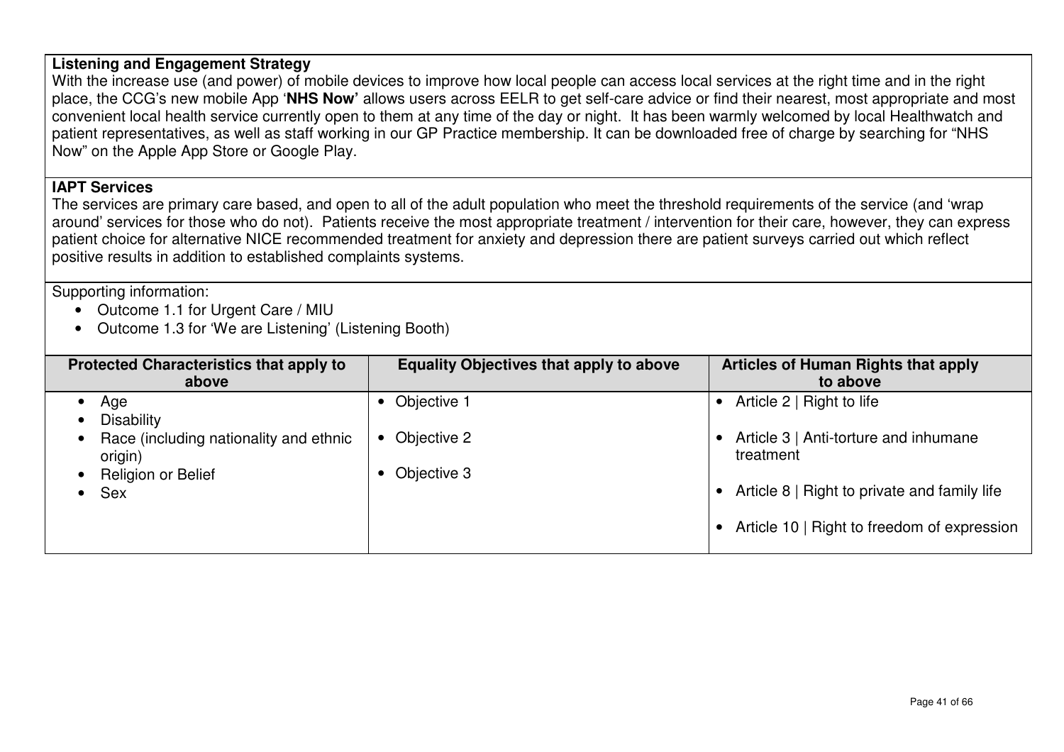**Listening and Engagement Strategy**

With the increase use (and power) of mobile devices to improve how local people can access local services at the right time and in the right place, the CCG's new mobile App '**NHS Now'** allows users across EELR to get self-care advice or find their nearest, most appropriate and most convenient local health service currently open to them at any time of the day or night. It has been warmly welcomed by local Healthwatch and patient representatives, as well as staff working in our GP Practice membership. It can be downloaded free of charge by searching for "NHS Now" on the Apple App Store or Google Play.

**IAPT Services**

The services are primary care based, and open to all of the adult population who meet the threshold requirements of the service (and 'wrap around' services for those who do not). Patients receive the most appropriate treatment / intervention for their care, however, they can express patient choice for alternative NICE recommended treatment for anxiety and depression there are patient surveys carried out which reflect positive results in addition to established complaints systems.

Supporting information:

- Outcome 1.1 for Urgent Care / MIU
- Outcome 1.3 for 'We are Listening' (Listening Booth)

| Protected Characteristics that apply to above | Equality Objectives that apply to above | Articles of Human Rights that apply to above |
|---|---|---|
| • Age<br>• Disability<br>• Race (including nationality and ethnic origin)<br>• Religion or Belief<br>• Sex | • Objective 1<br>• Objective 2<br>• Objective 3 | • Article 2 \| Right to life<br>• Article 3 \| Anti-torture and inhumane treatment<br>• Article 8 \| Right to private and family life<br>• Article 10 \| Right to freedom of expression |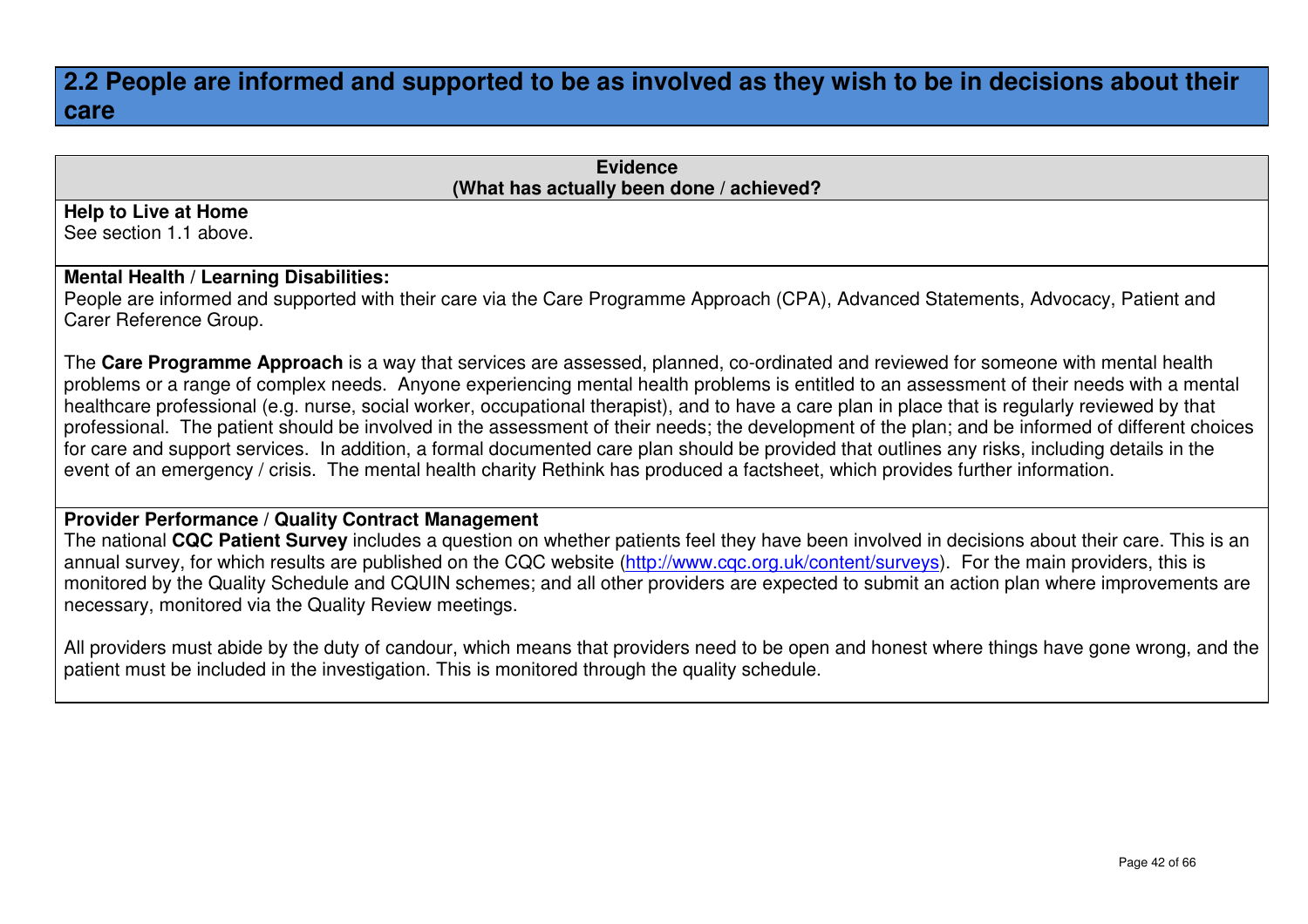## 2.2 People are informed and supported to be as involved as they wish to be in decisions about their care

| Evidence<br>(What has actually been done / achieved?) |
|---|
| **Help to Live at Home**<br>See section 1.1 above. |
| **Mental Health / Learning Disabilities:**<br>People are informed and supported with their care via the Care Programme Approach (CPA), Advanced Statements, Advocacy, Patient and Carer Reference Group.<br><br>The **Care Programme Approach** is a way that services are assessed, planned, co-ordinated and reviewed for someone with mental health problems or a range of complex needs. Anyone experiencing mental health problems is entitled to an assessment of their needs with a mental healthcare professional (e.g. nurse, social worker, occupational therapist), and to have a care plan in place that is regularly reviewed by that professional. The patient should be involved in the assessment of their needs; the development of the plan; and be informed of different choices for care and support services. In addition, a formal documented care plan should be provided that outlines any risks, including details in the event of an emergency / crisis. The mental health charity Rethink has produced a factsheet, which provides further information. |
| **Provider Performance / Quality Contract Management**<br>The national **CQC Patient Survey** includes a question on whether patients feel they have been involved in decisions about their care. This is an annual survey, for which results are published on the CQC website (http://www.cqc.org.uk/content/surveys). For the main providers, this is monitored by the Quality Schedule and CQUIN schemes; and all other providers are expected to submit an action plan where improvements are necessary, monitored via the Quality Review meetings.<br><br>All providers must abide by the duty of candour, which means that providers need to be open and honest where things have gone wrong, and the patient must be included in the investigation. This is monitored through the quality schedule. |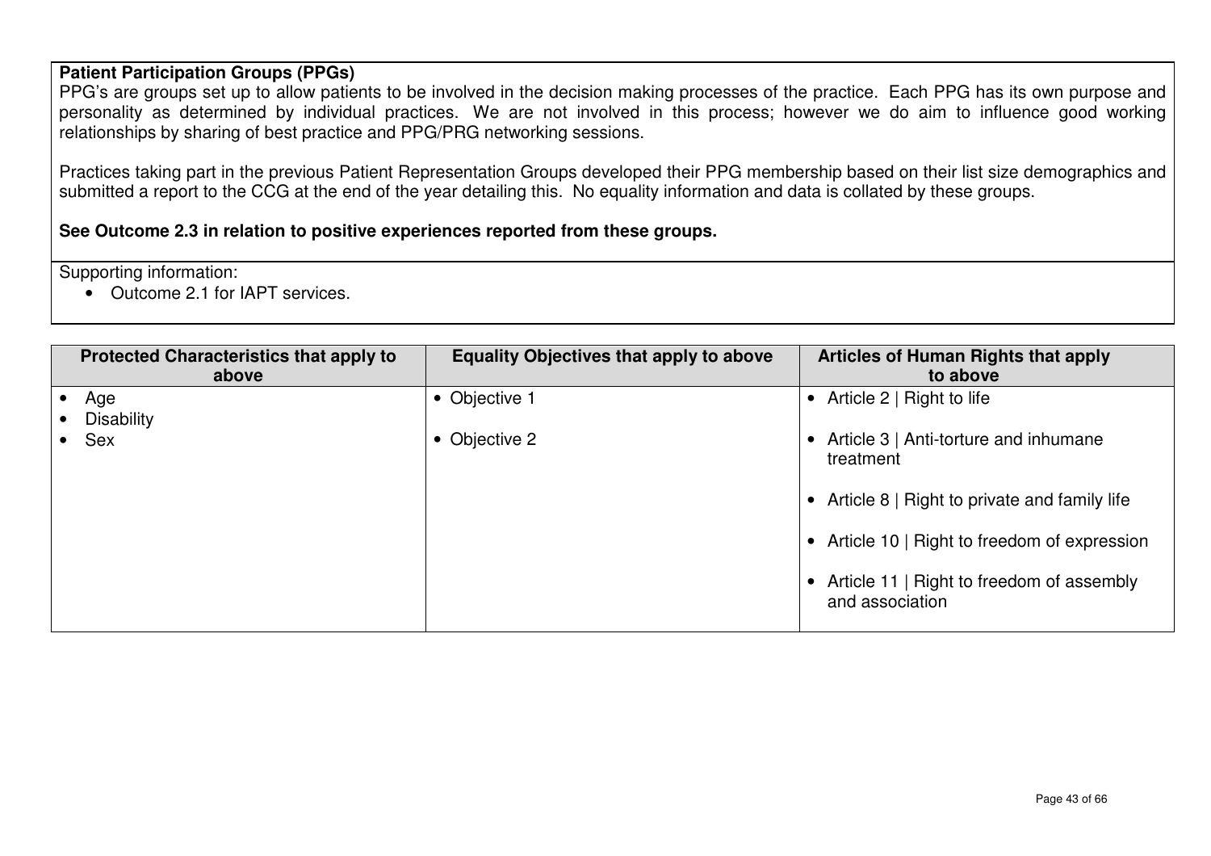**Patient Participation Groups (PPGs)**

PPG's are groups set up to allow patients to be involved in the decision making processes of the practice. Each PPG has its own purpose and personality as determined by individual practices. We are not involved in this process; however we do aim to influence good working relationships by sharing of best practice and PPG/PRG networking sessions.

Practices taking part in the previous Patient Representation Groups developed their PPG membership based on their list size demographics and submitted a report to the CCG at the end of the year detailing this. No equality information and data is collated by these groups.

**See Outcome 2.3 in relation to positive experiences reported from these groups.**

Supporting information:

- Outcome 2.1 for IAPT services.

| Protected Characteristics that apply to above | Equality Objectives that apply to above | Articles of Human Rights that apply to above |
|---|---|---|
| • Age<br>• Disability<br>• Sex | • Objective 1<br>• Objective 2 | • Article 2 \| Right to life<br>• Article 3 \| Anti-torture and inhumane treatment<br>• Article 8 \| Right to private and family life<br>• Article 10 \| Right to freedom of expression<br>• Article 11 \| Right to freedom of assembly and association |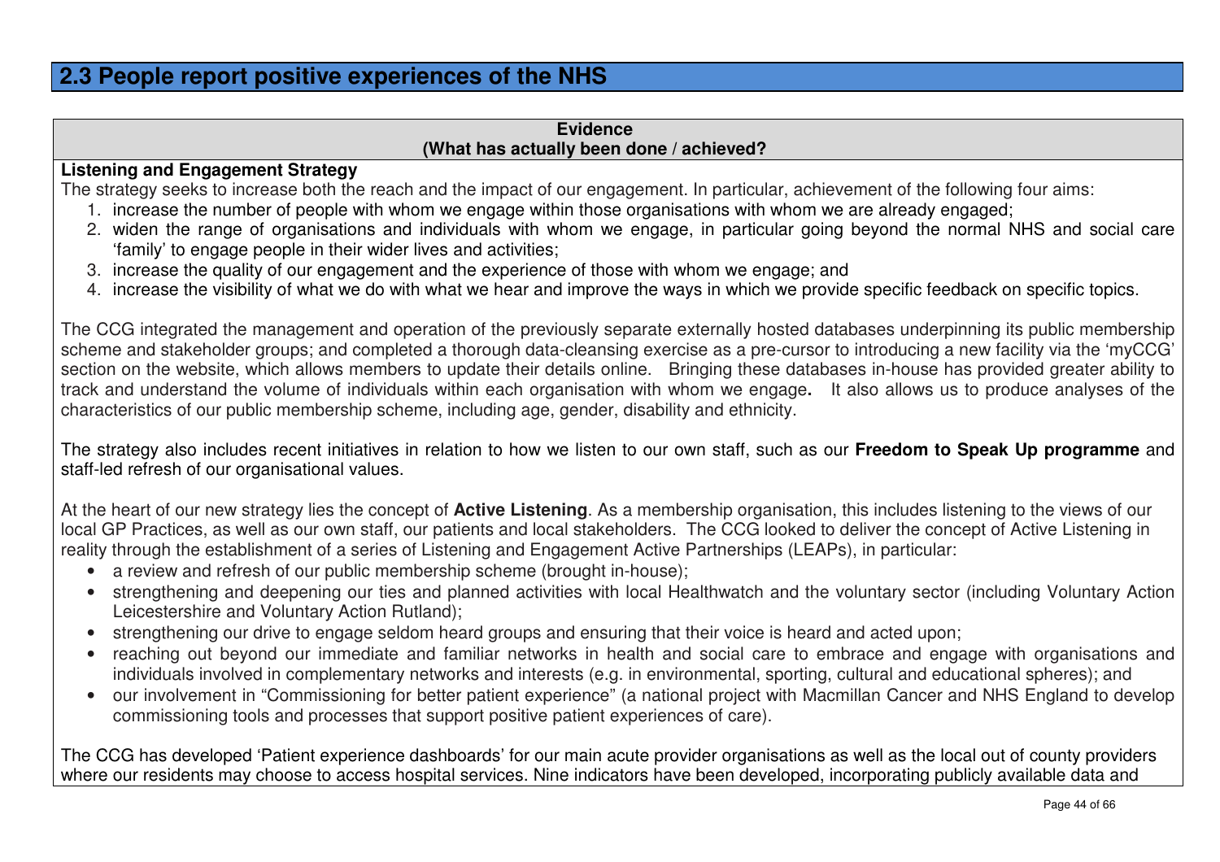## 2.3 People report positive experiences of the NHS

**Evidence**
**(What has actually been done / achieved?)**

**Listening and Engagement Strategy**

The strategy seeks to increase both the reach and the impact of our engagement. In particular, achievement of the following four aims:

1. increase the number of people with whom we engage within those organisations with whom we are already engaged;
2. widen the range of organisations and individuals with whom we engage, in particular going beyond the normal NHS and social care 'family' to engage people in their wider lives and activities;
3. increase the quality of our engagement and the experience of those with whom we engage; and
4. increase the visibility of what we do with what we hear and improve the ways in which we provide specific feedback on specific topics.

The CCG integrated the management and operation of the previously separate externally hosted databases underpinning its public membership scheme and stakeholder groups; and completed a thorough data-cleansing exercise as a pre-cursor to introducing a new facility via the 'myCCG' section on the website, which allows members to update their details online. Bringing these databases in-house has provided greater ability to track and understand the volume of individuals within each organisation with whom we engage**.** It also allows us to produce analyses of the characteristics of our public membership scheme, including age, gender, disability and ethnicity.

The strategy also includes recent initiatives in relation to how we listen to our own staff, such as our **Freedom to Speak Up programme** and staff-led refresh of our organisational values.

At the heart of our new strategy lies the concept of **Active Listening**. As a membership organisation, this includes listening to the views of our local GP Practices, as well as our own staff, our patients and local stakeholders. The CCG looked to deliver the concept of Active Listening in reality through the establishment of a series of Listening and Engagement Active Partnerships (LEAPs), in particular:

- a review and refresh of our public membership scheme (brought in-house);
- strengthening and deepening our ties and planned activities with local Healthwatch and the voluntary sector (including Voluntary Action Leicestershire and Voluntary Action Rutland);
- strengthening our drive to engage seldom heard groups and ensuring that their voice is heard and acted upon;
- reaching out beyond our immediate and familiar networks in health and social care to embrace and engage with organisations and individuals involved in complementary networks and interests (e.g. in environmental, sporting, cultural and educational spheres); and
- our involvement in "Commissioning for better patient experience" (a national project with Macmillan Cancer and NHS England to develop commissioning tools and processes that support positive patient experiences of care).

The CCG has developed 'Patient experience dashboards' for our main acute provider organisations as well as the local out of county providers where our residents may choose to access hospital services. Nine indicators have been developed, incorporating publicly available data and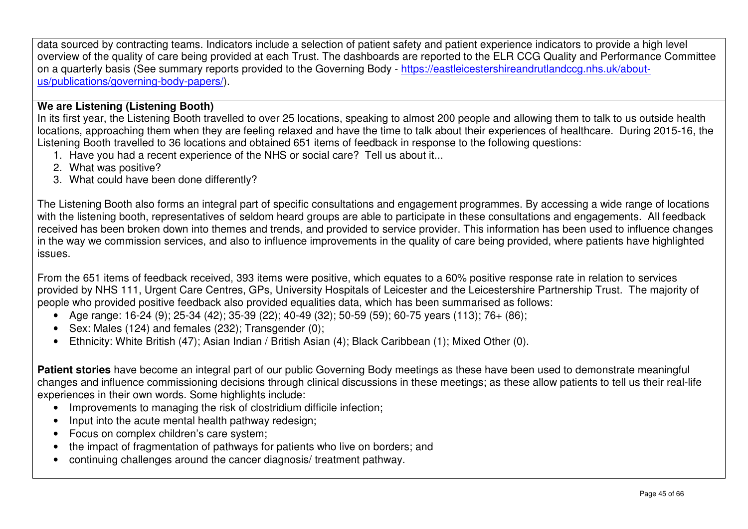data sourced by contracting teams. Indicators include a selection of patient safety and patient experience indicators to provide a high level overview of the quality of care being provided at each Trust. The dashboards are reported to the ELR CCG Quality and Performance Committee on a quarterly basis (See summary reports provided to the Governing Body - https://eastleicestershireandrutlandccg.nhs.uk/about-us/publications/governing-body-papers/).

**We are Listening (Listening Booth)**

In its first year, the Listening Booth travelled to over 25 locations, speaking to almost 200 people and allowing them to talk to us outside health locations, approaching them when they are feeling relaxed and have the time to talk about their experiences of healthcare. During 2015-16, the Listening Booth travelled to 36 locations and obtained 651 items of feedback in response to the following questions:

1. Have you had a recent experience of the NHS or social care? Tell us about it...
2. What was positive?
3. What could have been done differently?

The Listening Booth also forms an integral part of specific consultations and engagement programmes. By accessing a wide range of locations with the listening booth, representatives of seldom heard groups are able to participate in these consultations and engagements. All feedback received has been broken down into themes and trends, and provided to service provider. This information has been used to influence changes in the way we commission services, and also to influence improvements in the quality of care being provided, where patients have highlighted issues.

From the 651 items of feedback received, 393 items were positive, which equates to a 60% positive response rate in relation to services provided by NHS 111, Urgent Care Centres, GPs, University Hospitals of Leicester and the Leicestershire Partnership Trust. The majority of people who provided positive feedback also provided equalities data, which has been summarised as follows:

- Age range: 16-24 (9); 25-34 (42); 35-39 (22); 40-49 (32); 50-59 (59); 60-75 years (113); 76+ (86);
- Sex: Males (124) and females (232); Transgender (0);
- Ethnicity: White British (47); Asian Indian / British Asian (4); Black Caribbean (1); Mixed Other (0).

**Patient stories** have become an integral part of our public Governing Body meetings as these have been used to demonstrate meaningful changes and influence commissioning decisions through clinical discussions in these meetings; as these allow patients to tell us their real-life experiences in their own words. Some highlights include:

- Improvements to managing the risk of clostridium difficile infection;
- Input into the acute mental health pathway redesign;
- Focus on complex children's care system;
- the impact of fragmentation of pathways for patients who live on borders; and
- continuing challenges around the cancer diagnosis/ treatment pathway.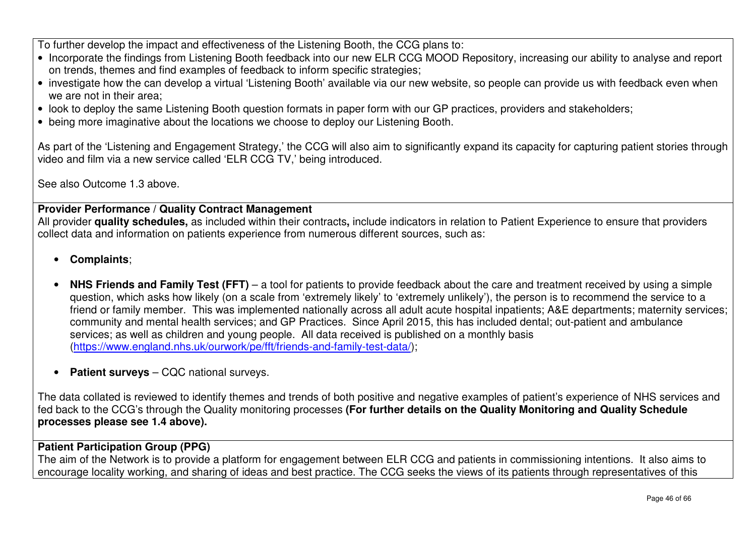To further develop the impact and effectiveness of the Listening Booth, the CCG plans to:

- Incorporate the findings from Listening Booth feedback into our new ELR CCG MOOD Repository, increasing our ability to analyse and report on trends, themes and find examples of feedback to inform specific strategies;
- investigate how the can develop a virtual 'Listening Booth' available via our new website, so people can provide us with feedback even when we are not in their area;
- look to deploy the same Listening Booth question formats in paper form with our GP practices, providers and stakeholders;
- being more imaginative about the locations we choose to deploy our Listening Booth.

As part of the 'Listening and Engagement Strategy,' the CCG will also aim to significantly expand its capacity for capturing patient stories through video and film via a new service called 'ELR CCG TV,' being introduced.

See also Outcome 1.3 above.

**Provider Performance / Quality Contract Management**

All provider **quality schedules,** as included within their contracts**,** include indicators in relation to Patient Experience to ensure that providers collect data and information on patients experience from numerous different sources, such as:

- **Complaints**;
- **NHS Friends and Family Test (FFT)** – a tool for patients to provide feedback about the care and treatment received by using a simple question, which asks how likely (on a scale from 'extremely likely' to 'extremely unlikely'), the person is to recommend the service to a friend or family member. This was implemented nationally across all adult acute hospital inpatients; A&E departments; maternity services; community and mental health services; and GP Practices. Since April 2015, this has included dental; out-patient and ambulance services; as well as children and young people. All data received is published on a monthly basis (https://www.england.nhs.uk/ourwork/pe/fft/friends-and-family-test-data/);
- **Patient surveys** – CQC national surveys.

The data collated is reviewed to identify themes and trends of both positive and negative examples of patient's experience of NHS services and fed back to the CCG's through the Quality monitoring processes **(For further details on the Quality Monitoring and Quality Schedule processes please see 1.4 above).**

**Patient Participation Group (PPG)**

The aim of the Network is to provide a platform for engagement between ELR CCG and patients in commissioning intentions. It also aims to encourage locality working, and sharing of ideas and best practice. The CCG seeks the views of its patients through representatives of this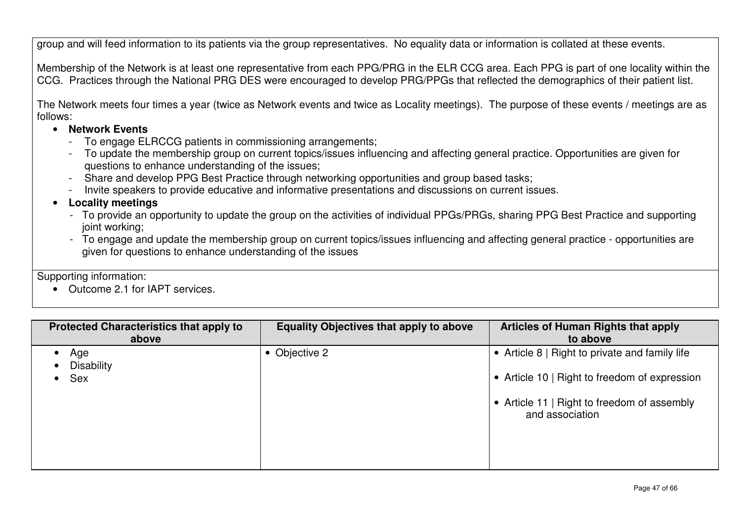group and will feed information to its patients via the group representatives. No equality data or information is collated at these events.

Membership of the Network is at least one representative from each PPG/PRG in the ELR CCG area. Each PPG is part of one locality within the CCG. Practices through the National PRG DES were encouraged to develop PRG/PPGs that reflected the demographics of their patient list.

The Network meets four times a year (twice as Network events and twice as Locality meetings). The purpose of these events / meetings are as follows:

- **Network Events**
  - To engage ELRCCG patients in commissioning arrangements;
  - To update the membership group on current topics/issues influencing and affecting general practice. Opportunities are given for questions to enhance understanding of the issues;
  - Share and develop PPG Best Practice through networking opportunities and group based tasks;
  - Invite speakers to provide educative and informative presentations and discussions on current issues.
- **Locality meetings**
  - To provide an opportunity to update the group on the activities of individual PPGs/PRGs, sharing PPG Best Practice and supporting joint working;
  - To engage and update the membership group on current topics/issues influencing and affecting general practice - opportunities are given for questions to enhance understanding of the issues

Supporting information:

- Outcome 2.1 for IAPT services.

| Protected Characteristics that apply to above | Equality Objectives that apply to above | Articles of Human Rights that apply to above |
|---|---|---|
| • Age<br>• Disability<br>• Sex | • Objective 2 | • Article 8 \| Right to private and family life<br>• Article 10 \| Right to freedom of expression<br>• Article 11 \| Right to freedom of assembly and association |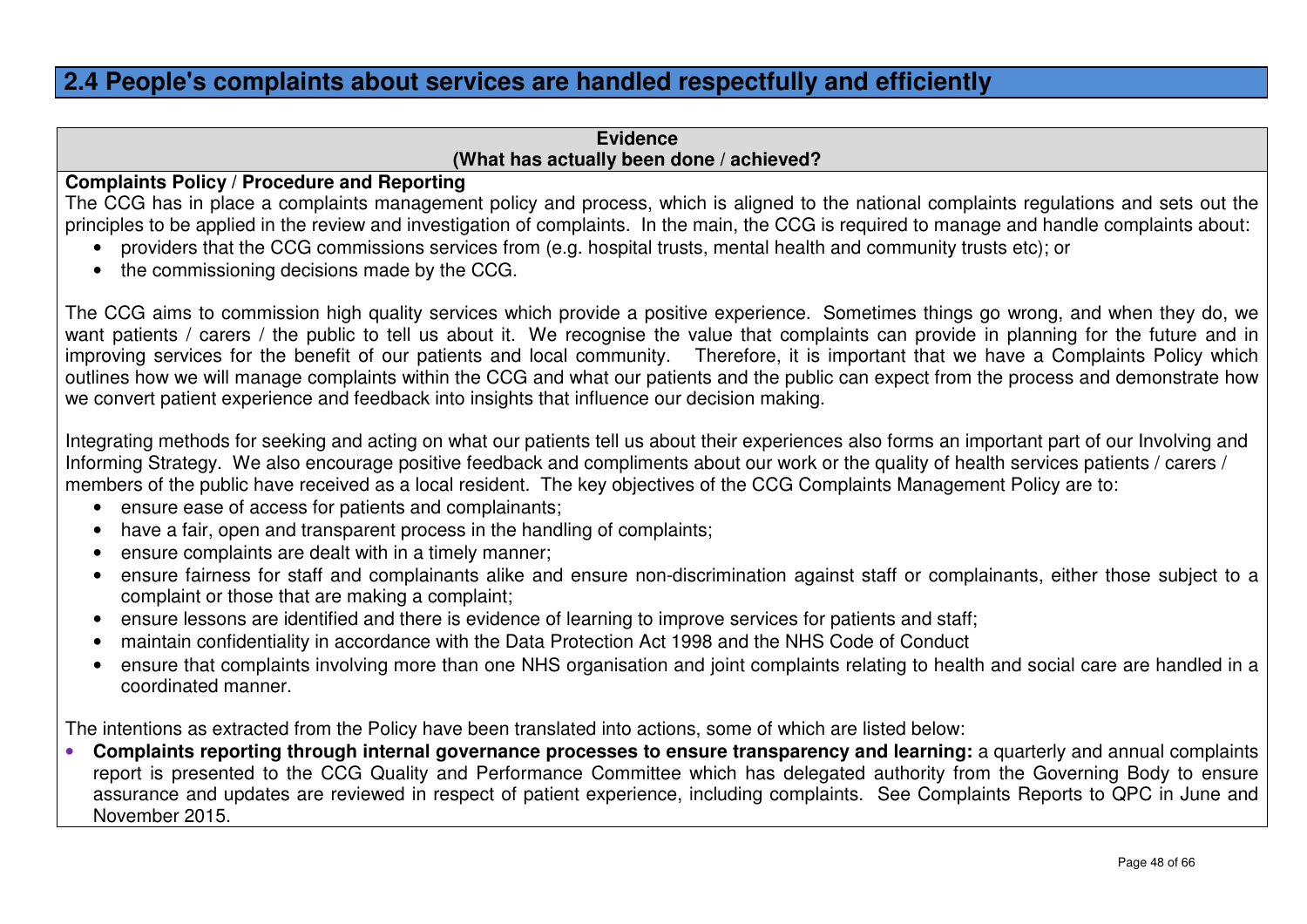## 2.4 People's complaints about services are handled respectfully and efficiently

**Evidence**
**(What has actually been done / achieved?)**

**Complaints Policy / Procedure and Reporting**

The CCG has in place a complaints management policy and process, which is aligned to the national complaints regulations and sets out the principles to be applied in the review and investigation of complaints. In the main, the CCG is required to manage and handle complaints about:

- providers that the CCG commissions services from (e.g. hospital trusts, mental health and community trusts etc); or
- the commissioning decisions made by the CCG.

The CCG aims to commission high quality services which provide a positive experience. Sometimes things go wrong, and when they do, we want patients / carers / the public to tell us about it. We recognise the value that complaints can provide in planning for the future and in improving services for the benefit of our patients and local community. Therefore, it is important that we have a Complaints Policy which outlines how we will manage complaints within the CCG and what our patients and the public can expect from the process and demonstrate how we convert patient experience and feedback into insights that influence our decision making.

Integrating methods for seeking and acting on what our patients tell us about their experiences also forms an important part of our Involving and Informing Strategy. We also encourage positive feedback and compliments about our work or the quality of health services patients / carers / members of the public have received as a local resident. The key objectives of the CCG Complaints Management Policy are to:

- ensure ease of access for patients and complainants;
- have a fair, open and transparent process in the handling of complaints;
- ensure complaints are dealt with in a timely manner;
- ensure fairness for staff and complainants alike and ensure non-discrimination against staff or complainants, either those subject to a complaint or those that are making a complaint;
- ensure lessons are identified and there is evidence of learning to improve services for patients and staff;
- maintain confidentiality in accordance with the Data Protection Act 1998 and the NHS Code of Conduct
- ensure that complaints involving more than one NHS organisation and joint complaints relating to health and social care are handled in a coordinated manner.

The intentions as extracted from the Policy have been translated into actions, some of which are listed below:

- **Complaints reporting through internal governance processes to ensure transparency and learning:** a quarterly and annual complaints report is presented to the CCG Quality and Performance Committee which has delegated authority from the Governing Body to ensure assurance and updates are reviewed in respect of patient experience, including complaints. See Complaints Reports to QPC in June and November 2015.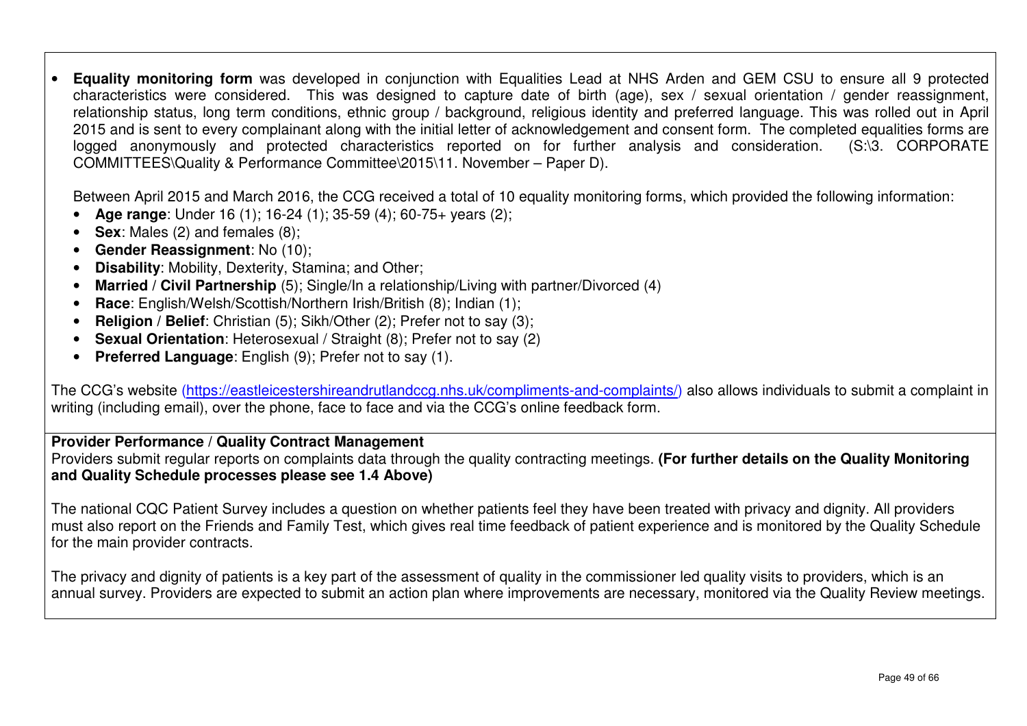- **Equality monitoring form** was developed in conjunction with Equalities Lead at NHS Arden and GEM CSU to ensure all 9 protected characteristics were considered. This was designed to capture date of birth (age), sex / sexual orientation / gender reassignment, relationship status, long term conditions, ethnic group / background, religious identity and preferred language. This was rolled out in April 2015 and is sent to every complainant along with the initial letter of acknowledgement and consent form. The completed equalities forms are logged anonymously and protected characteristics reported on for further analysis and consideration. (S:\3. CORPORATE COMMITTEES\Quality & Performance Committee\2015\11. November – Paper D).

  Between April 2015 and March 2016, the CCG received a total of 10 equality monitoring forms, which provided the following information:

  - **Age range**: Under 16 (1); 16-24 (1); 35-59 (4); 60-75+ years (2);
  - **Sex**: Males (2) and females (8);
  - **Gender Reassignment**: No (10);
  - **Disability**: Mobility, Dexterity, Stamina; and Other;
  - **Married / Civil Partnership** (5); Single/In a relationship/Living with partner/Divorced (4)
  - **Race**: English/Welsh/Scottish/Northern Irish/British (8); Indian (1);
  - **Religion / Belief**: Christian (5); Sikh/Other (2); Prefer not to say (3);
  - **Sexual Orientation**: Heterosexual / Straight (8); Prefer not to say (2)
  - **Preferred Language**: English (9); Prefer not to say (1).

The CCG's website (https://eastleicestershireandrutlandccg.nhs.uk/compliments-and-complaints/) also allows individuals to submit a complaint in writing (including email), over the phone, face to face and via the CCG's online feedback form.

**Provider Performance / Quality Contract Management**

Providers submit regular reports on complaints data through the quality contracting meetings. **(For further details on the Quality Monitoring and Quality Schedule processes please see 1.4 Above)**

The national CQC Patient Survey includes a question on whether patients feel they have been treated with privacy and dignity. All providers must also report on the Friends and Family Test, which gives real time feedback of patient experience and is monitored by the Quality Schedule for the main provider contracts.

The privacy and dignity of patients is a key part of the assessment of quality in the commissioner led quality visits to providers, which is an annual survey. Providers are expected to submit an action plan where improvements are necessary, monitored via the Quality Review meetings.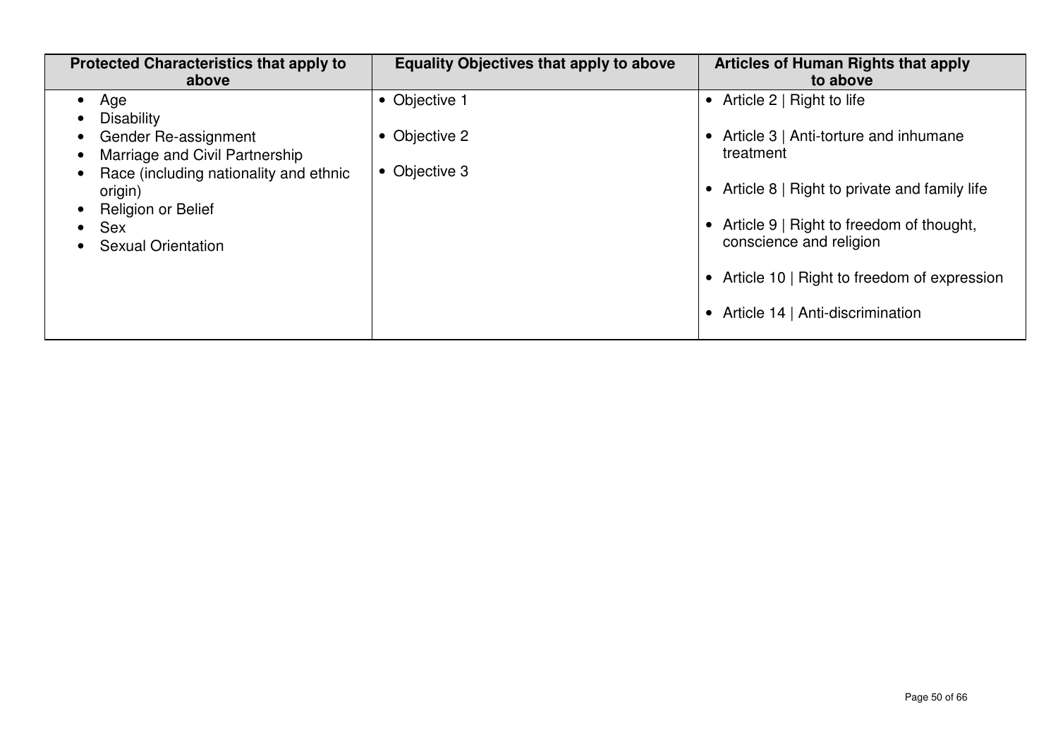| Protected Characteristics that apply to above | Equality Objectives that apply to above | Articles of Human Rights that apply to above |
|---|---|---|
| • Age<br>• Disability<br>• Gender Re-assignment<br>• Marriage and Civil Partnership<br>• Race (including nationality and ethnic origin)<br>• Religion or Belief<br>• Sex<br>• Sexual Orientation | • Objective 1<br>• Objective 2<br>• Objective 3 | • Article 2 \| Right to life<br>• Article 3 \| Anti-torture and inhumane treatment<br>• Article 8 \| Right to private and family life<br>• Article 9 \| Right to freedom of thought, conscience and religion<br>• Article 10 \| Right to freedom of expression<br>• Article 14 \| Anti-discrimination |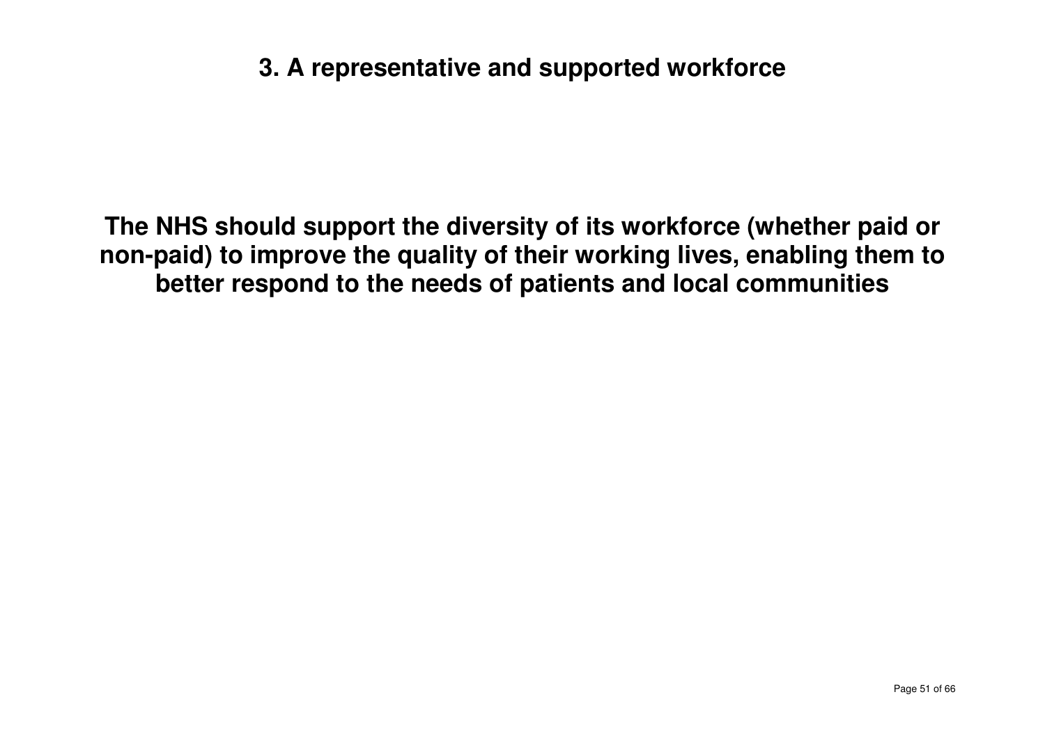# 3. A representative and supported workforce

**The NHS should support the diversity of its workforce (whether paid or non-paid) to improve the quality of their working lives, enabling them to better respond to the needs of patients and local communities**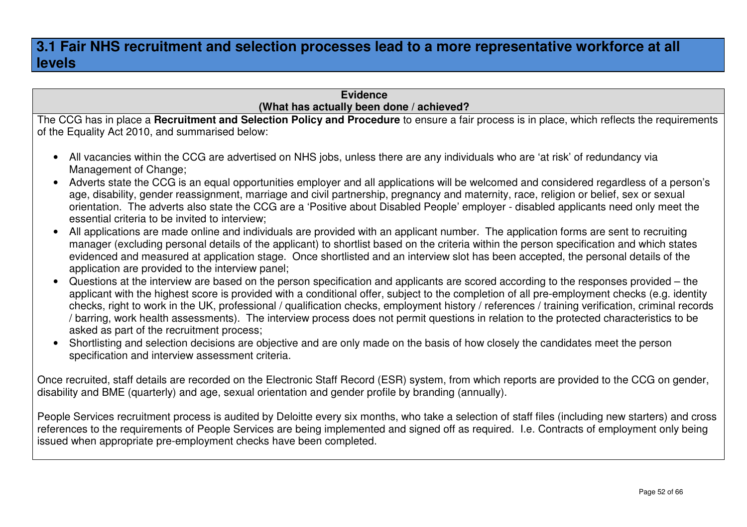## 3.1 Fair NHS recruitment and selection processes lead to a more representative workforce at all levels

**Evidence**
**(What has actually been done / achieved?)**

The CCG has in place a **Recruitment and Selection Policy and Procedure** to ensure a fair process is in place, which reflects the requirements of the Equality Act 2010, and summarised below:

- All vacancies within the CCG are advertised on NHS jobs, unless there are any individuals who are 'at risk' of redundancy via Management of Change;
- Adverts state the CCG is an equal opportunities employer and all applications will be welcomed and considered regardless of a person's age, disability, gender reassignment, marriage and civil partnership, pregnancy and maternity, race, religion or belief, sex or sexual orientation. The adverts also state the CCG are a 'Positive about Disabled People' employer - disabled applicants need only meet the essential criteria to be invited to interview;
- All applications are made online and individuals are provided with an applicant number. The application forms are sent to recruiting manager (excluding personal details of the applicant) to shortlist based on the criteria within the person specification and which states evidenced and measured at application stage. Once shortlisted and an interview slot has been accepted, the personal details of the application are provided to the interview panel;
- Questions at the interview are based on the person specification and applicants are scored according to the responses provided – the applicant with the highest score is provided with a conditional offer, subject to the completion of all pre-employment checks (e.g. identity checks, right to work in the UK, professional / qualification checks, employment history / references / training verification, criminal records / barring, work health assessments). The interview process does not permit questions in relation to the protected characteristics to be asked as part of the recruitment process;
- Shortlisting and selection decisions are objective and are only made on the basis of how closely the candidates meet the person specification and interview assessment criteria.

Once recruited, staff details are recorded on the Electronic Staff Record (ESR) system, from which reports are provided to the CCG on gender, disability and BME (quarterly) and age, sexual orientation and gender profile by branding (annually).

People Services recruitment process is audited by Deloitte every six months, who take a selection of staff files (including new starters) and cross references to the requirements of People Services are being implemented and signed off as required. I.e. Contracts of employment only being issued when appropriate pre-employment checks have been completed.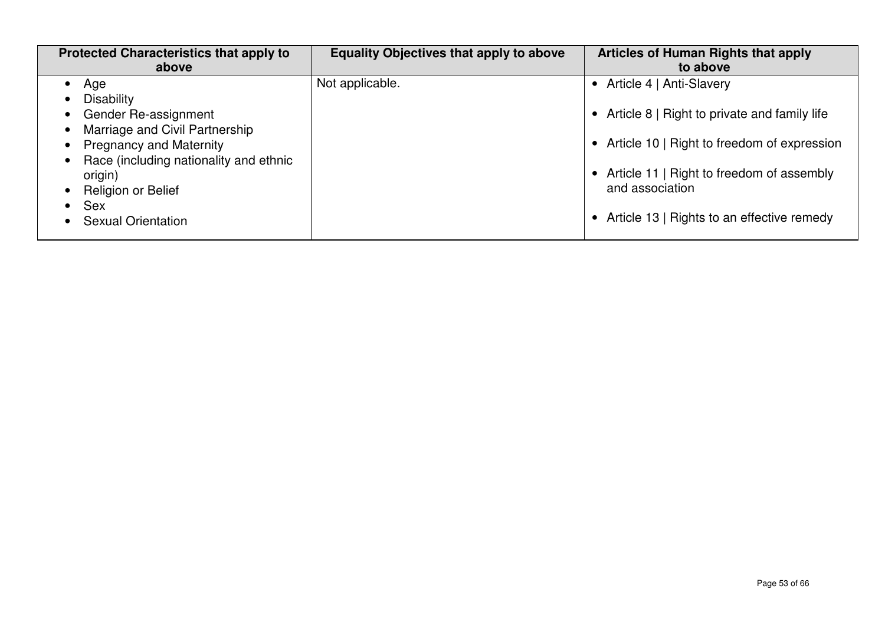| Protected Characteristics that apply to above | Equality Objectives that apply to above | Articles of Human Rights that apply to above |
|---|---|---|
| • Age<br>• Disability<br>• Gender Re-assignment<br>• Marriage and Civil Partnership<br>• Pregnancy and Maternity<br>• Race (including nationality and ethnic origin)<br>• Religion or Belief<br>• Sex<br>• Sexual Orientation | Not applicable. | • Article 4 \| Anti-Slavery<br>• Article 8 \| Right to private and family life<br>• Article 10 \| Right to freedom of expression<br>• Article 11 \| Right to freedom of assembly and association<br>• Article 13 \| Rights to an effective remedy |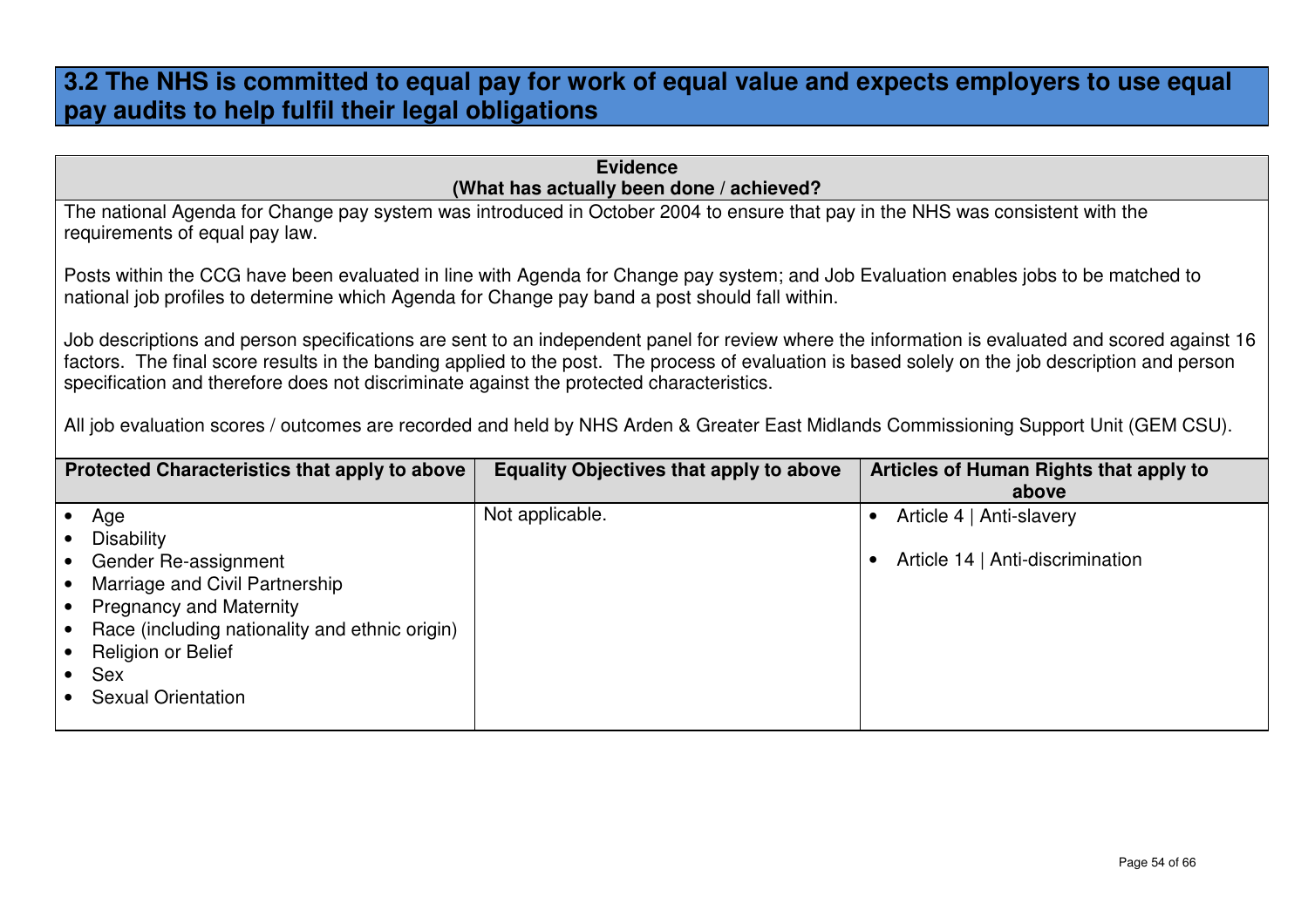## 3.2 The NHS is committed to equal pay for work of equal value and expects employers to use equal pay audits to help fulfil their legal obligations

**Evidence**
**(What has actually been done / achieved?**

The national Agenda for Change pay system was introduced in October 2004 to ensure that pay in the NHS was consistent with the requirements of equal pay law.

Posts within the CCG have been evaluated in line with Agenda for Change pay system; and Job Evaluation enables jobs to be matched to national job profiles to determine which Agenda for Change pay band a post should fall within.

Job descriptions and person specifications are sent to an independent panel for review where the information is evaluated and scored against 16 factors. The final score results in the banding applied to the post. The process of evaluation is based solely on the job description and person specification and therefore does not discriminate against the protected characteristics.

All job evaluation scores / outcomes are recorded and held by NHS Arden & Greater East Midlands Commissioning Support Unit (GEM CSU).

| Protected Characteristics that apply to above | Equality Objectives that apply to above | Articles of Human Rights that apply to above |
|---|---|---|
| • Age<br>• Disability<br>• Gender Re-assignment<br>• Marriage and Civil Partnership<br>• Pregnancy and Maternity<br>• Race (including nationality and ethnic origin)<br>• Religion or Belief<br>• Sex<br>• Sexual Orientation | Not applicable. | • Article 4 \| Anti-slavery<br>• Article 14 \| Anti-discrimination |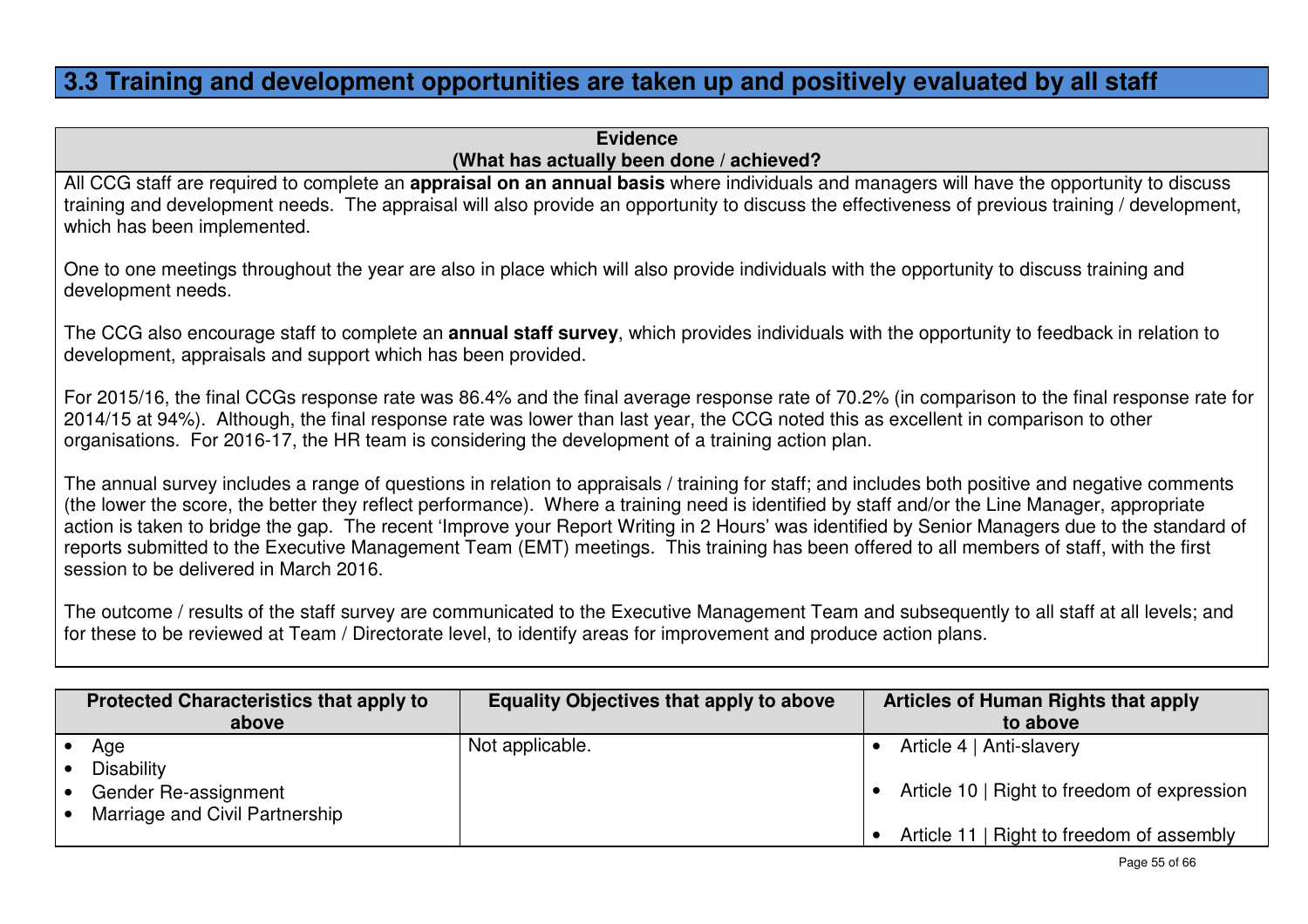## 3.3 Training and development opportunities are taken up and positively evaluated by all staff

**Evidence**
**(What has actually been done / achieved?**

All CCG staff are required to complete an **appraisal on an annual basis** where individuals and managers will have the opportunity to discuss training and development needs. The appraisal will also provide an opportunity to discuss the effectiveness of previous training / development, which has been implemented.

One to one meetings throughout the year are also in place which will also provide individuals with the opportunity to discuss training and development needs.

The CCG also encourage staff to complete an **annual staff survey**, which provides individuals with the opportunity to feedback in relation to development, appraisals and support which has been provided.

For 2015/16, the final CCGs response rate was 86.4% and the final average response rate of 70.2% (in comparison to the final response rate for 2014/15 at 94%). Although, the final response rate was lower than last year, the CCG noted this as excellent in comparison to other organisations. For 2016-17, the HR team is considering the development of a training action plan.

The annual survey includes a range of questions in relation to appraisals / training for staff; and includes both positive and negative comments (the lower the score, the better they reflect performance). Where a training need is identified by staff and/or the Line Manager, appropriate action is taken to bridge the gap. The recent 'Improve your Report Writing in 2 Hours' was identified by Senior Managers due to the standard of reports submitted to the Executive Management Team (EMT) meetings. This training has been offered to all members of staff, with the first session to be delivered in March 2016.

The outcome / results of the staff survey are communicated to the Executive Management Team and subsequently to all staff at all levels; and for these to be reviewed at Team / Directorate level, to identify areas for improvement and produce action plans.

| Protected Characteristics that apply to above | Equality Objectives that apply to above | Articles of Human Rights that apply to above |
|---|---|---|
| • Age<br>• Disability<br>• Gender Re-assignment<br>• Marriage and Civil Partnership | Not applicable. | • Article 4 \| Anti-slavery<br>• Article 10 \| Right to freedom of expression<br>• Article 11 \| Right to freedom of assembly |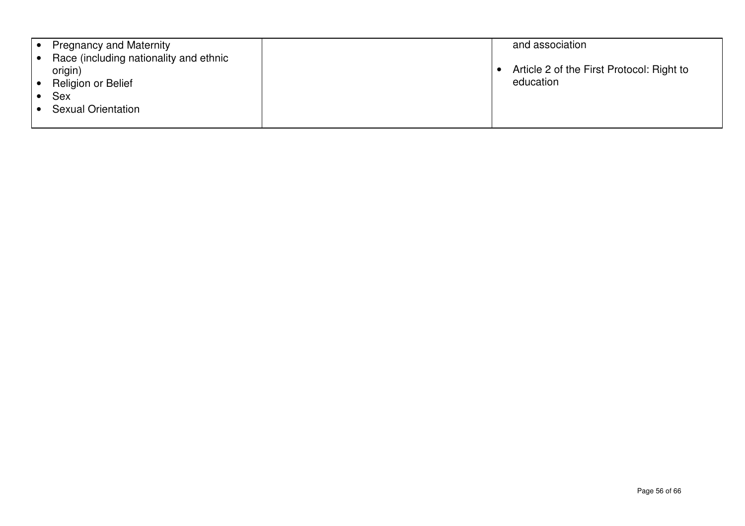| | | |
|---|---|---|
| • Pregnancy and Maternity<br>• Race (including nationality and ethnic origin)<br>• Religion or Belief<br>• Sex<br>• Sexual Orientation | | and association<br><br>• Article 2 of the First Protocol: Right to education |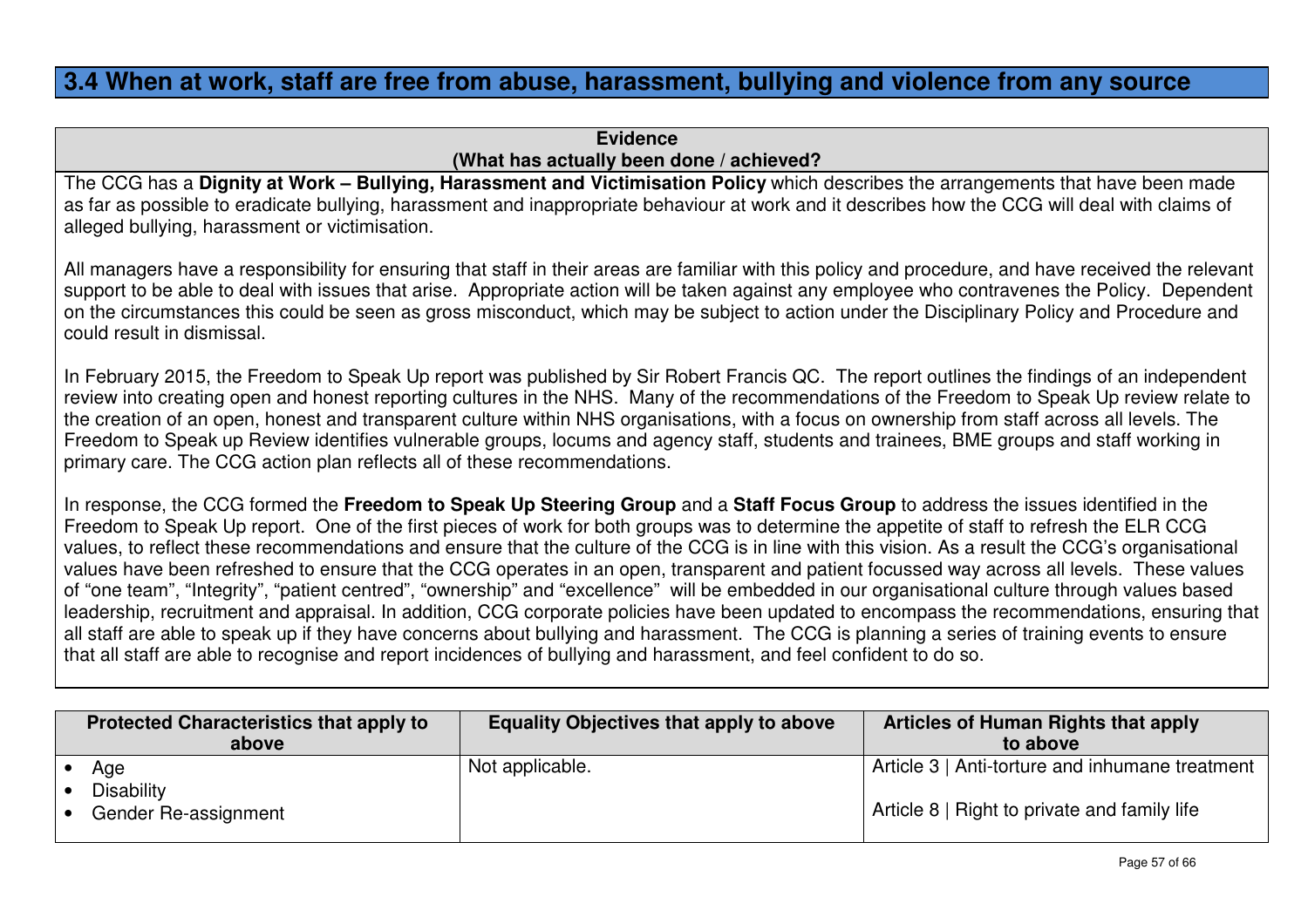## 3.4 When at work, staff are free from abuse, harassment, bullying and violence from any source

| Evidence (What has actually been done / achieved?) |
|---|
| The CCG has a **Dignity at Work – Bullying, Harassment and Victimisation Policy** which describes the arrangements that have been made as far as possible to eradicate bullying, harassment and inappropriate behaviour at work and it describes how the CCG will deal with claims of alleged bullying, harassment or victimisation.<br><br>All managers have a responsibility for ensuring that staff in their areas are familiar with this policy and procedure, and have received the relevant support to be able to deal with issues that arise. Appropriate action will be taken against any employee who contravenes the Policy. Dependent on the circumstances this could be seen as gross misconduct, which may be subject to action under the Disciplinary Policy and Procedure and could result in dismissal.<br><br>In February 2015, the Freedom to Speak Up report was published by Sir Robert Francis QC. The report outlines the findings of an independent review into creating open and honest reporting cultures in the NHS. Many of the recommendations of the Freedom to Speak Up review relate to the creation of an open, honest and transparent culture within NHS organisations, with a focus on ownership from staff across all levels. The Freedom to Speak up Review identifies vulnerable groups, locums and agency staff, students and trainees, BME groups and staff working in primary care. The CCG action plan reflects all of these recommendations.<br><br>In response, the CCG formed the **Freedom to Speak Up Steering Group** and a **Staff Focus Group** to address the issues identified in the Freedom to Speak Up report. One of the first pieces of work for both groups was to determine the appetite of staff to refresh the ELR CCG values, to reflect these recommendations and ensure that the culture of the CCG is in line with this vision. As a result the CCG's organisational values have been refreshed to ensure that the CCG operates in an open, transparent and patient focussed way across all levels. These values of "one team", "Integrity", "patient centred", "ownership" and "excellence" will be embedded in our organisational culture through values based leadership, recruitment and appraisal. In addition, CCG corporate policies have been updated to encompass the recommendations, ensuring that all staff are able to speak up if they have concerns about bullying and harassment. The CCG is planning a series of training events to ensure that all staff are able to recognise and report incidences of bullying and harassment, and feel confident to do so. |

| Protected Characteristics that apply to above | Equality Objectives that apply to above | Articles of Human Rights that apply to above |
|---|---|---|
| • Age<br>• Disability<br>• Gender Re-assignment | Not applicable. | Article 3 \| Anti-torture and inhumane treatment<br><br>Article 8 \| Right to private and family life |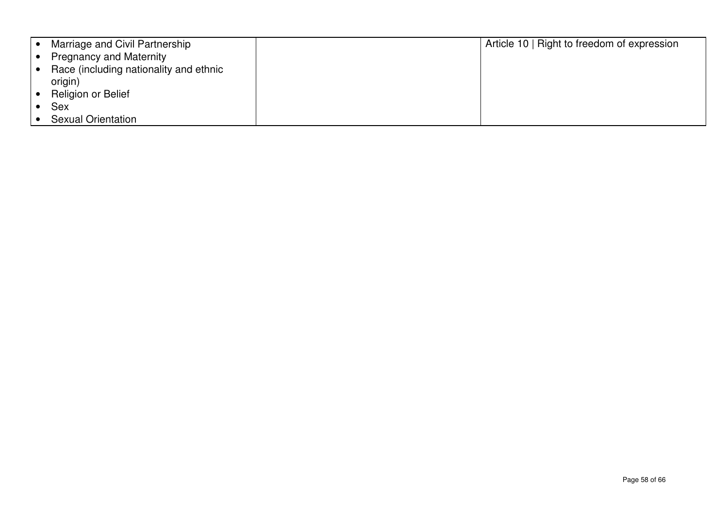| | | |
|---|---|---|
| • Marriage and Civil Partnership<br>• Pregnancy and Maternity<br>• Race (including nationality and ethnic origin)<br>• Religion or Belief<br>• Sex<br>• Sexual Orientation | | Article 10 \| Right to freedom of expression |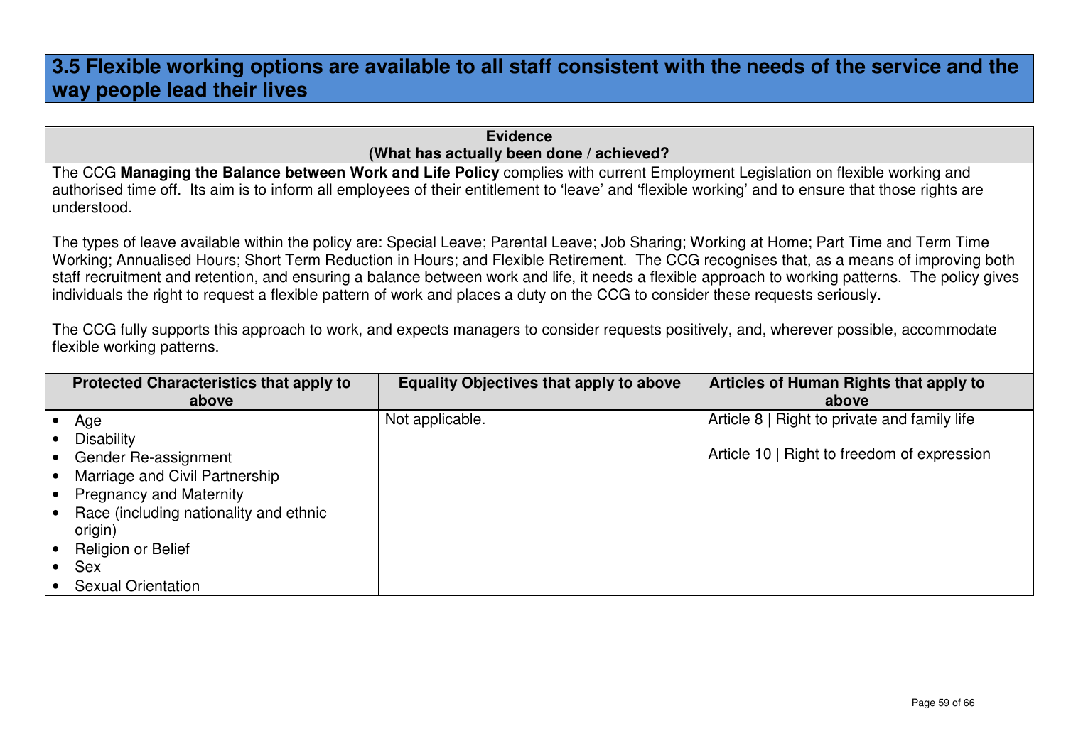## 3.5 Flexible working options are available to all staff consistent with the needs of the service and the way people lead their lives

**Evidence**
**(What has actually been done / achieved?**

The CCG **Managing the Balance between Work and Life Policy** complies with current Employment Legislation on flexible working and authorised time off. Its aim is to inform all employees of their entitlement to 'leave' and 'flexible working' and to ensure that those rights are understood.

The types of leave available within the policy are: Special Leave; Parental Leave; Job Sharing; Working at Home; Part Time and Term Time Working; Annualised Hours; Short Term Reduction in Hours; and Flexible Retirement. The CCG recognises that, as a means of improving both staff recruitment and retention, and ensuring a balance between work and life, it needs a flexible approach to working patterns. The policy gives individuals the right to request a flexible pattern of work and places a duty on the CCG to consider these requests seriously.

The CCG fully supports this approach to work, and expects managers to consider requests positively, and, wherever possible, accommodate flexible working patterns.

| Protected Characteristics that apply to above | Equality Objectives that apply to above | Articles of Human Rights that apply to above |
|---|---|---|
| • Age<br>• Disability<br>• Gender Re-assignment<br>• Marriage and Civil Partnership<br>• Pregnancy and Maternity<br>• Race (including nationality and ethnic origin)<br>• Religion or Belief<br>• Sex<br>• Sexual Orientation | Not applicable. | Article 8 \| Right to private and family life<br><br>Article 10 \| Right to freedom of expression |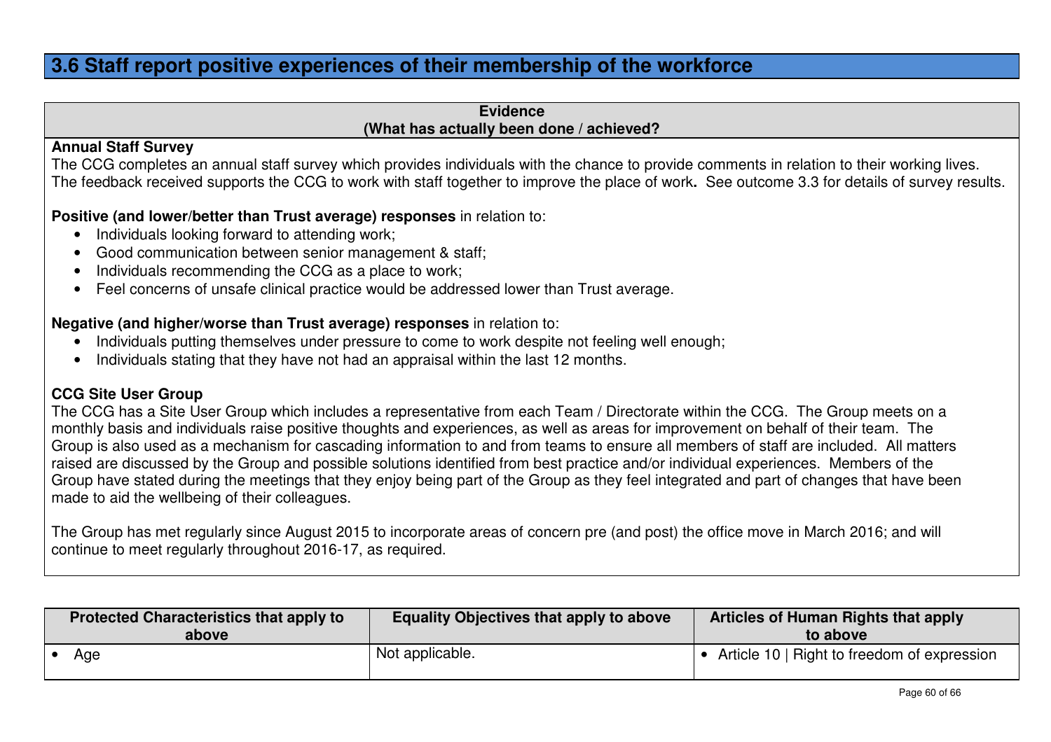## 3.6 Staff report positive experiences of their membership of the workforce

| Evidence (What has actually been done / achieved?) |
|---|

**Annual Staff Survey**

The CCG completes an annual staff survey which provides individuals with the chance to provide comments in relation to their working lives. The feedback received supports the CCG to work with staff together to improve the place of work**.** See outcome 3.3 for details of survey results.

**Positive (and lower/better than Trust average) responses** in relation to:

- Individuals looking forward to attending work;
- Good communication between senior management & staff;
- Individuals recommending the CCG as a place to work;
- Feel concerns of unsafe clinical practice would be addressed lower than Trust average.

**Negative (and higher/worse than Trust average) responses** in relation to:

- Individuals putting themselves under pressure to come to work despite not feeling well enough;
- Individuals stating that they have not had an appraisal within the last 12 months.

**CCG Site User Group**

The CCG has a Site User Group which includes a representative from each Team / Directorate within the CCG. The Group meets on a monthly basis and individuals raise positive thoughts and experiences, as well as areas for improvement on behalf of their team. The Group is also used as a mechanism for cascading information to and from teams to ensure all members of staff are included. All matters raised are discussed by the Group and possible solutions identified from best practice and/or individual experiences. Members of the Group have stated during the meetings that they enjoy being part of the Group as they feel integrated and part of changes that have been made to aid the wellbeing of their colleagues.

The Group has met regularly since August 2015 to incorporate areas of concern pre (and post) the office move in March 2016; and will continue to meet regularly throughout 2016-17, as required.

| Protected Characteristics that apply to above | Equality Objectives that apply to above | Articles of Human Rights that apply to above |
|---|---|---|
| • Age | Not applicable. | • Article 10 \| Right to freedom of expression |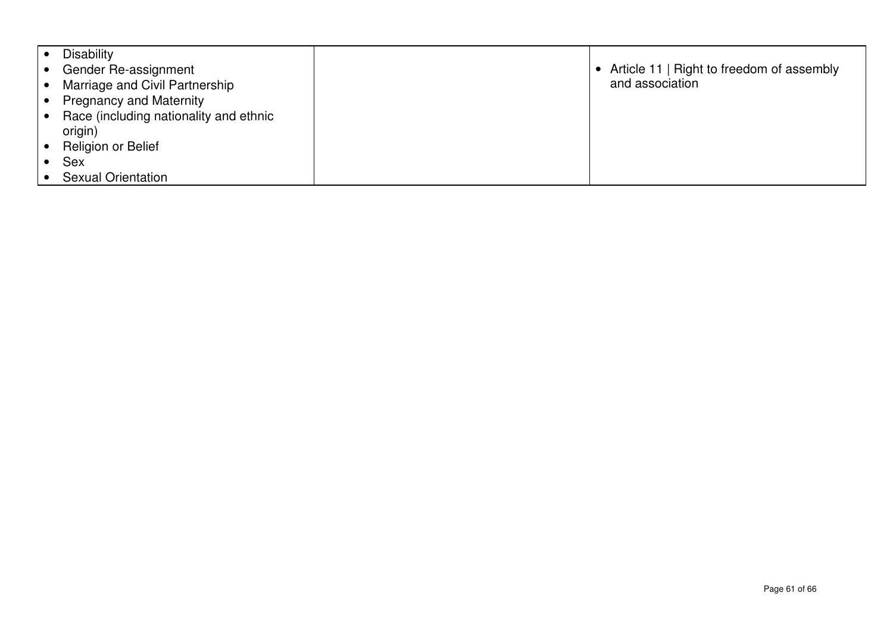| | | |
|---|---|---|
| • Disability<br>• Gender Re-assignment<br>• Marriage and Civil Partnership<br>• Pregnancy and Maternity<br>• Race (including nationality and ethnic origin)<br>• Religion or Belief<br>• Sex<br>• Sexual Orientation | | • Article 11 \| Right to freedom of assembly and association |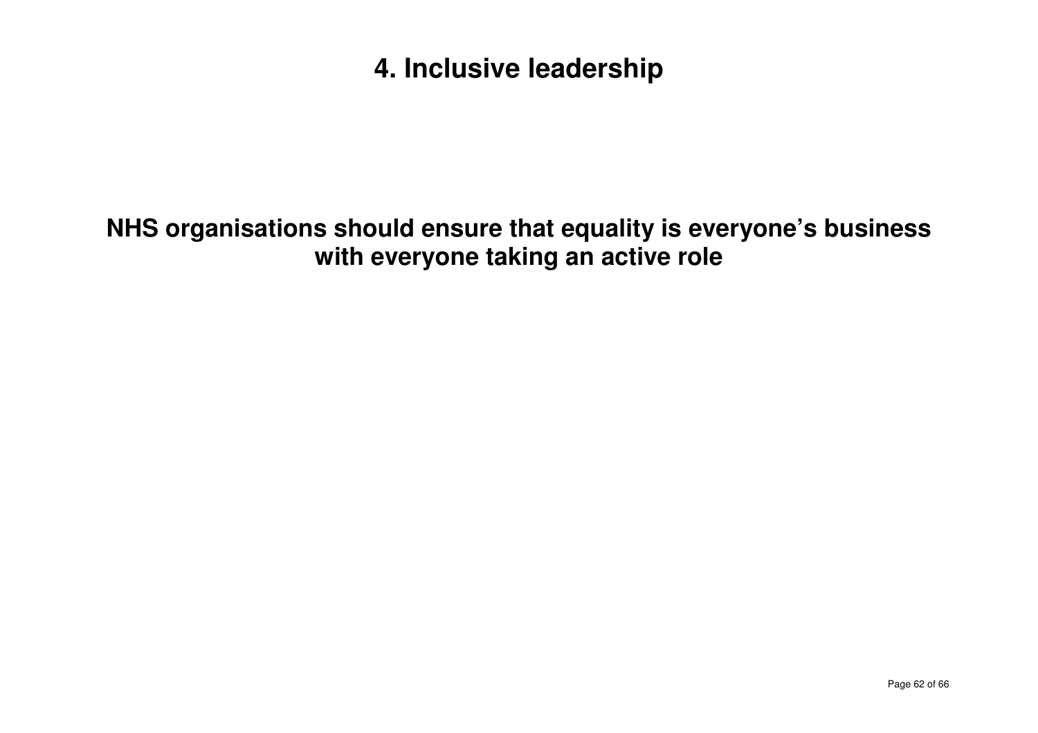# 4. Inclusive leadership

**NHS organisations should ensure that equality is everyone's business with everyone taking an active role**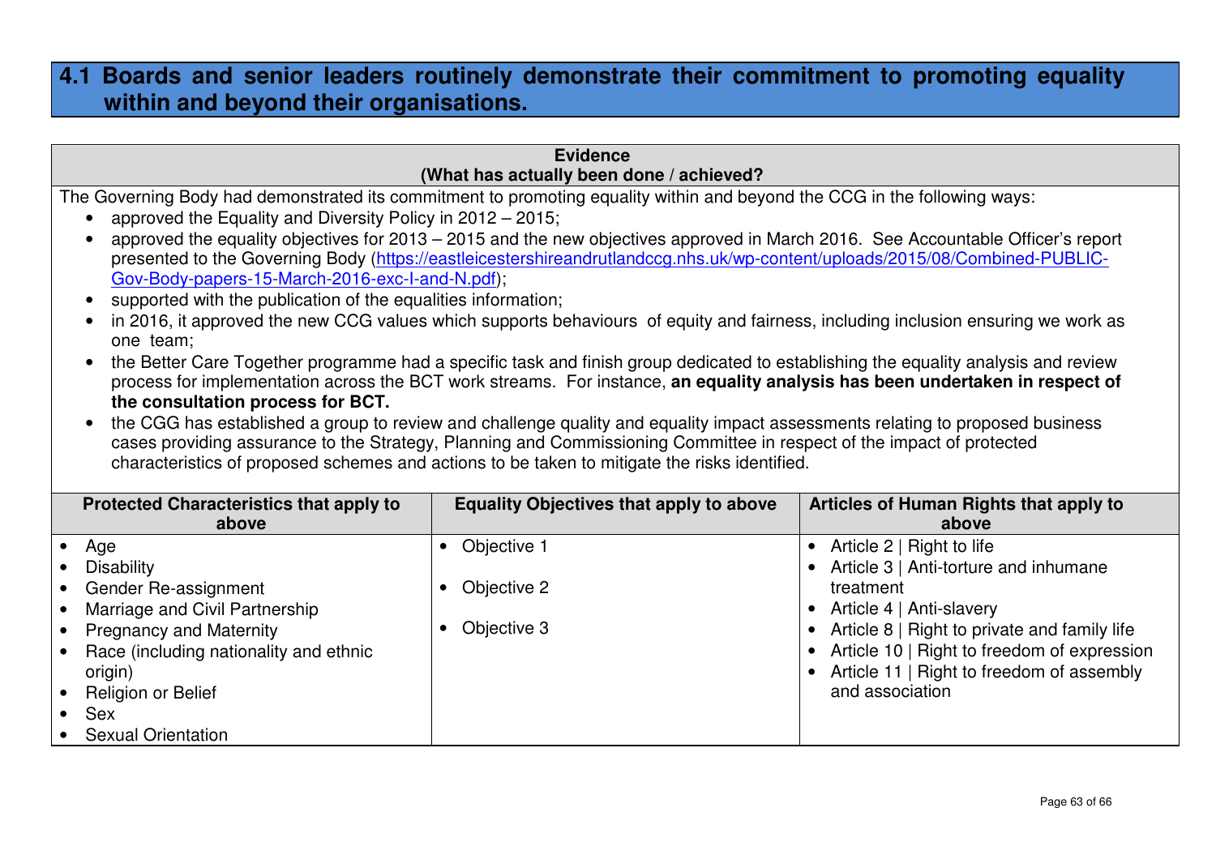## 4.1 Boards and senior leaders routinely demonstrate their commitment to promoting equality within and beyond their organisations.

| Evidence (What has actually been done / achieved?) |
|---|
| The Governing Body had demonstrated its commitment to promoting equality within and beyond the CCG in the following ways:<br>• approved the Equality and Diversity Policy in 2012 – 2015;<br>• approved the equality objectives for 2013 – 2015 and the new objectives approved in March 2016. See Accountable Officer's report presented to the Governing Body (https://eastleicestershireandrutlandccg.nhs.uk/wp-content/uploads/2015/08/Combined-PUBLIC-Gov-Body-papers-15-March-2016-exc-I-and-N.pdf);<br>• supported with the publication of the equalities information;<br>• in 2016, it approved the new CCG values which supports behaviours of equity and fairness, including inclusion ensuring we work as one team;<br>• the Better Care Together programme had a specific task and finish group dedicated to establishing the equality analysis and review process for implementation across the BCT work streams. For instance, **an equality analysis has been undertaken in respect of the consultation process for BCT.**<br>• the CGG has established a group to review and challenge quality and equality impact assessments relating to proposed business cases providing assurance to the Strategy, Planning and Commissioning Committee in respect of the impact of protected characteristics of proposed schemes and actions to be taken to mitigate the risks identified. |

| Protected Characteristics that apply to above | Equality Objectives that apply to above | Articles of Human Rights that apply to above |
|---|---|---|
| • Age<br>• Disability<br>• Gender Re-assignment<br>• Marriage and Civil Partnership<br>• Pregnancy and Maternity<br>• Race (including nationality and ethnic origin)<br>• Religion or Belief<br>• Sex<br>• Sexual Orientation | • Objective 1<br>• Objective 2<br>• Objective 3 | • Article 2 \| Right to life<br>• Article 3 \| Anti-torture and inhumane treatment<br>• Article 4 \| Anti-slavery<br>• Article 8 \| Right to private and family life<br>• Article 10 \| Right to freedom of expression<br>• Article 11 \| Right to freedom of assembly and association |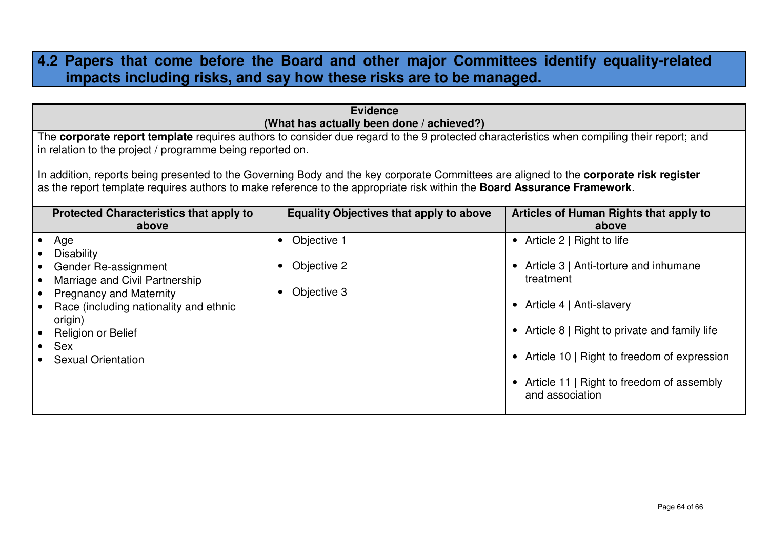## 4.2 Papers that come before the Board and other major Committees identify equality-related impacts including risks, and say how these risks are to be managed.

| Evidence<br>(What has actually been done / achieved?) |
|---|
| The **corporate report template** requires authors to consider due regard to the 9 protected characteristics when compiling their report; and in relation to the project / programme being reported on.<br><br>In addition, reports being presented to the Governing Body and the key corporate Committees are aligned to the **corporate risk register** as the report template requires authors to make reference to the appropriate risk within the **Board Assurance Framework**. |

| Protected Characteristics that apply to above | Equality Objectives that apply to above | Articles of Human Rights that apply to above |
|---|---|---|
| • Age<br>• Disability<br>• Gender Re-assignment<br>• Marriage and Civil Partnership<br>• Pregnancy and Maternity<br>• Race (including nationality and ethnic origin)<br>• Religion or Belief<br>• Sex<br>• Sexual Orientation | • Objective 1<br>• Objective 2<br>• Objective 3 | • Article 2 \| Right to life<br>• Article 3 \| Anti-torture and inhumane treatment<br>• Article 4 \| Anti-slavery<br>• Article 8 \| Right to private and family life<br>• Article 10 \| Right to freedom of expression<br>• Article 11 \| Right to freedom of assembly and association |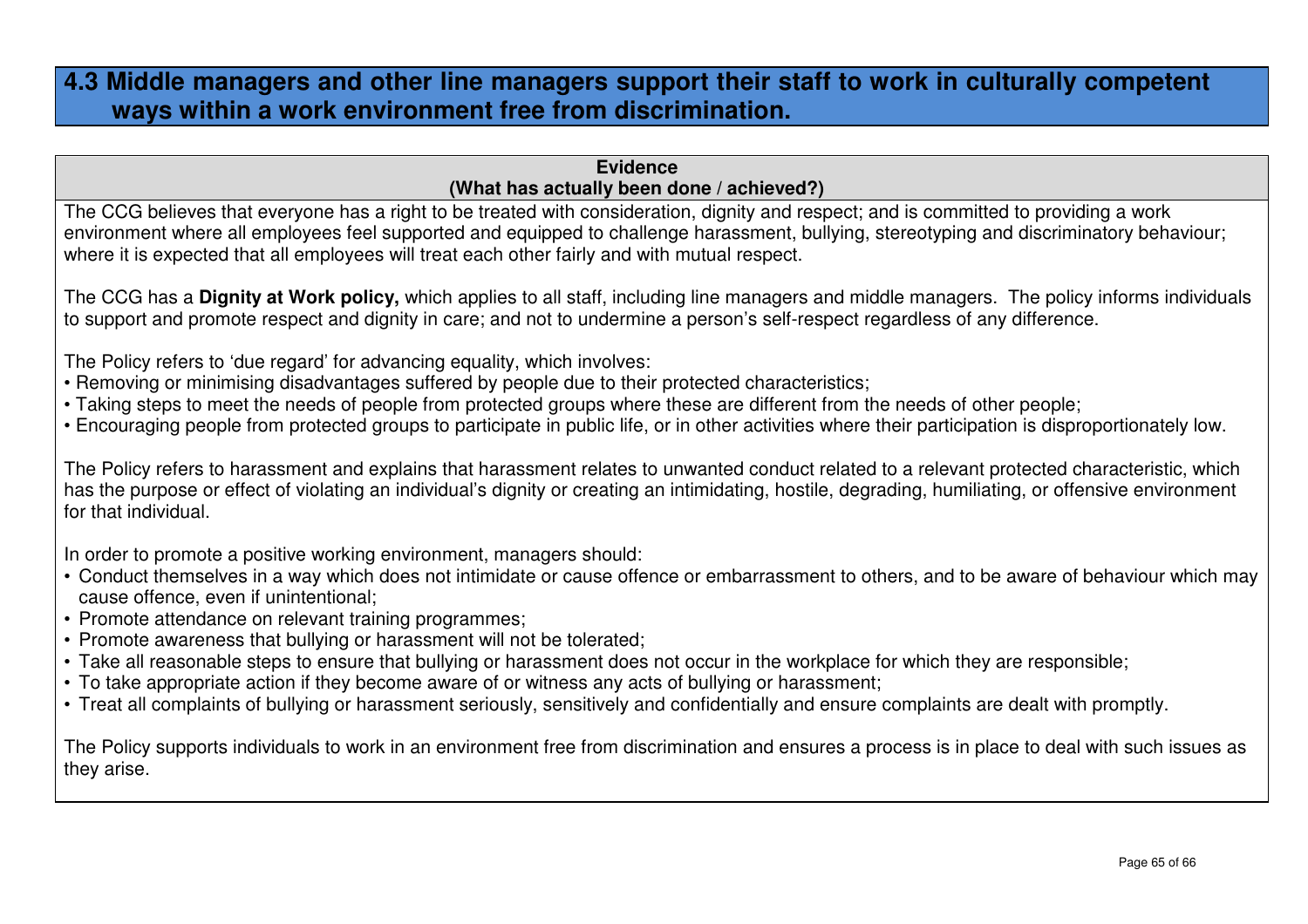## 4.3 Middle managers and other line managers support their staff to work in culturally competent ways within a work environment free from discrimination.

**Evidence**
**(What has actually been done / achieved?)**

The CCG believes that everyone has a right to be treated with consideration, dignity and respect; and is committed to providing a work environment where all employees feel supported and equipped to challenge harassment, bullying, stereotyping and discriminatory behaviour; where it is expected that all employees will treat each other fairly and with mutual respect.

The CCG has a **Dignity at Work policy,** which applies to all staff, including line managers and middle managers. The policy informs individuals to support and promote respect and dignity in care; and not to undermine a person's self-respect regardless of any difference.

The Policy refers to 'due regard' for advancing equality, which involves:

- Removing or minimising disadvantages suffered by people due to their protected characteristics;
- Taking steps to meet the needs of people from protected groups where these are different from the needs of other people;
- Encouraging people from protected groups to participate in public life, or in other activities where their participation is disproportionately low.

The Policy refers to harassment and explains that harassment relates to unwanted conduct related to a relevant protected characteristic, which has the purpose or effect of violating an individual's dignity or creating an intimidating, hostile, degrading, humiliating, or offensive environment for that individual.

In order to promote a positive working environment, managers should:

- Conduct themselves in a way which does not intimidate or cause offence or embarrassment to others, and to be aware of behaviour which may cause offence, even if unintentional;
- Promote attendance on relevant training programmes;
- Promote awareness that bullying or harassment will not be tolerated;
- Take all reasonable steps to ensure that bullying or harassment does not occur in the workplace for which they are responsible;
- To take appropriate action if they become aware of or witness any acts of bullying or harassment;
- Treat all complaints of bullying or harassment seriously, sensitively and confidentially and ensure complaints are dealt with promptly.

The Policy supports individuals to work in an environment free from discrimination and ensures a process is in place to deal with such issues as they arise.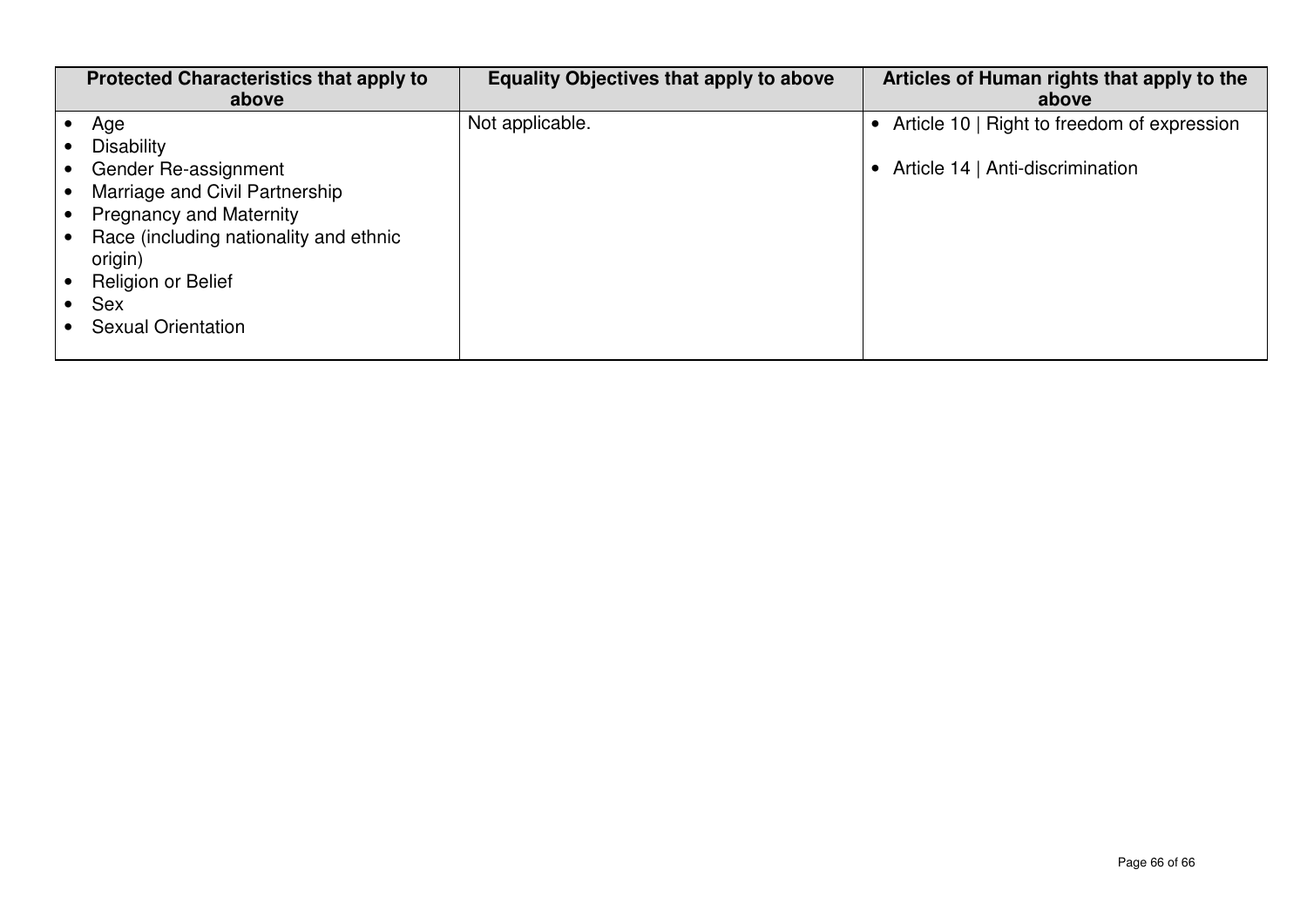| Protected Characteristics that apply to above | Equality Objectives that apply to above | Articles of Human rights that apply to the above |
|---|---|---|
| • Age<br>• Disability<br>• Gender Re-assignment<br>• Marriage and Civil Partnership<br>• Pregnancy and Maternity<br>• Race (including nationality and ethnic origin)<br>• Religion or Belief<br>• Sex<br>• Sexual Orientation | Not applicable. | • Article 10 \| Right to freedom of expression<br>• Article 14 \| Anti-discrimination |